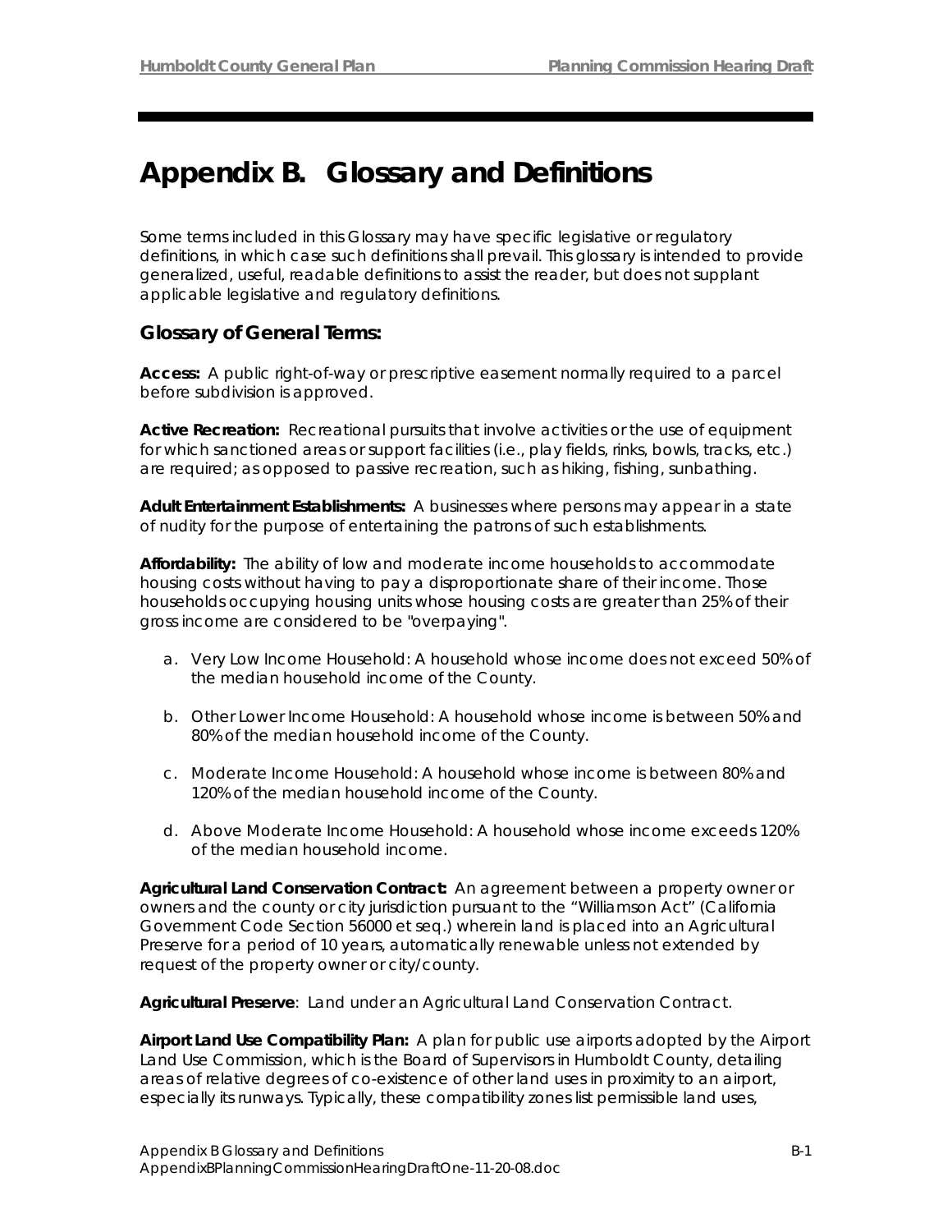# Appendix B. Glossary and Definitions

Some terms included in this Glossary may have specific legislative or regulatory definitions, in which case such definitions shall prevail. This glossary is intended to provide generalized, useful, readable definitions to assist the reader, but does not supplant applicable legislative and regulatory definitions.

## Glossary of General Terms:

**Access:** A public right-of-way or prescriptive easement normally required to a parcel before subdivision is approved.

**Active Recreation:** Recreational pursuits that involve activities or the use of equipment for which sanctioned areas or support facilities (i.e., play fields, rinks, bowls, tracks, etc.) are required; as opposed to passive recreation, such as hiking, fishing, sunbathing.

**Adult Entertainment Establishments:** A businesses where persons may appear in a state of nudity for the purpose of entertaining the patrons of such establishments.

**Affordability:** The ability of low and moderate income households to accommodate housing costs without having to pay a disproportionate share of their income. Those households occupying housing units whose housing costs are greater than 25% of their gross income are considered to be "overpaying".

a. Very Low Income Household: A household whose income does not exceed 50% of the median household income of the County.

b. Other Lower Income Household: A household whose income is between 50% and 80% of the median household income of the County.

c. Moderate Income Household: A household whose income is between 80% and 120% of the median household income of the County.

d. Above Moderate Income Household: A household whose income exceeds 120% of the median household income.

**Agricultural Land Conservation Contract:** An agreement between a property owner or owners and the county or city jurisdiction pursuant to the "Williamson Act" (California Government Code Section 56000 et seq.) wherein land is placed into an Agricultural Preserve for a period of 10 years, automatically renewable unless not extended by request of the property owner or city/county.

**Agricultural Preserve**: Land under an Agricultural Land Conservation Contract.

**Airport Land Use Compatibility Plan:** A plan for public use airports adopted by the Airport Land Use Commission, which is the Board of Supervisors in Humboldt County, detailing areas of relative degrees of co-existence of other land uses in proximity to an airport, especially its runways. Typically, these compatibility zones list permissible land uses,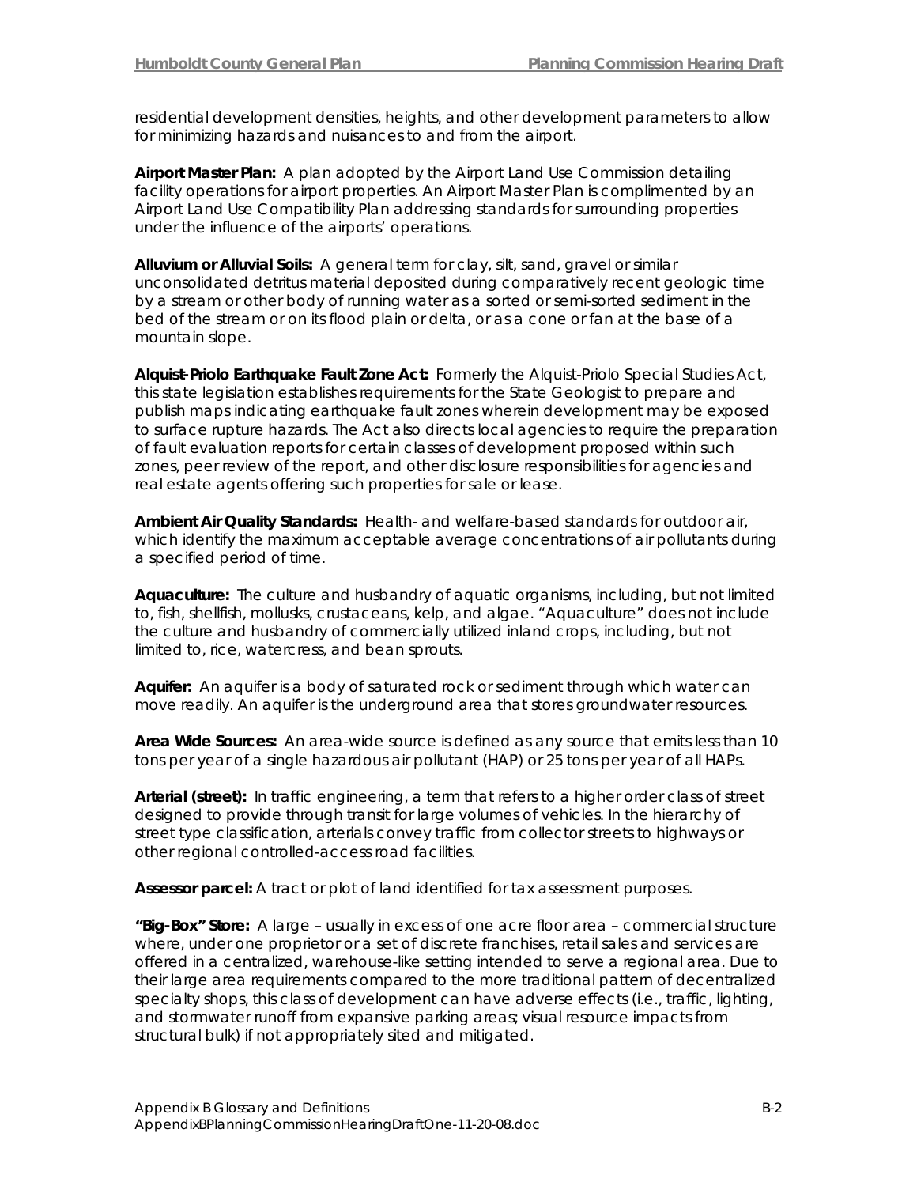residential development densities, heights, and other development parameters to allow for minimizing hazards and nuisances to and from the airport.

**Airport Master Plan:** A plan adopted by the Airport Land Use Commission detailing facility operations for airport properties. An Airport Master Plan is complimented by an Airport Land Use Compatibility Plan addressing standards for surrounding properties under the influence of the airports' operations.

**Alluvium or Alluvial Soils:** A general term for clay, silt, sand, gravel or similar unconsolidated detritus material deposited during comparatively recent geologic time by a stream or other body of running water as a sorted or semi-sorted sediment in the bed of the stream or on its flood plain or delta, or as a cone or fan at the base of a mountain slope.

**Alquist-Priolo Earthquake Fault Zone Act:** Formerly the Alquist-Priolo Special Studies Act, this state legislation establishes requirements for the State Geologist to prepare and publish maps indicating earthquake fault zones wherein development may be exposed to surface rupture hazards. The Act also directs local agencies to require the preparation of fault evaluation reports for certain classes of development proposed within such zones, peer review of the report, and other disclosure responsibilities for agencies and real estate agents offering such properties for sale or lease.

**Ambient Air Quality Standards:** Health- and welfare-based standards for outdoor air, which identify the maximum acceptable average concentrations of air pollutants during a specified period of time.

**Aquaculture:** The culture and husbandry of aquatic organisms, including, but not limited to, fish, shellfish, mollusks, crustaceans, kelp, and algae. "Aquaculture" does not include the culture and husbandry of commercially utilized inland crops, including, but not limited to, rice, watercress, and bean sprouts.

**Aquifer:** An aquifer is a body of saturated rock or sediment through which water can move readily. An aquifer is the underground area that stores groundwater resources.

**Area Wide Sources:** An area-wide source is defined as any source that emits less than 10 tons per year of a single hazardous air pollutant (HAP) or 25 tons per year of all HAPs.

**Arterial (street):** In traffic engineering, a term that refers to a higher order class of street designed to provide through transit for large volumes of vehicles. In the hierarchy of street type classification, arterials convey traffic from collector streets to highways or other regional controlled-access road facilities.

**Assessor parcel:** A tract or plot of land identified for tax assessment purposes.

**"Big-Box" Store:** A large – usually in excess of one acre floor area – commercial structure where, under one proprietor or a set of discrete franchises, retail sales and services are offered in a centralized, warehouse-like setting intended to serve a regional area. Due to their large area requirements compared to the more traditional pattern of decentralized specialty shops, this class of development can have adverse effects (i.e., traffic, lighting, and stormwater runoff from expansive parking areas; visual resource impacts from structural bulk) if not appropriately sited and mitigated.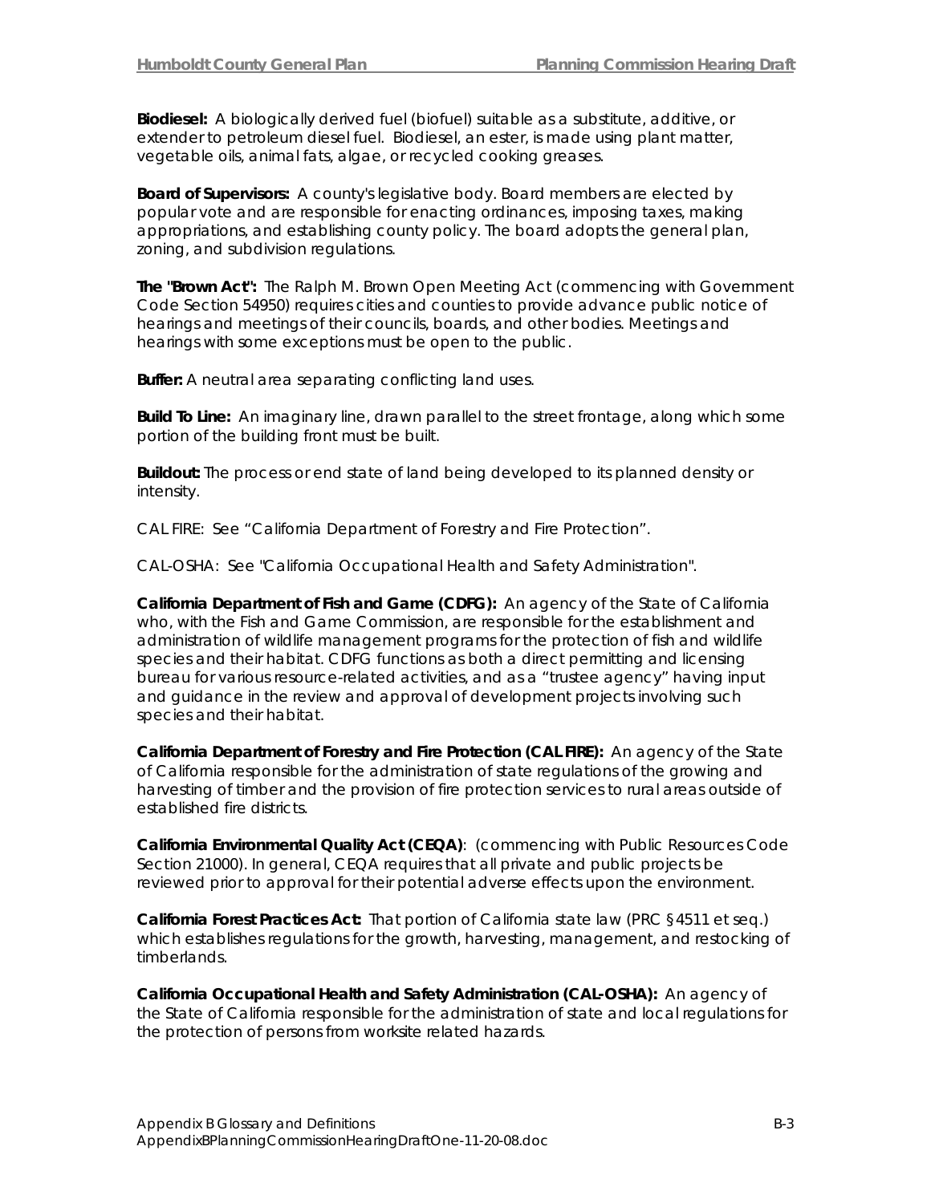**Biodiesel:** A biologically derived fuel (biofuel) suitable as a substitute, additive, or extender to petroleum diesel fuel. Biodiesel, an ester, is made using plant matter, vegetable oils, animal fats, algae, or recycled cooking greases.

**Board of Supervisors:** A county's legislative body. Board members are elected by popular vote and are responsible for enacting ordinances, imposing taxes, making appropriations, and establishing county policy. The board adopts the general plan, zoning, and subdivision regulations.

**The "Brown Act":** The Ralph M. Brown Open Meeting Act (commencing with Government Code Section 54950) requires cities and counties to provide advance public notice of hearings and meetings of their councils, boards, and other bodies. Meetings and hearings with some exceptions must be open to the public.

**Buffer:** A neutral area separating conflicting land uses.

**Build To Line:** An imaginary line, drawn parallel to the street frontage, along which some portion of the building front must be built.

**Buildout:** The process or end state of land being developed to its planned density or intensity.

CAL FIRE: See "California Department of Forestry and Fire Protection".

CAL-OSHA: See "California Occupational Health and Safety Administration".

**California Department of Fish and Game (CDFG):** An agency of the State of California who, with the Fish and Game Commission, are responsible for the establishment and administration of wildlife management programs for the protection of fish and wildlife species and their habitat. CDFG functions as both a direct permitting and licensing bureau for various resource-related activities, and as a "trustee agency" having input and guidance in the review and approval of development projects involving such species and their habitat.

**California Department of Forestry and Fire Protection (CAL FIRE):** An agency of the State of California responsible for the administration of state regulations of the growing and harvesting of timber and the provision of fire protection services to rural areas outside of established fire districts.

**California Environmental Quality Act (CEQA)**: (commencing with Public Resources Code Section 21000). In general, CEQA requires that all private and public projects be reviewed prior to approval for their potential adverse effects upon the environment.

**California Forest Practices Act:** That portion of California state law (PRC §4511 et seq.) which establishes regulations for the growth, harvesting, management, and restocking of timberlands.

**California Occupational Health and Safety Administration (CAL-OSHA):** An agency of the State of California responsible for the administration of state and local regulations for the protection of persons from worksite related hazards.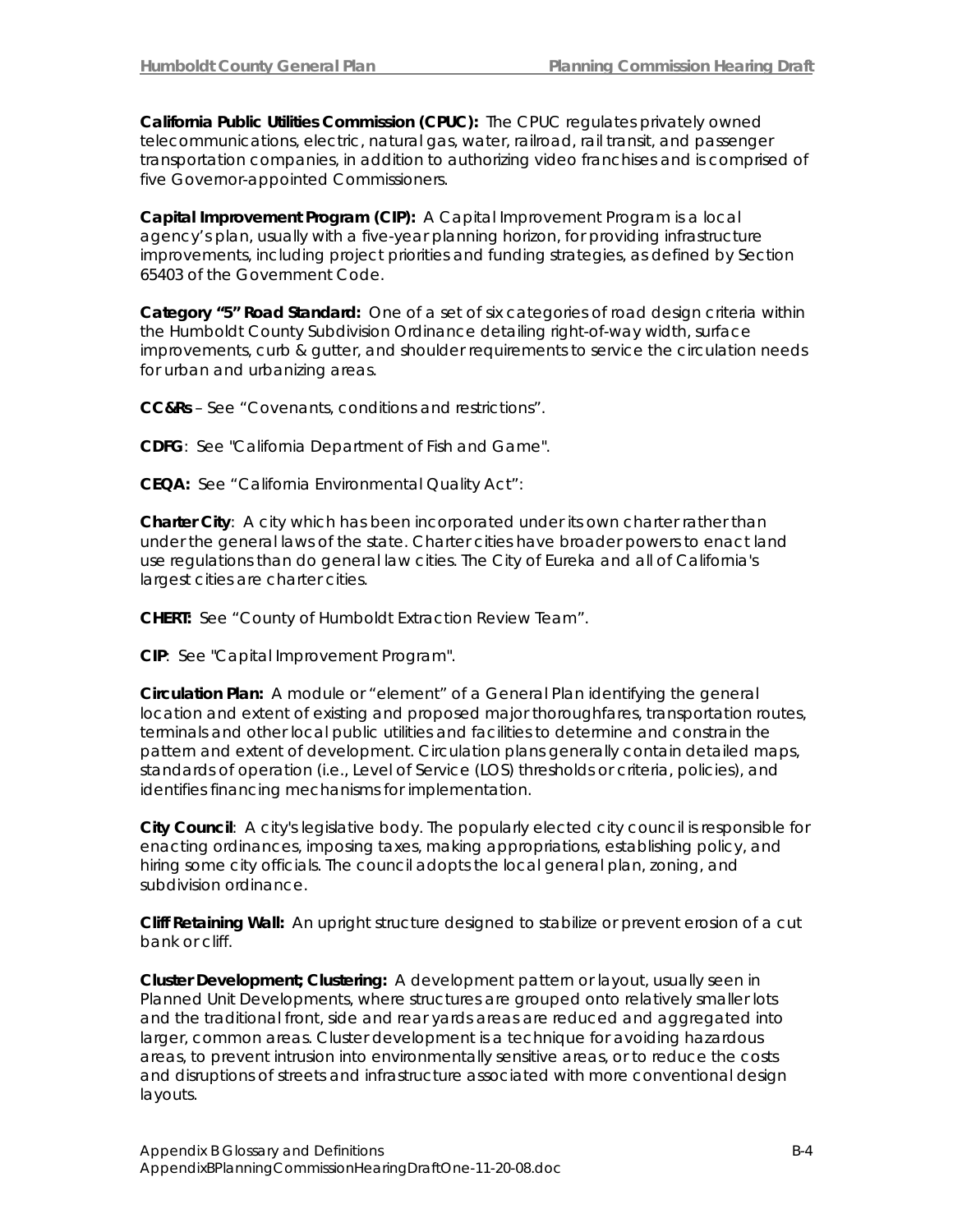**California Public Utilities Commission (CPUC):** The CPUC regulates privately owned telecommunications, electric, natural gas, water, railroad, rail transit, and passenger transportation companies, in addition to authorizing video franchises and is comprised of five Governor-appointed Commissioners.

**Capital Improvement Program (CIP):** A Capital Improvement Program is a local agency's plan, usually with a five-year planning horizon, for providing infrastructure improvements, including project priorities and funding strategies, as defined by Section 65403 of the Government Code.

**Category "5" Road Standard:** One of a set of six categories of road design criteria within the Humboldt County Subdivision Ordinance detailing right-of-way width, surface improvements, curb & gutter, and shoulder requirements to service the circulation needs for urban and urbanizing areas.

**CC&Rs** – See "Covenants, conditions and restrictions".

**CDFG**: See "California Department of Fish and Game".

**CEQA:** See "California Environmental Quality Act":

**Charter City**: A city which has been incorporated under its own charter rather than under the general laws of the state. Charter cities have broader powers to enact land use regulations than do general law cities. The City of Eureka and all of California's largest cities are charter cities.

**CHERT:** See "County of Humboldt Extraction Review Team".

**CIP**: See "Capital Improvement Program".

**Circulation Plan:** A module or "element" of a General Plan identifying the general location and extent of existing and proposed major thoroughfares, transportation routes, terminals and other local public utilities and facilities to determine and constrain the pattern and extent of development. Circulation plans generally contain detailed maps, standards of operation (i.e., Level of Service (LOS) thresholds or criteria, policies), and identifies financing mechanisms for implementation.

**City Council**: A city's legislative body. The popularly elected city council is responsible for enacting ordinances, imposing taxes, making appropriations, establishing policy, and hiring some city officials. The council adopts the local general plan, zoning, and subdivision ordinance.

**Cliff Retaining Wall:** An upright structure designed to stabilize or prevent erosion of a cut bank or cliff.

**Cluster Development; Clustering:** A development pattern or layout, usually seen in Planned Unit Developments, where structures are grouped onto relatively smaller lots and the traditional front, side and rear yards areas are reduced and aggregated into larger, common areas. Cluster development is a technique for avoiding hazardous areas, to prevent intrusion into environmentally sensitive areas, or to reduce the costs and disruptions of streets and infrastructure associated with more conventional design layouts.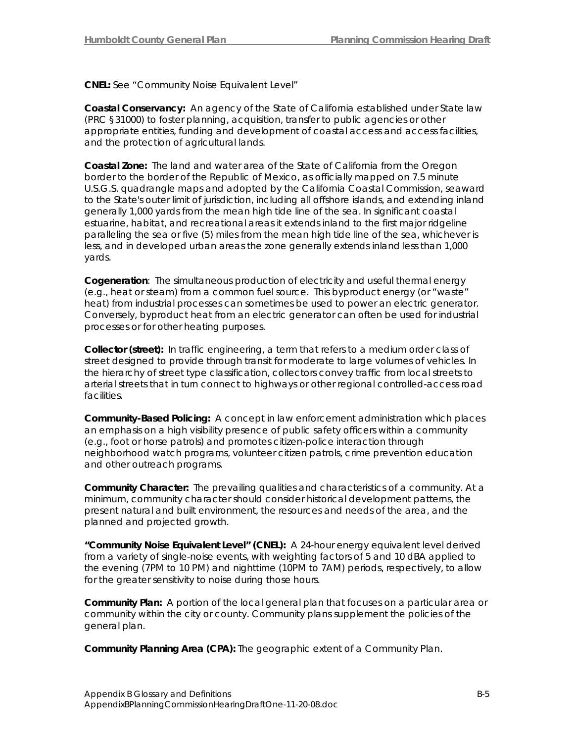**CNEL:** See "Community Noise Equivalent Level"

**Coastal Conservancy:** An agency of the State of California established under State law (PRC §31000) to foster planning, acquisition, transfer to public agencies or other appropriate entities, funding and development of coastal access and access facilities, and the protection of agricultural lands.

**Coastal Zone:** The land and water area of the State of California from the Oregon border to the border of the Republic of Mexico, as officially mapped on 7.5 minute U.S.G.S. quadrangle maps and adopted by the California Coastal Commission, seaward to the State's outer limit of jurisdiction, including all offshore islands, and extending inland generally 1,000 yards from the mean high tide line of the sea. In significant coastal estuarine, habitat, and recreational areas it extends inland to the first major ridgeline paralleling the sea or five (5) miles from the mean high tide line of the sea, whichever is less, and in developed urban areas the zone generally extends inland less than 1,000 yards.

**Cogeneration**: The simultaneous production of electricity and useful thermal energy (e.g., heat or steam) from a common fuel source. This byproduct energy (or "waste" heat) from industrial processes can sometimes be used to power an electric generator. Conversely, byproduct heat from an electric generator can often be used for industrial processes or for other heating purposes.

**Collector (street):** In traffic engineering, a term that refers to a medium order class of street designed to provide through transit for moderate to large volumes of vehicles. In the hierarchy of street type classification, collectors convey traffic from local streets to arterial streets that in turn connect to highways or other regional controlled-access road facilities.

**Community-Based Policing:** A concept in law enforcement administration which places an emphasis on a high visibility presence of public safety officers within a community (e.g., foot or horse patrols) and promotes citizen-police interaction through neighborhood watch programs, volunteer citizen patrols, crime prevention education and other outreach programs.

**Community Character:** The prevailing qualities and characteristics of a community. At a minimum, community character should consider historical development patterns, the present natural and built environment, the resources and needs of the area, and the planned and projected growth.

**"Community Noise Equivalent Level" (CNEL):** A 24-hour energy equivalent level derived from a variety of single-noise events, with weighting factors of 5 and 10 dBA applied to the evening (7PM to 10 PM) and nighttime (10PM to 7AM) periods, respectively, to allow for the greater sensitivity to noise during those hours.

**Community Plan:** A portion of the local general plan that focuses on a particular area or community within the city or county. Community plans supplement the policies of the general plan.

**Community Planning Area (CPA):** The geographic extent of a Community Plan.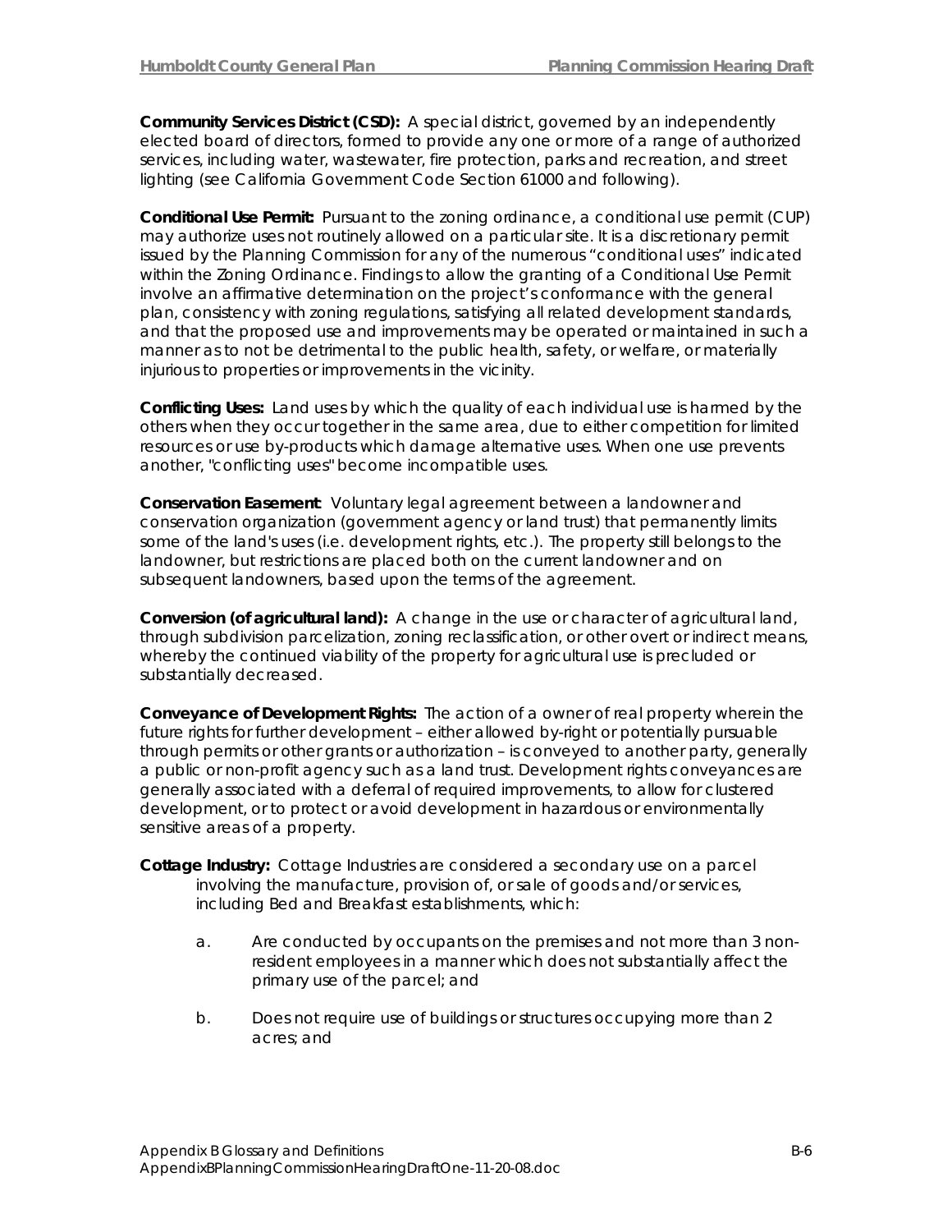**Community Services District (CSD):** A special district, governed by an independently elected board of directors, formed to provide any one or more of a range of authorized services, including water, wastewater, fire protection, parks and recreation, and street lighting (see California Government Code Section 61000 and following).

**Conditional Use Permit:** Pursuant to the zoning ordinance, a conditional use permit (CUP) may authorize uses not routinely allowed on a particular site. It is a discretionary permit issued by the Planning Commission for any of the numerous "conditional uses" indicated within the Zoning Ordinance. Findings to allow the granting of a Conditional Use Permit involve an affirmative determination on the project's conformance with the general plan, consistency with zoning regulations, satisfying all related development standards, and that the proposed use and improvements may be operated or maintained in such a manner as to not be detrimental to the public health, safety, or welfare, or materially injurious to properties or improvements in the vicinity.

**Conflicting Uses:** Land uses by which the quality of each individual use is harmed by the others when they occur together in the same area, due to either competition for limited resources or use by-products which damage alternative uses. When one use prevents another, "conflicting uses" become incompatible uses.

**Conservation Easement**: Voluntary legal agreement between a landowner and conservation organization (government agency or land trust) that permanently limits some of the land's uses (i.e. development rights, etc.). The property still belongs to the landowner, but restrictions are placed both on the current landowner and on subsequent landowners, based upon the terms of the agreement.

**Conversion (of agricultural land):** A change in the use or character of agricultural land, through subdivision parcelization, zoning reclassification, or other overt or indirect means, whereby the continued viability of the property for agricultural use is precluded or substantially decreased.

**Conveyance of Development Rights:** The action of a owner of real property wherein the future rights for further development – either allowed by-right or potentially pursuable through permits or other grants or authorization – is conveyed to another party, generally a public or non-profit agency such as a land trust. Development rights conveyances are generally associated with a deferral of required improvements, to allow for clustered development, or to protect or avoid development in hazardous or environmentally sensitive areas of a property.

**Cottage Industry:** Cottage Industries are considered a secondary use on a parcel involving the manufacture, provision of, or sale of goods and/or services, including Bed and Breakfast establishments, which:

a. Are conducted by occupants on the premises and not more than 3 non-resident employees in a manner which does not substantially affect the primary use of the parcel; and

b. Does not require use of buildings or structures occupying more than 2 acres; and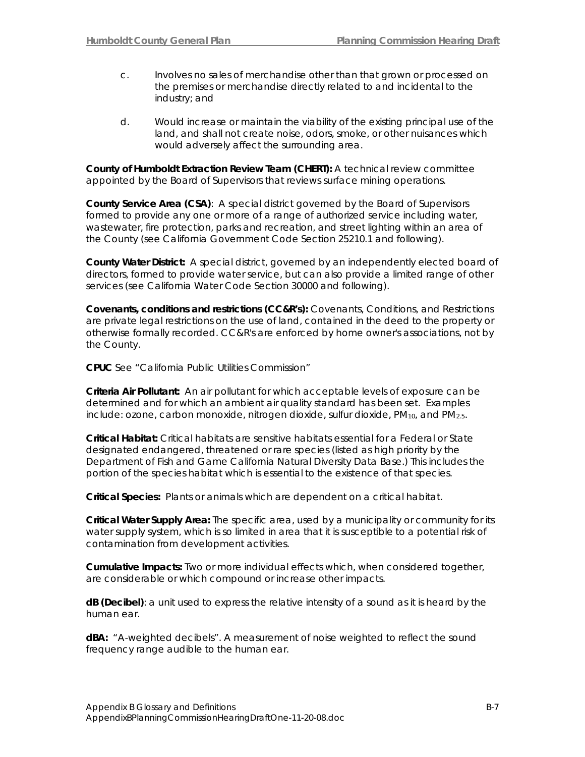c. Involves no sales of merchandise other than that grown or processed on the premises or merchandise directly related to and incidental to the industry; and

d. Would increase or maintain the viability of the existing principal use of the land, and shall not create noise, odors, smoke, or other nuisances which would adversely affect the surrounding area.

**County of Humboldt Extraction Review Team (CHERT):** A technical review committee appointed by the Board of Supervisors that reviews surface mining operations.

**County Service Area (CSA)**: A special district governed by the Board of Supervisors formed to provide any one or more of a range of authorized service including water, wastewater, fire protection, parks and recreation, and street lighting within an area of the County (see California Government Code Section 25210.1 and following).

**County Water District:** A special district, governed by an independently elected board of directors, formed to provide water service, but can also provide a limited range of other services (see California Water Code Section 30000 and following).

**Covenants, conditions and restrictions (CC&R's):** Covenants, Conditions, and Restrictions are private legal restrictions on the use of land, contained in the deed to the property or otherwise formally recorded. CC&R's are enforced by home owner's associations, not by the County.

**CPUC** See "California Public Utilities Commission"

**Criteria Air Pollutant:** An air pollutant for which acceptable levels of exposure can be determined and for which an ambient air quality standard has been set. Examples include: ozone, carbon monoxide, nitrogen dioxide, sulfur dioxide, $PM_{10}$, and $PM_{2.5}$.

**Critical Habitat:** Critical habitats are sensitive habitats essential for a Federal or State designated endangered, threatened or rare species (listed as high priority by the Department of Fish and Game California Natural Diversity Data Base.) This includes the portion of the species habitat which is essential to the existence of that species.

**Critical Species:** Plants or animals which are dependent on a critical habitat.

**Critical Water Supply Area:** The specific area, used by a municipality or community for its water supply system, which is so limited in area that it is susceptible to a potential risk of contamination from development activities.

**Cumulative Impacts:** Two or more individual effects which, when considered together, are considerable or which compound or increase other impacts.

**dB (Decibel)**: a unit used to express the relative intensity of a sound as it is heard by the human ear.

**dBA:** "A-weighted decibels". A measurement of noise weighted to reflect the sound frequency range audible to the human ear.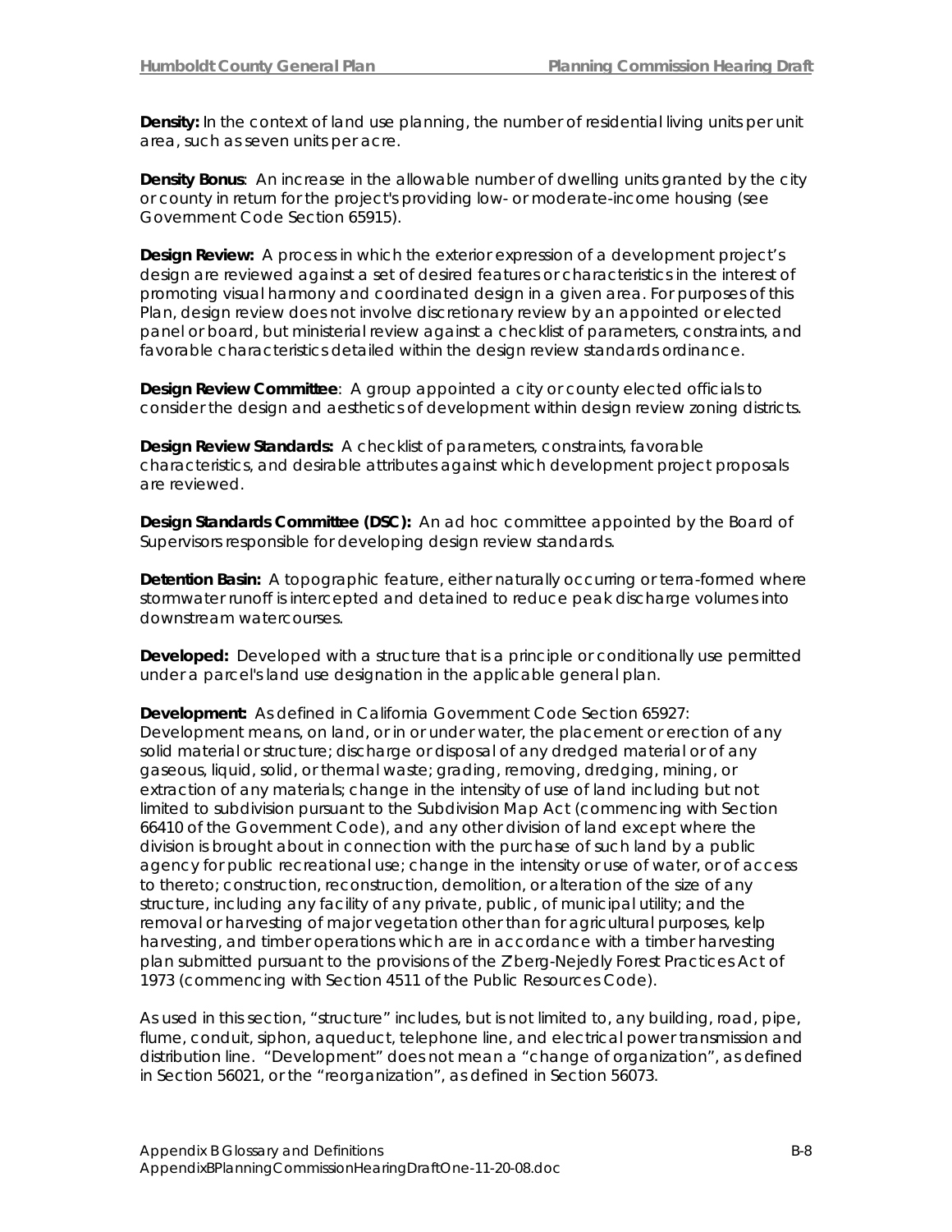**Density:** In the context of land use planning, the number of residential living units per unit area, such as seven units per acre.

**Density Bonus**: An increase in the allowable number of dwelling units granted by the city or county in return for the project's providing low- or moderate-income housing (see Government Code Section 65915).

**Design Review:** A process in which the exterior expression of a development project's design are reviewed against a set of desired features or characteristics in the interest of promoting visual harmony and coordinated design in a given area. For purposes of this Plan, design review does not involve discretionary review by an appointed or elected panel or board, but ministerial review against a checklist of parameters, constraints, and favorable characteristics detailed within the design review standards ordinance.

**Design Review Committee**: A group appointed a city or county elected officials to consider the design and aesthetics of development within design review zoning districts.

**Design Review Standards:** A checklist of parameters, constraints, favorable characteristics, and desirable attributes against which development project proposals are reviewed.

**Design Standards Committee (DSC):** An ad hoc committee appointed by the Board of Supervisors responsible for developing design review standards.

**Detention Basin:** A topographic feature, either naturally occurring or terra-formed where stormwater runoff is intercepted and detained to reduce peak discharge volumes into downstream watercourses.

**Developed:** Developed with a structure that is a principle or conditionally use permitted under a parcel's land use designation in the applicable general plan.

**Development:** As defined in California Government Code Section 65927: Development means, on land, or in or under water, the placement or erection of any solid material or structure; discharge or disposal of any dredged material or of any gaseous, liquid, solid, or thermal waste; grading, removing, dredging, mining, or extraction of any materials; change in the intensity of use of land including but not limited to subdivision pursuant to the Subdivision Map Act (commencing with Section 66410 of the Government Code), and any other division of land except where the division is brought about in connection with the purchase of such land by a public agency for public recreational use; change in the intensity or use of water, or of access to thereto; construction, reconstruction, demolition, or alteration of the size of any structure, including any facility of any private, public, of municipal utility; and the removal or harvesting of major vegetation other than for agricultural purposes, kelp harvesting, and timber operations which are in accordance with a timber harvesting plan submitted pursuant to the provisions of the Z'berg-Nejedly Forest Practices Act of 1973 (commencing with Section 4511 of the Public Resources Code).

As used in this section, "structure" includes, but is not limited to, any building, road, pipe, flume, conduit, siphon, aqueduct, telephone line, and electrical power transmission and distribution line. "Development" does not mean a "change of organization", as defined in Section 56021, or the "reorganization", as defined in Section 56073.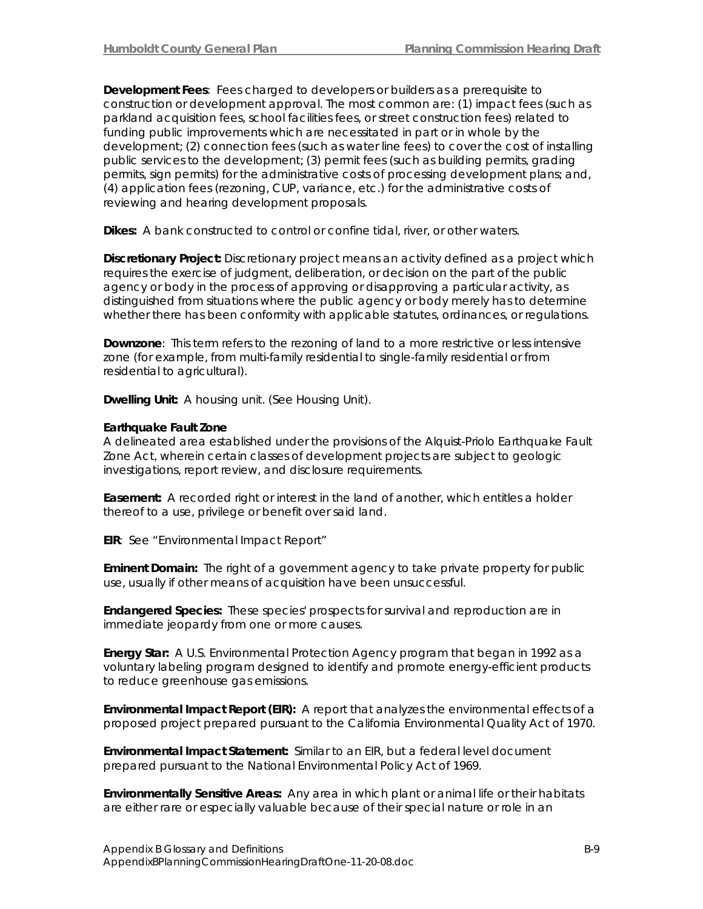**Development Fees**: Fees charged to developers or builders as a prerequisite to construction or development approval. The most common are: (1) impact fees (such as parkland acquisition fees, school facilities fees, or street construction fees) related to funding public improvements which are necessitated in part or in whole by the development; (2) connection fees (such as water line fees) to cover the cost of installing public services to the development; (3) permit fees (such as building permits, grading permits, sign permits) for the administrative costs of processing development plans; and, (4) application fees (rezoning, CUP, variance, etc.) for the administrative costs of reviewing and hearing development proposals.

**Dikes:** A bank constructed to control or confine tidal, river, or other waters.

**Discretionary Project:** Discretionary project means an activity defined as a project which requires the exercise of judgment, deliberation, or decision on the part of the public agency or body in the process of approving or disapproving a particular activity, as distinguished from situations where the public agency or body merely has to determine whether there has been conformity with applicable statutes, ordinances, or regulations.

**Downzone**: This term refers to the rezoning of land to a more restrictive or less intensive zone (for example, from multi-family residential to single-family residential or from residential to agricultural).

**Dwelling Unit:** A housing unit. (See Housing Unit).

**Earthquake Fault Zone**
A delineated area established under the provisions of the Alquist-Priolo Earthquake Fault Zone Act, wherein certain classes of development projects are subject to geologic investigations, report review, and disclosure requirements.

**Easement:** A recorded right or interest in the land of another, which entitles a holder thereof to a use, privilege or benefit over said land.

**EIR**: See "Environmental Impact Report"

**Eminent Domain:** The right of a government agency to take private property for public use, usually if other means of acquisition have been unsuccessful.

**Endangered Species:** These species' prospects for survival and reproduction are in immediate jeopardy from one or more causes.

**Energy Star:** A U.S. Environmental Protection Agency program that began in 1992 as a voluntary labeling program designed to identify and promote energy-efficient products to reduce greenhouse gas emissions.

**Environmental Impact Report (EIR):** A report that analyzes the environmental effects of a proposed project prepared pursuant to the California Environmental Quality Act of 1970.

**Environmental Impact Statement:** Similar to an EIR, but a federal level document prepared pursuant to the National Environmental Policy Act of 1969.

**Environmentally Sensitive Areas:** Any area in which plant or animal life or their habitats are either rare or especially valuable because of their special nature or role in an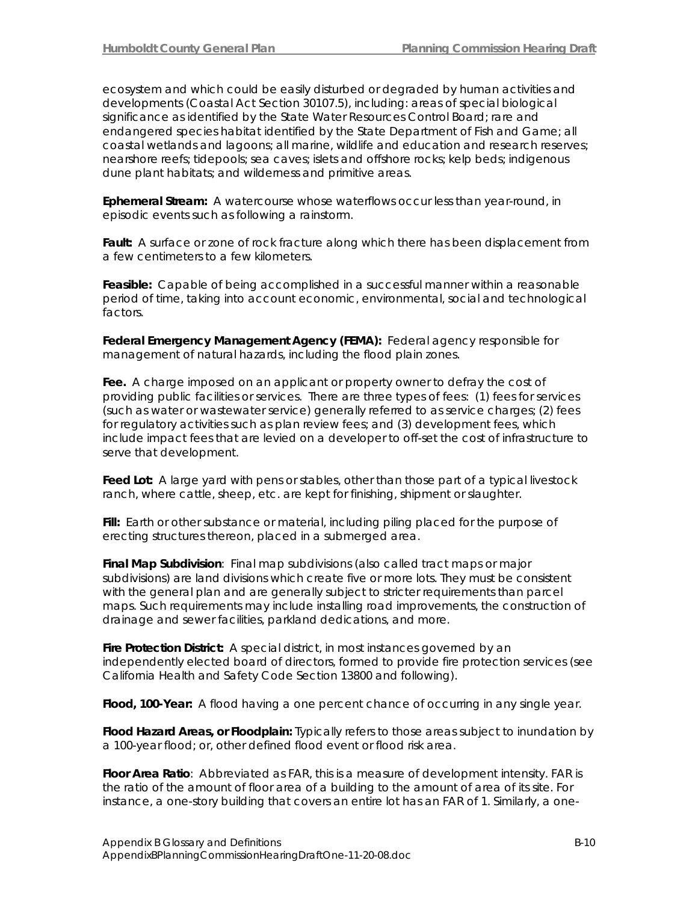ecosystem and which could be easily disturbed or degraded by human activities and developments (Coastal Act Section 30107.5), including: areas of special biological significance as identified by the State Water Resources Control Board; rare and endangered species habitat identified by the State Department of Fish and Game; all coastal wetlands and lagoons; all marine, wildlife and education and research reserves; nearshore reefs; tidepools; sea caves; islets and offshore rocks; kelp beds; indigenous dune plant habitats; and wilderness and primitive areas.

**Ephemeral Stream:** A watercourse whose waterflows occur less than year-round, in episodic events such as following a rainstorm.

**Fault:** A surface or zone of rock fracture along which there has been displacement from a few centimeters to a few kilometers.

**Feasible:** Capable of being accomplished in a successful manner within a reasonable period of time, taking into account economic, environmental, social and technological factors.

**Federal Emergency Management Agency (FEMA):** Federal agency responsible for management of natural hazards, including the flood plain zones.

**Fee.** A charge imposed on an applicant or property owner to defray the cost of providing public facilities or services. There are three types of fees: (1) fees for services (such as water or wastewater service) generally referred to as service charges; (2) fees for regulatory activities such as plan review fees; and (3) development fees, which include impact fees that are levied on a developer to off-set the cost of infrastructure to serve that development.

**Feed Lot:** A large yard with pens or stables, other than those part of a typical livestock ranch, where cattle, sheep, etc. are kept for finishing, shipment or slaughter.

**Fill:** Earth or other substance or material, including piling placed for the purpose of erecting structures thereon, placed in a submerged area.

**Final Map Subdivision**: Final map subdivisions (also called tract maps or major subdivisions) are land divisions which create five or more lots. They must be consistent with the general plan and are generally subject to stricter requirements than parcel maps. Such requirements may include installing road improvements, the construction of drainage and sewer facilities, parkland dedications, and more.

**Fire Protection District:** A special district, in most instances governed by an independently elected board of directors, formed to provide fire protection services (see California Health and Safety Code Section 13800 and following).

**Flood, 100-Year:** A flood having a one percent chance of occurring in any single year.

**Flood Hazard Areas, or Floodplain:** Typically refers to those areas subject to inundation by a 100-year flood; or, other defined flood event or flood risk area.

**Floor Area Ratio**: Abbreviated as FAR, this is a measure of development intensity. FAR is the ratio of the amount of floor area of a building to the amount of area of its site. For instance, a one-story building that covers an entire lot has an FAR of 1. Similarly, a one-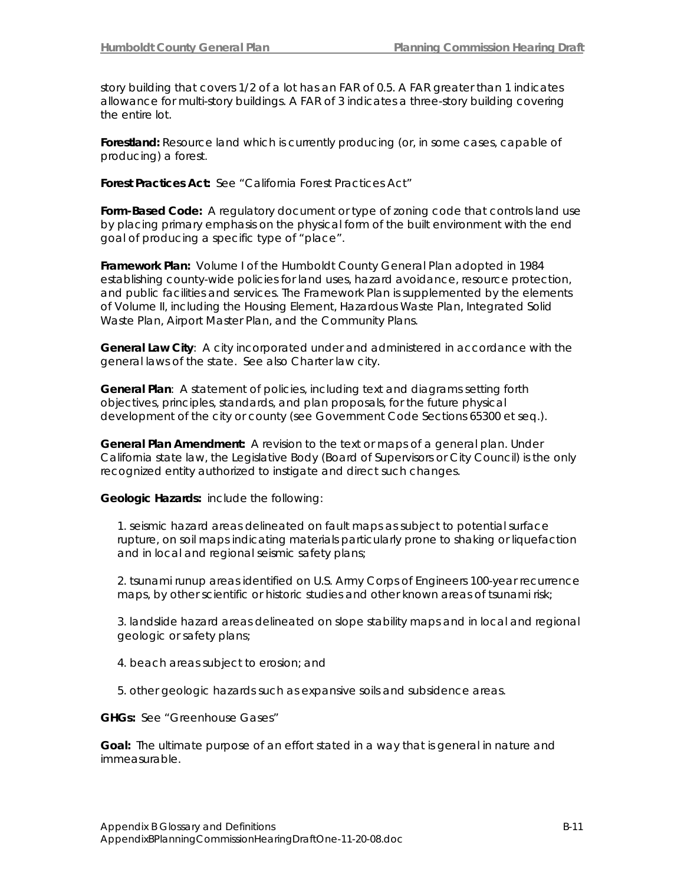story building that covers 1/2 of a lot has an FAR of 0.5. A FAR greater than 1 indicates allowance for multi-story buildings. A FAR of 3 indicates a three-story building covering the entire lot.

**Forestland:** Resource land which is currently producing (or, in some cases, capable of producing) a forest.

**Forest Practices Act:** See “California Forest Practices Act”

**Form-Based Code:** A regulatory document or type of zoning code that controls land use by placing primary emphasis on the physical form of the built environment with the end goal of producing a specific type of “place”.

**Framework Plan:** Volume I of the Humboldt County General Plan adopted in 1984 establishing county-wide policies for land uses, hazard avoidance, resource protection, and public facilities and services. The Framework Plan is supplemented by the elements of Volume II, including the Housing Element, Hazardous Waste Plan, Integrated Solid Waste Plan, Airport Master Plan, and the Community Plans.

**General Law City**: A city incorporated under and administered in accordance with the general laws of the state. See also Charter law city.

**General Plan**: A statement of policies, including text and diagrams setting forth objectives, principles, standards, and plan proposals, for the future physical development of the city or county (see Government Code Sections 65300 et seq.).

**General Plan Amendment:** A revision to the text or maps of a general plan. Under California state law, the Legislative Body (Board of Supervisors or City Council) is the only recognized entity authorized to instigate and direct such changes.

**Geologic Hazards:** include the following:

1. seismic hazard areas delineated on fault maps as subject to potential surface rupture, on soil maps indicating materials particularly prone to shaking or liquefaction and in local and regional seismic safety plans;

2. tsunami runup areas identified on U.S. Army Corps of Engineers 100-year recurrence maps, by other scientific or historic studies and other known areas of tsunami risk;

3. landslide hazard areas delineated on slope stability maps and in local and regional geologic or safety plans;

4. beach areas subject to erosion; and

5. other geologic hazards such as expansive soils and subsidence areas.

**GHGs:** See “Greenhouse Gases”

**Goal:** The ultimate purpose of an effort stated in a way that is general in nature and immeasurable.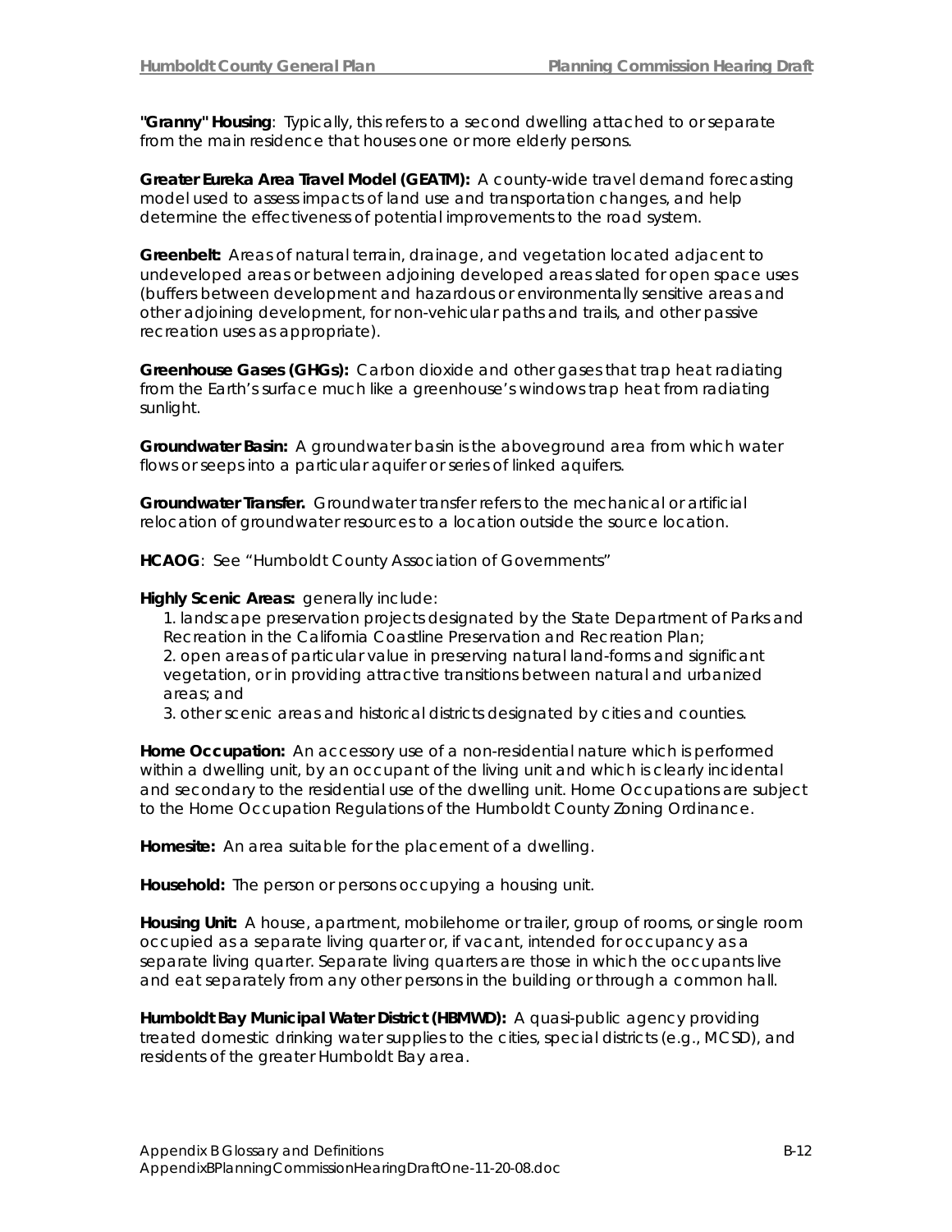**"Granny" Housing**: Typically, this refers to a second dwelling attached to or separate from the main residence that houses one or more elderly persons.

**Greater Eureka Area Travel Model (GEATM):** A county-wide travel demand forecasting model used to assess impacts of land use and transportation changes, and help determine the effectiveness of potential improvements to the road system.

**Greenbelt:** Areas of natural terrain, drainage, and vegetation located adjacent to undeveloped areas or between adjoining developed areas slated for open space uses (buffers between development and hazardous or environmentally sensitive areas and other adjoining development, for non-vehicular paths and trails, and other passive recreation uses as appropriate).

**Greenhouse Gases (GHGs):** Carbon dioxide and other gases that trap heat radiating from the Earth's surface much like a greenhouse's windows trap heat from radiating sunlight.

**Groundwater Basin:** A groundwater basin is the aboveground area from which water flows or seeps into a particular aquifer or series of linked aquifers.

**Groundwater Transfer.** Groundwater transfer refers to the mechanical or artificial relocation of groundwater resources to a location outside the source location.

**HCAOG**: See "Humboldt County Association of Governments"

**Highly Scenic Areas:** generally include:

1. landscape preservation projects designated by the State Department of Parks and Recreation in the California Coastline Preservation and Recreation Plan;
2. open areas of particular value in preserving natural land-forms and significant vegetation, or in providing attractive transitions between natural and urbanized areas; and
3. other scenic areas and historical districts designated by cities and counties.

**Home Occupation:** An accessory use of a non-residential nature which is performed within a dwelling unit, by an occupant of the living unit and which is clearly incidental and secondary to the residential use of the dwelling unit. Home Occupations are subject to the Home Occupation Regulations of the Humboldt County Zoning Ordinance.

**Homesite:** An area suitable for the placement of a dwelling.

**Household:** The person or persons occupying a housing unit.

**Housing Unit:** A house, apartment, mobilehome or trailer, group of rooms, or single room occupied as a separate living quarter or, if vacant, intended for occupancy as a separate living quarter. Separate living quarters are those in which the occupants live and eat separately from any other persons in the building or through a common hall.

**Humboldt Bay Municipal Water District (HBMWD):** A quasi-public agency providing treated domestic drinking water supplies to the cities, special districts (e.g., MCSD), and residents of the greater Humboldt Bay area.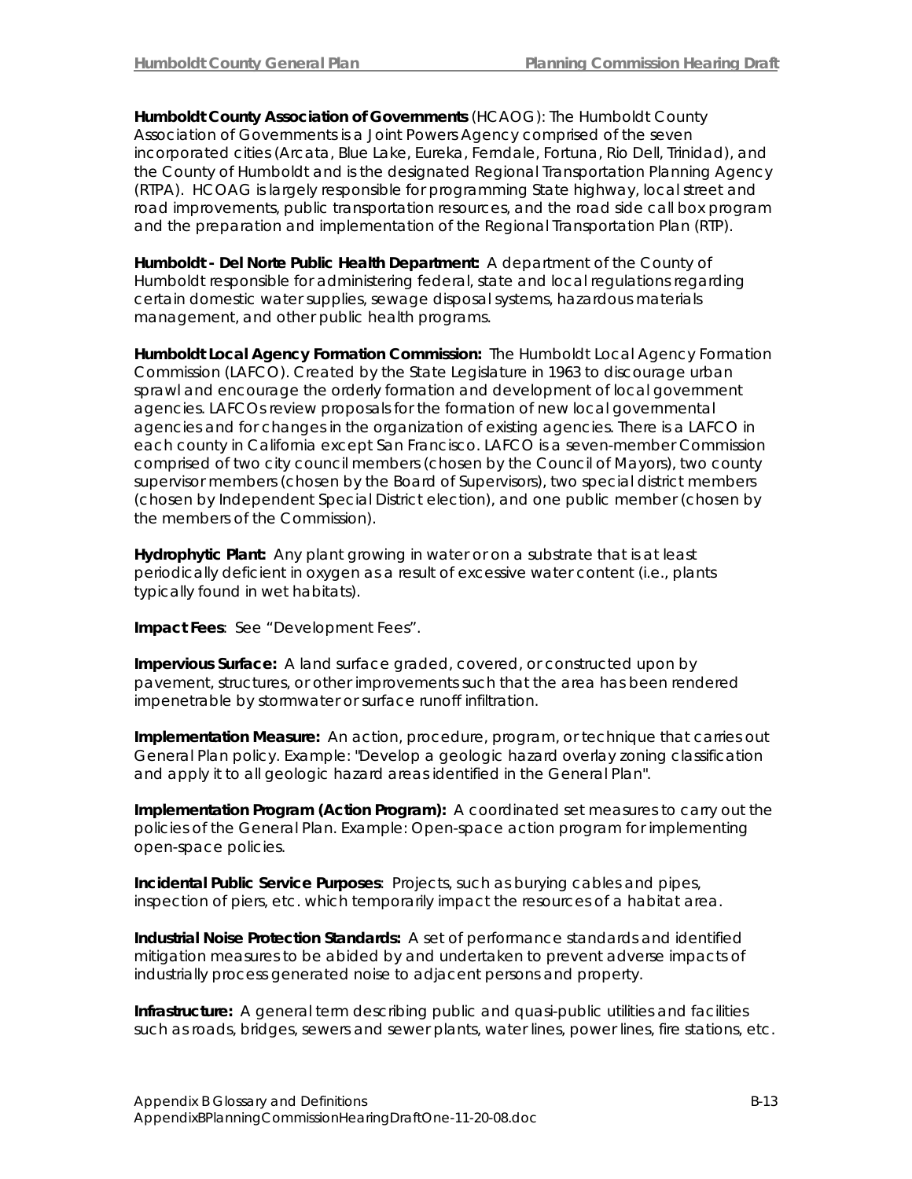**Humboldt County Association of Governments** (HCAOG): The Humboldt County Association of Governments is a Joint Powers Agency comprised of the seven incorporated cities (Arcata, Blue Lake, Eureka, Ferndale, Fortuna, Rio Dell, Trinidad), and the County of Humboldt and is the designated Regional Transportation Planning Agency (RTPA). HCOAG is largely responsible for programming State highway, local street and road improvements, public transportation resources, and the road side call box program and the preparation and implementation of the Regional Transportation Plan (RTP).

**Humboldt - Del Norte Public Health Department:** A department of the County of Humboldt responsible for administering federal, state and local regulations regarding certain domestic water supplies, sewage disposal systems, hazardous materials management, and other public health programs.

**Humboldt Local Agency Formation Commission:** The Humboldt Local Agency Formation Commission (LAFCO). Created by the State Legislature in 1963 to discourage urban sprawl and encourage the orderly formation and development of local government agencies. LAFCOs review proposals for the formation of new local governmental agencies and for changes in the organization of existing agencies. There is a LAFCO in each county in California except San Francisco. LAFCO is a seven-member Commission comprised of two city council members (chosen by the Council of Mayors), two county supervisor members (chosen by the Board of Supervisors), two special district members (chosen by Independent Special District election), and one public member (chosen by the members of the Commission).

**Hydrophytic Plant:** Any plant growing in water or on a substrate that is at least periodically deficient in oxygen as a result of excessive water content (i.e., plants typically found in wet habitats).

**Impact Fees**: See "Development Fees".

**Impervious Surface:** A land surface graded, covered, or constructed upon by pavement, structures, or other improvements such that the area has been rendered impenetrable by stormwater or surface runoff infiltration.

**Implementation Measure:** An action, procedure, program, or technique that carries out General Plan policy. Example: "Develop a geologic hazard overlay zoning classification and apply it to all geologic hazard areas identified in the General Plan".

**Implementation Program (Action Program):** A coordinated set measures to carry out the policies of the General Plan. Example: Open-space action program for implementing open-space policies.

**Incidental Public Service Purposes**: Projects, such as burying cables and pipes, inspection of piers, etc. which temporarily impact the resources of a habitat area.

**Industrial Noise Protection Standards:** A set of performance standards and identified mitigation measures to be abided by and undertaken to prevent adverse impacts of industrially process generated noise to adjacent persons and property.

**Infrastructure:** A general term describing public and quasi-public utilities and facilities such as roads, bridges, sewers and sewer plants, water lines, power lines, fire stations, etc.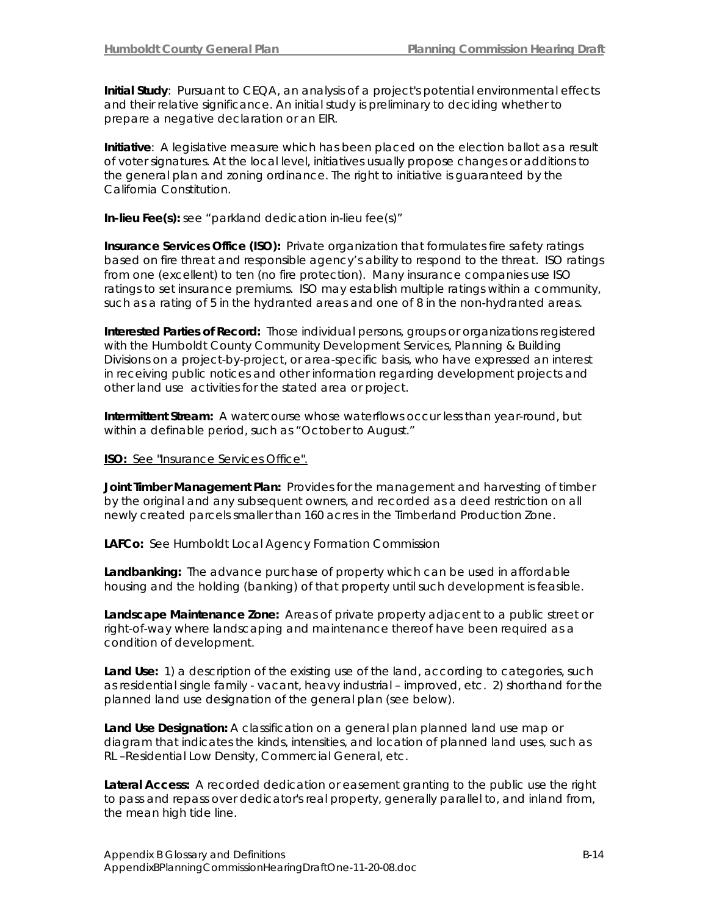**Initial Study**: Pursuant to CEQA, an analysis of a project's potential environmental effects and their relative significance. An initial study is preliminary to deciding whether to prepare a negative declaration or an EIR.

**Initiative**: A legislative measure which has been placed on the election ballot as a result of voter signatures. At the local level, initiatives usually propose changes or additions to the general plan and zoning ordinance. The right to initiative is guaranteed by the California Constitution.

**In-lieu Fee(s):** see "parkland dedication in-lieu fee(s)"

**Insurance Services Office (ISO):** Private organization that formulates fire safety ratings based on fire threat and responsible agency's ability to respond to the threat. ISO ratings from one (excellent) to ten (no fire protection). Many insurance companies use ISO ratings to set insurance premiums. ISO may establish multiple ratings within a community, such as a rating of 5 in the hydranted areas and one of 8 in the non-hydranted areas.

**Interested Parties of Record:** Those individual persons, groups or organizations registered with the Humboldt County Community Development Services, Planning & Building Divisions on a project-by-project, or area-specific basis, who have expressed an interest in receiving public notices and other information regarding development projects and other land use activities for the stated area or project.

**Intermittent Stream:** A watercourse whose waterflows occur less than year-round, but within a definable period, such as "October to August."

**ISO:** See "Insurance Services Office".

**Joint Timber Management Plan:** Provides for the management and harvesting of timber by the original and any subsequent owners, and recorded as a deed restriction on all newly created parcels smaller than 160 acres in the Timberland Production Zone.

**LAFCo:** See Humboldt Local Agency Formation Commission

**Landbanking:** The advance purchase of property which can be used in affordable housing and the holding (banking) of that property until such development is feasible.

**Landscape Maintenance Zone:** Areas of private property adjacent to a public street or right-of-way where landscaping and maintenance thereof have been required as a condition of development.

**Land Use:** 1) a description of the existing use of the land, according to categories, such as residential single family - vacant, heavy industrial – improved, etc. 2) shorthand for the planned land use designation of the general plan (see below).

**Land Use Designation:** A classification on a general plan planned land use map or diagram that indicates the kinds, intensities, and location of planned land uses, such as RL –Residential Low Density, Commercial General, etc.

**Lateral Access:** A recorded dedication or easement granting to the public use the right to pass and repass over dedicator's real property, generally parallel to, and inland from, the mean high tide line.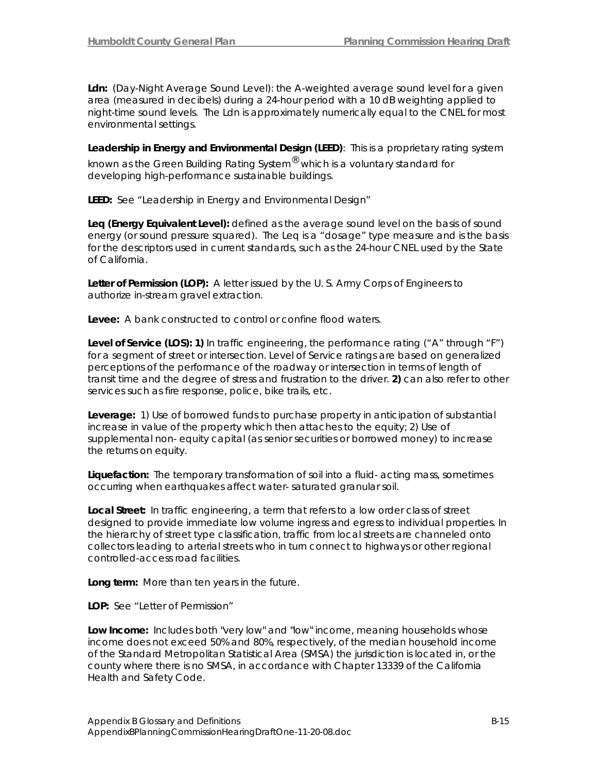**Ldn:** (Day-Night Average Sound Level): the A-weighted average sound level for a given area (measured in decibels) during a 24-hour period with a 10 dB weighting applied to night-time sound levels. The Ldn is approximately numerically equal to the CNEL for most environmental settings.

**Leadership in Energy and Environmental Design (LEED)**: This is a proprietary rating system known as the Green Building Rating System® which is a voluntary standard for developing high-performance sustainable buildings.

**LEED:** See "Leadership in Energy and Environmental Design"

**Leq (Energy Equivalent Level):** defined as the average sound level on the basis of sound energy (or sound pressure squared). The Leq is a "dosage" type measure and is the basis for the descriptors used in current standards, such as the 24-hour CNEL used by the State of California.

**Letter of Permission (LOP):** A letter issued by the U. S. Army Corps of Engineers to authorize in-stream gravel extraction.

**Levee:** A bank constructed to control or confine flood waters.

**Level of Service (LOS): 1)** In traffic engineering, the performance rating ("A" through "F") for a segment of street or intersection. Level of Service ratings are based on generalized perceptions of the performance of the roadway or intersection in terms of length of transit time and the degree of stress and frustration to the driver. **2)** can also refer to other services such as fire response, police, bike trails, etc.

**Leverage:** 1) Use of borrowed funds to purchase property in anticipation of substantial increase in value of the property which then attaches to the equity; 2) Use of supplemental non- equity capital (as senior securities or borrowed money) to increase the returns on equity.

**Liquefaction:** The temporary transformation of soil into a fluid- acting mass, sometimes occurring when earthquakes affect water- saturated granular soil.

**Local Street:** In traffic engineering, a term that refers to a low order class of street designed to provide immediate low volume ingress and egress to individual properties. In the hierarchy of street type classification, traffic from local streets are channeled onto collectors leading to arterial streets who in turn connect to highways or other regional controlled-access road facilities.

**Long term:** More than ten years in the future.

**LOP:** See "Letter of Permission"

**Low Income:** Includes both "very low" and "low" income, meaning households whose income does not exceed 50% and 80%, respectively, of the median household income of the Standard Metropolitan Statistical Area (SMSA) the jurisdiction is located in, or the county where there is no SMSA, in accordance with Chapter 13339 of the California Health and Safety Code.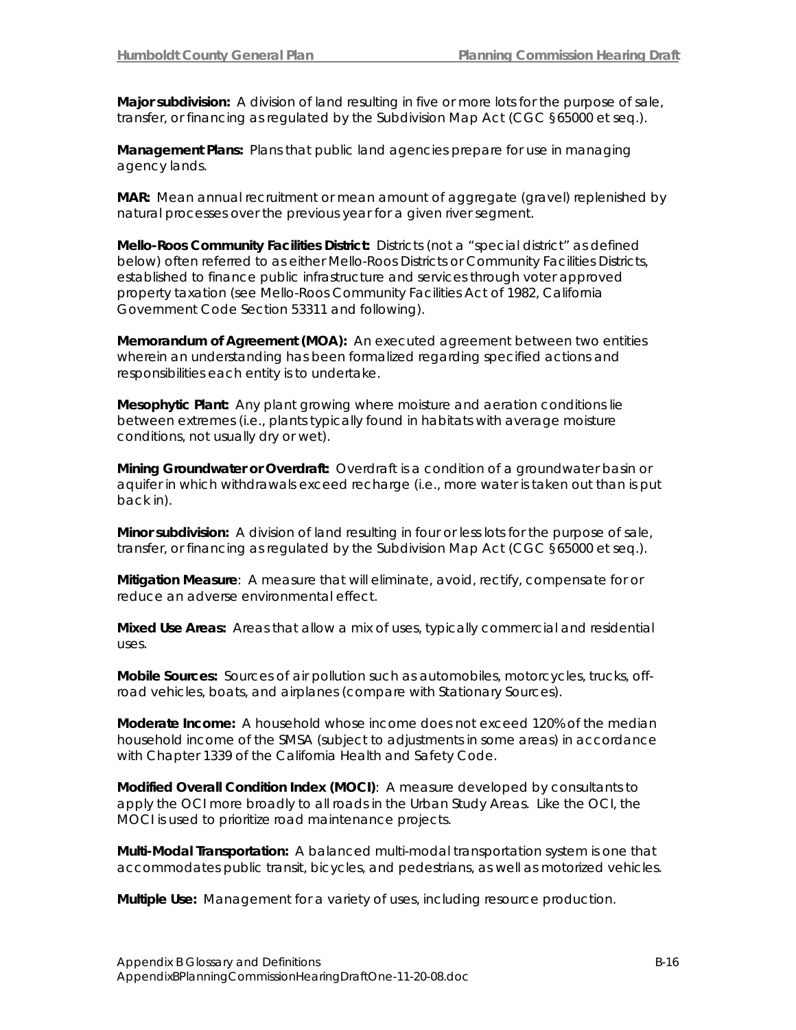**Major subdivision:** A division of land resulting in five or more lots for the purpose of sale, transfer, or financing as regulated by the Subdivision Map Act (CGC §65000 et seq.).

**Management Plans:** Plans that public land agencies prepare for use in managing agency lands.

**MAR:** Mean annual recruitment or mean amount of aggregate (gravel) replenished by natural processes over the previous year for a given river segment.

**Mello-Roos Community Facilities District:** Districts (not a "special district" as defined below) often referred to as either Mello-Roos Districts or Community Facilities Districts, established to finance public infrastructure and services through voter approved property taxation (see Mello-Roos Community Facilities Act of 1982, California Government Code Section 53311 and following).

**Memorandum of Agreement (MOA):** An executed agreement between two entities wherein an understanding has been formalized regarding specified actions and responsibilities each entity is to undertake.

**Mesophytic Plant:** Any plant growing where moisture and aeration conditions lie between extremes (i.e., plants typically found in habitats with average moisture conditions, not usually dry or wet).

**Mining Groundwater or Overdraft:** Overdraft is a condition of a groundwater basin or aquifer in which withdrawals exceed recharge (i.e., more water is taken out than is put back in).

**Minor subdivision:** A division of land resulting in four or less lots for the purpose of sale, transfer, or financing as regulated by the Subdivision Map Act (CGC §65000 et seq.).

**Mitigation Measure**: A measure that will eliminate, avoid, rectify, compensate for or reduce an adverse environmental effect.

**Mixed Use Areas:** Areas that allow a mix of uses, typically commercial and residential uses.

**Mobile Sources:** Sources of air pollution such as automobiles, motorcycles, trucks, off-road vehicles, boats, and airplanes (compare with Stationary Sources).

**Moderate Income:** A household whose income does not exceed 120% of the median household income of the SMSA (subject to adjustments in some areas) in accordance with Chapter 1339 of the California Health and Safety Code.

**Modified Overall Condition Index (MOCI)**: A measure developed by consultants to apply the OCI more broadly to all roads in the Urban Study Areas. Like the OCI, the MOCI is used to prioritize road maintenance projects.

**Multi-Modal Transportation:** A balanced multi-modal transportation system is one that accommodates public transit, bicycles, and pedestrians, as well as motorized vehicles.

**Multiple Use:** Management for a variety of uses, including resource production.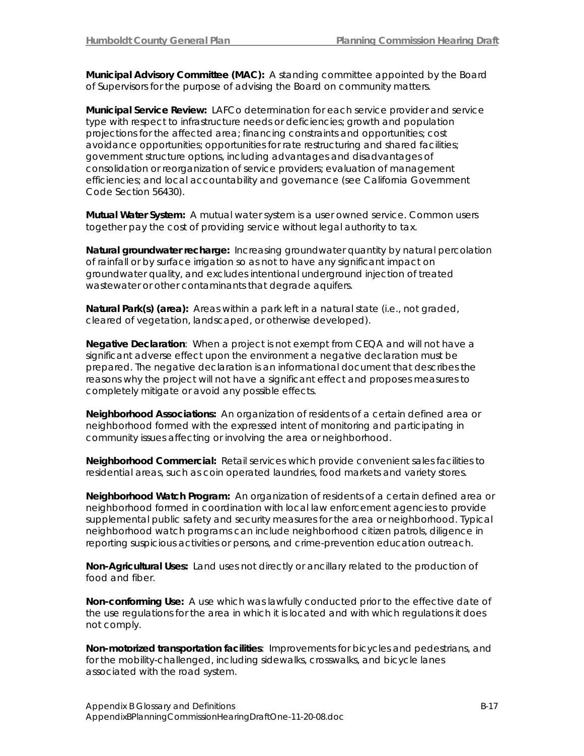**Municipal Advisory Committee (MAC):** A standing committee appointed by the Board of Supervisors for the purpose of advising the Board on community matters.

**Municipal Service Review:** LAFCo determination for each service provider and service type with respect to infrastructure needs or deficiencies; growth and population projections for the affected area; financing constraints and opportunities; cost avoidance opportunities; opportunities for rate restructuring and shared facilities; government structure options, including advantages and disadvantages of consolidation or reorganization of service providers; evaluation of management efficiencies; and local accountability and governance (see California Government Code Section 56430).

**Mutual Water System:** A mutual water system is a user owned service. Common users together pay the cost of providing service without legal authority to tax.

**Natural groundwater recharge:** Increasing groundwater quantity by natural percolation of rainfall or by surface irrigation so as not to have any significant impact on groundwater quality, and excludes intentional underground injection of treated wastewater or other contaminants that degrade aquifers.

**Natural Park(s) (area):** Areas within a park left in a natural state (i.e., not graded, cleared of vegetation, landscaped, or otherwise developed).

**Negative Declaration**: When a project is not exempt from CEQA and will not have a significant adverse effect upon the environment a negative declaration must be prepared. The negative declaration is an informational document that describes the reasons why the project will not have a significant effect and proposes measures to completely mitigate or avoid any possible effects.

**Neighborhood Associations:** An organization of residents of a certain defined area or neighborhood formed with the expressed intent of monitoring and participating in community issues affecting or involving the area or neighborhood.

**Neighborhood Commercial:** Retail services which provide convenient sales facilities to residential areas, such as coin operated laundries, food markets and variety stores.

**Neighborhood Watch Program:** An organization of residents of a certain defined area or neighborhood formed in coordination with local law enforcement agencies to provide supplemental public safety and security measures for the area or neighborhood. Typical neighborhood watch programs can include neighborhood citizen patrols, diligence in reporting suspicious activities or persons, and crime-prevention education outreach.

**Non-Agricultural Uses:** Land uses not directly or ancillary related to the production of food and fiber.

**Non-conforming Use:** A use which was lawfully conducted prior to the effective date of the use regulations for the area in which it is located and with which regulations it does not comply.

**Non-motorized transportation facilities**: Improvements for bicycles and pedestrians, and for the mobility-challenged, including sidewalks, crosswalks, and bicycle lanes associated with the road system.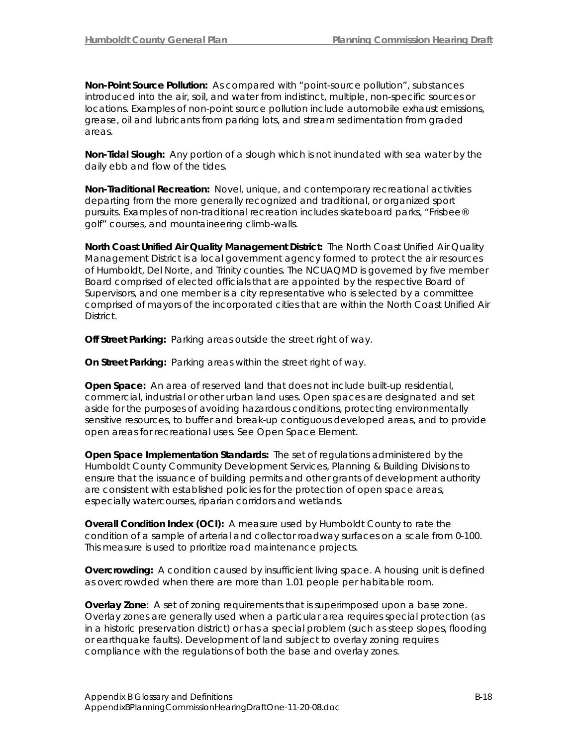**Non-Point Source Pollution:** As compared with "point-source pollution", substances introduced into the air, soil, and water from indistinct, multiple, non-specific sources or locations. Examples of non-point source pollution include automobile exhaust emissions, grease, oil and lubricants from parking lots, and stream sedimentation from graded areas.

**Non-Tidal Slough:** Any portion of a slough which is not inundated with sea water by the daily ebb and flow of the tides.

**Non-Traditional Recreation:** Novel, unique, and contemporary recreational activities departing from the more generally recognized and traditional, or organized sport pursuits. Examples of non-traditional recreation includes skateboard parks, "Frisbee® golf" courses, and mountaineering climb-walls.

**North Coast Unified Air Quality Management District:** The North Coast Unified Air Quality Management District is a local government agency formed to protect the air resources of Humboldt, Del Norte, and Trinity counties. The NCUAQMD is governed by five member Board comprised of elected officials that are appointed by the respective Board of Supervisors, and one member is a city representative who is selected by a committee comprised of mayors of the incorporated cities that are within the North Coast Unified Air District.

**Off Street Parking:** Parking areas outside the street right of way.

**On Street Parking:** Parking areas within the street right of way.

**Open Space:** An area of reserved land that does not include built-up residential, commercial, industrial or other urban land uses. Open spaces are designated and set aside for the purposes of avoiding hazardous conditions, protecting environmentally sensitive resources, to buffer and break-up contiguous developed areas, and to provide open areas for recreational uses. See Open Space Element.

**Open Space Implementation Standards:** The set of regulations administered by the Humboldt County Community Development Services, Planning & Building Divisions to ensure that the issuance of building permits and other grants of development authority are consistent with established policies for the protection of open space areas, especially watercourses, riparian corridors and wetlands.

**Overall Condition Index (OCI):** A measure used by Humboldt County to rate the condition of a sample of arterial and collector roadway surfaces on a scale from 0-100. This measure is used to prioritize road maintenance projects.

**Overcrowding:** A condition caused by insufficient living space. A housing unit is defined as overcrowded when there are more than 1.01 people per habitable room.

**Overlay Zone**: A set of zoning requirements that is superimposed upon a base zone. Overlay zones are generally used when a particular area requires special protection (as in a historic preservation district) or has a special problem (such as steep slopes, flooding or earthquake faults). Development of land subject to overlay zoning requires compliance with the regulations of both the base and overlay zones.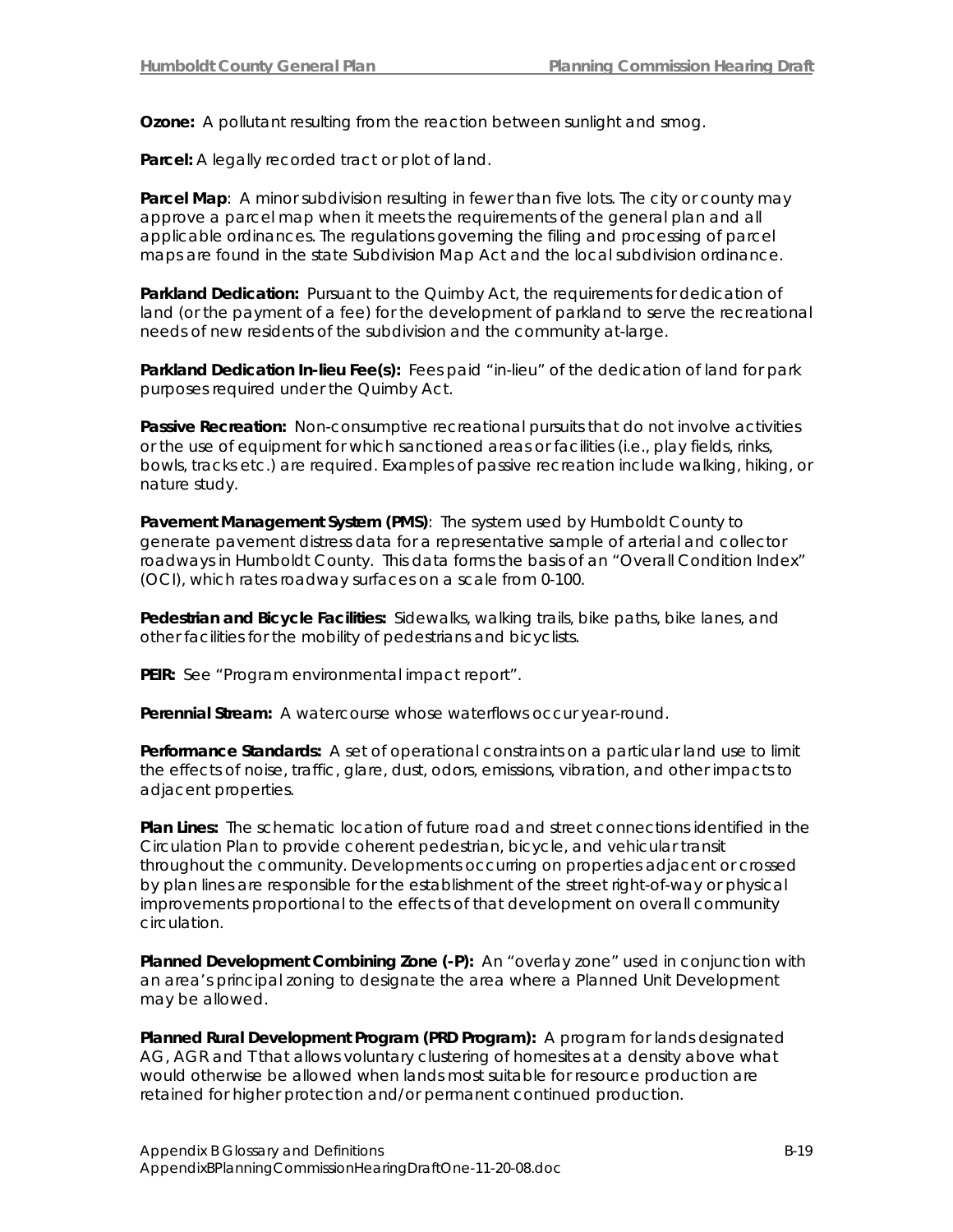**Ozone:** A pollutant resulting from the reaction between sunlight and smog.

**Parcel:** A legally recorded tract or plot of land.

**Parcel Map**: A minor subdivision resulting in fewer than five lots. The city or county may approve a parcel map when it meets the requirements of the general plan and all applicable ordinances. The regulations governing the filing and processing of parcel maps are found in the state Subdivision Map Act and the local subdivision ordinance.

**Parkland Dedication:** Pursuant to the Quimby Act, the requirements for dedication of land (or the payment of a fee) for the development of parkland to serve the recreational needs of new residents of the subdivision and the community at-large.

**Parkland Dedication In-lieu Fee(s):** Fees paid "in-lieu" of the dedication of land for park purposes required under the Quimby Act.

**Passive Recreation:** Non-consumptive recreational pursuits that do not involve activities or the use of equipment for which sanctioned areas or facilities (i.e., play fields, rinks, bowls, tracks etc.) are required. Examples of passive recreation include walking, hiking, or nature study.

**Pavement Management System (PMS)**: The system used by Humboldt County to generate pavement distress data for a representative sample of arterial and collector roadways in Humboldt County. This data forms the basis of an "Overall Condition Index" (OCI), which rates roadway surfaces on a scale from 0-100.

**Pedestrian and Bicycle Facilities:** Sidewalks, walking trails, bike paths, bike lanes, and other facilities for the mobility of pedestrians and bicyclists.

**PEIR:** See "Program environmental impact report".

**Perennial Stream:** A watercourse whose waterflows occur year-round.

**Performance Standards:** A set of operational constraints on a particular land use to limit the effects of noise, traffic, glare, dust, odors, emissions, vibration, and other impacts to adjacent properties.

**Plan Lines:** The schematic location of future road and street connections identified in the Circulation Plan to provide coherent pedestrian, bicycle, and vehicular transit throughout the community. Developments occurring on properties adjacent or crossed by plan lines are responsible for the establishment of the street right-of-way or physical improvements proportional to the effects of that development on overall community circulation.

**Planned Development Combining Zone (-P):** An "overlay zone" used in conjunction with an area's principal zoning to designate the area where a Planned Unit Development may be allowed.

**Planned Rural Development Program (PRD Program):** A program for lands designated AG, AGR and T that allows voluntary clustering of homesites at a density above what would otherwise be allowed when lands most suitable for resource production are retained for higher protection and/or permanent continued production.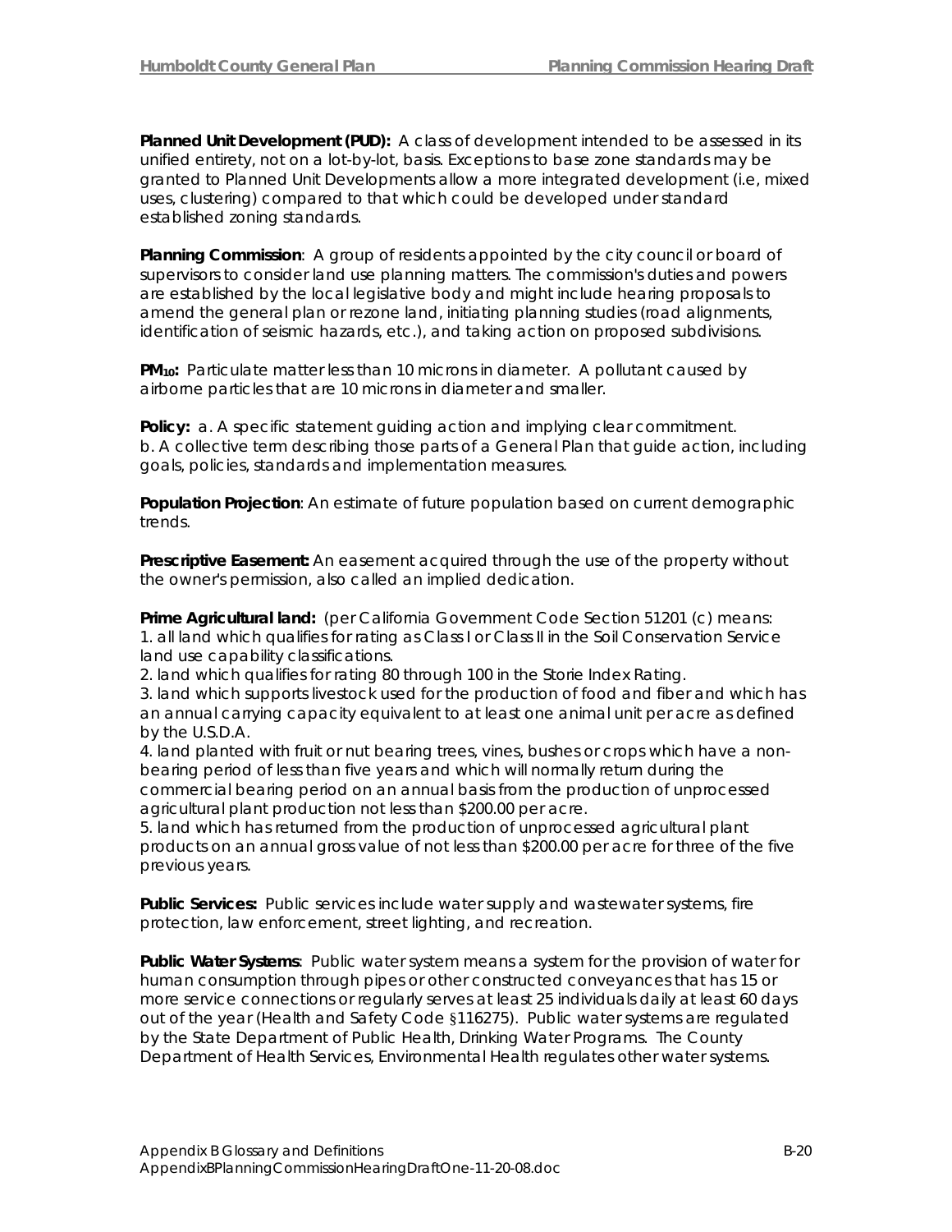**Planned Unit Development (PUD):** A class of development intended to be assessed in its unified entirety, not on a lot-by-lot, basis. Exceptions to base zone standards may be granted to Planned Unit Developments allow a more integrated development (i.e, mixed uses, clustering) compared to that which could be developed under standard established zoning standards.

**Planning Commission**: A group of residents appointed by the city council or board of supervisors to consider land use planning matters. The commission's duties and powers are established by the local legislative body and might include hearing proposals to amend the general plan or rezone land, initiating planning studies (road alignments, identification of seismic hazards, etc.), and taking action on proposed subdivisions.

**$PM_{10}$:** Particulate matter less than 10 microns in diameter. A pollutant caused by airborne particles that are 10 microns in diameter and smaller.

**Policy:** a. A specific statement guiding action and implying clear commitment.
b. A collective term describing those parts of a General Plan that guide action, including goals, policies, standards and implementation measures.

**Population Projection**: An estimate of future population based on current demographic trends.

**Prescriptive Easement:** An easement acquired through the use of the property without the owner's permission, also called an implied dedication.

**Prime Agricultural land:** (per California Government Code Section 51201 (c) means:
1. all land which qualifies for rating as Class I or Class II in the Soil Conservation Service land use capability classifications.
2. land which qualifies for rating 80 through 100 in the Storie Index Rating.
3. land which supports livestock used for the production of food and fiber and which has an annual carrying capacity equivalent to at least one animal unit per acre as defined by the U.S.D.A.
4. land planted with fruit or nut bearing trees, vines, bushes or crops which have a non-bearing period of less than five years and which will normally return during the commercial bearing period on an annual basis from the production of unprocessed agricultural plant production not less than $200.00 per acre.
5. land which has returned from the production of unprocessed agricultural plant products on an annual gross value of not less than $200.00 per acre for three of the five previous years.

**Public Services:** Public services include water supply and wastewater systems, fire protection, law enforcement, street lighting, and recreation.

**Public Water Systems**: Public water system means a system for the provision of water for human consumption through pipes or other constructed conveyances that has 15 or more service connections or regularly serves at least 25 individuals daily at least 60 days out of the year (Health and Safety Code §116275). Public water systems are regulated by the State Department of Public Health, Drinking Water Programs. The County Department of Health Services, Environmental Health regulates other water systems.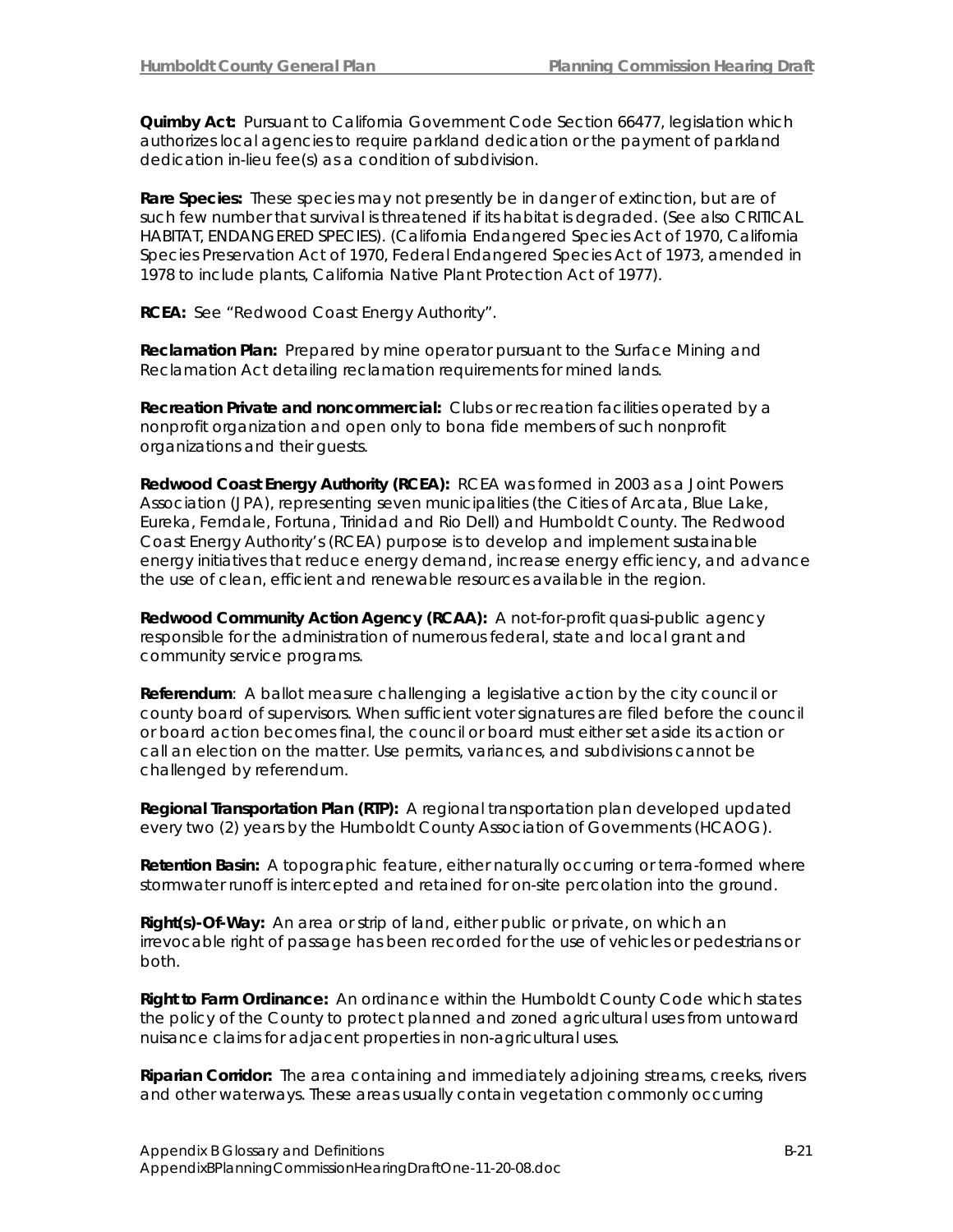**Quimby Act:** Pursuant to California Government Code Section 66477, legislation which authorizes local agencies to require parkland dedication or the payment of parkland dedication in-lieu fee(s) as a condition of subdivision.

**Rare Species:** These species may not presently be in danger of extinction, but are of such few number that survival is threatened if its habitat is degraded. (See also CRITICAL HABITAT, ENDANGERED SPECIES). (California Endangered Species Act of 1970, California Species Preservation Act of 1970, Federal Endangered Species Act of 1973, amended in 1978 to include plants, California Native Plant Protection Act of 1977).

**RCEA:** See "Redwood Coast Energy Authority".

**Reclamation Plan:** Prepared by mine operator pursuant to the Surface Mining and Reclamation Act detailing reclamation requirements for mined lands.

**Recreation Private and noncommercial:** Clubs or recreation facilities operated by a nonprofit organization and open only to bona fide members of such nonprofit organizations and their guests.

**Redwood Coast Energy Authority (RCEA):** RCEA was formed in 2003 as a Joint Powers Association (JPA), representing seven municipalities (the Cities of Arcata, Blue Lake, Eureka, Ferndale, Fortuna, Trinidad and Rio Dell) and Humboldt County. The Redwood Coast Energy Authority's (RCEA) purpose is to develop and implement sustainable energy initiatives that reduce energy demand, increase energy efficiency, and advance the use of clean, efficient and renewable resources available in the region.

**Redwood Community Action Agency (RCAA):** A not-for-profit quasi-public agency responsible for the administration of numerous federal, state and local grant and community service programs.

**Referendum**: A ballot measure challenging a legislative action by the city council or county board of supervisors. When sufficient voter signatures are filed before the council or board action becomes final, the council or board must either set aside its action or call an election on the matter. Use permits, variances, and subdivisions cannot be challenged by referendum.

**Regional Transportation Plan (RTP):** A regional transportation plan developed updated every two (2) years by the Humboldt County Association of Governments (HCAOG).

**Retention Basin:** A topographic feature, either naturally occurring or terra-formed where stormwater runoff is intercepted and retained for on-site percolation into the ground.

**Right(s)-Of-Way:** An area or strip of land, either public or private, on which an irrevocable right of passage has been recorded for the use of vehicles or pedestrians or both.

**Right to Farm Ordinance:** An ordinance within the Humboldt County Code which states the policy of the County to protect planned and zoned agricultural uses from untoward nuisance claims for adjacent properties in non-agricultural uses.

**Riparian Corridor:** The area containing and immediately adjoining streams, creeks, rivers and other waterways. These areas usually contain vegetation commonly occurring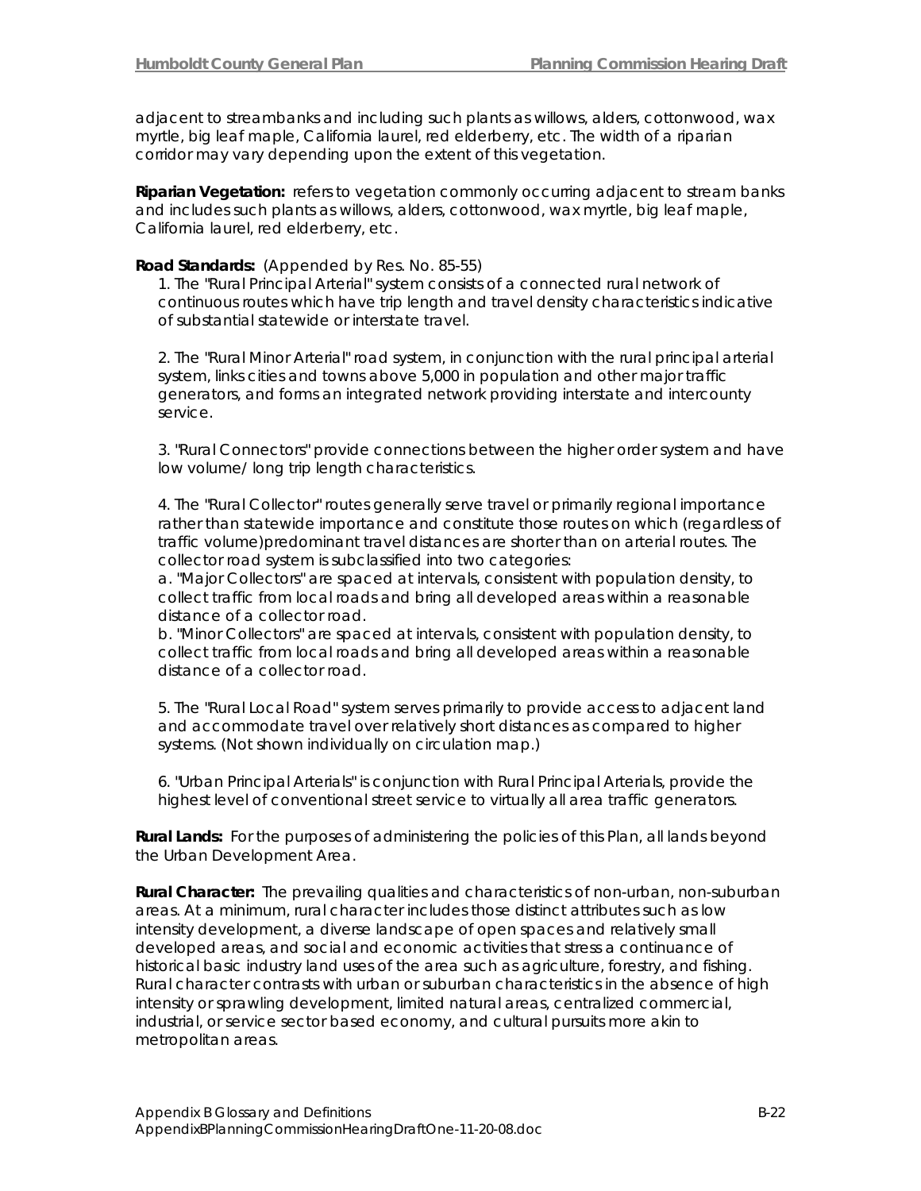adjacent to streambanks and including such plants as willows, alders, cottonwood, wax myrtle, big leaf maple, California laurel, red elderberry, etc. The width of a riparian corridor may vary depending upon the extent of this vegetation.

**Riparian Vegetation:** refers to vegetation commonly occurring adjacent to stream banks and includes such plants as willows, alders, cottonwood, wax myrtle, big leaf maple, California laurel, red elderberry, etc.

**Road Standards:** (Appended by Res. No. 85-55)

1. The "Rural Principal Arterial" system consists of a connected rural network of continuous routes which have trip length and travel density characteristics indicative of substantial statewide or interstate travel.

2. The "Rural Minor Arterial" road system, in conjunction with the rural principal arterial system, links cities and towns above 5,000 in population and other major traffic generators, and forms an integrated network providing interstate and intercounty service.

3. "Rural Connectors" provide connections between the higher order system and have low volume/ long trip length characteristics.

4. The "Rural Collector" routes generally serve travel or primarily regional importance rather than statewide importance and constitute those routes on which (regardless of traffic volume)predominant travel distances are shorter than on arterial routes. The collector road system is subclassified into two categories:
a. "Major Collectors" are spaced at intervals, consistent with population density, to collect traffic from local roads and bring all developed areas within a reasonable distance of a collector road.
b. "Minor Collectors" are spaced at intervals, consistent with population density, to collect traffic from local roads and bring all developed areas within a reasonable distance of a collector road.

5. The "Rural Local Road" system serves primarily to provide access to adjacent land and accommodate travel over relatively short distances as compared to higher systems. (Not shown individually on circulation map.)

6. "Urban Principal Arterials" is conjunction with Rural Principal Arterials, provide the highest level of conventional street service to virtually all area traffic generators.

**Rural Lands:** For the purposes of administering the policies of this Plan, all lands beyond the Urban Development Area.

**Rural Character:** The prevailing qualities and characteristics of non-urban, non-suburban areas. At a minimum, rural character includes those distinct attributes such as low intensity development, a diverse landscape of open spaces and relatively small developed areas, and social and economic activities that stress a continuance of historical basic industry land uses of the area such as agriculture, forestry, and fishing. Rural character contrasts with urban or suburban characteristics in the absence of high intensity or sprawling development, limited natural areas, centralized commercial, industrial, or service sector based economy, and cultural pursuits more akin to metropolitan areas.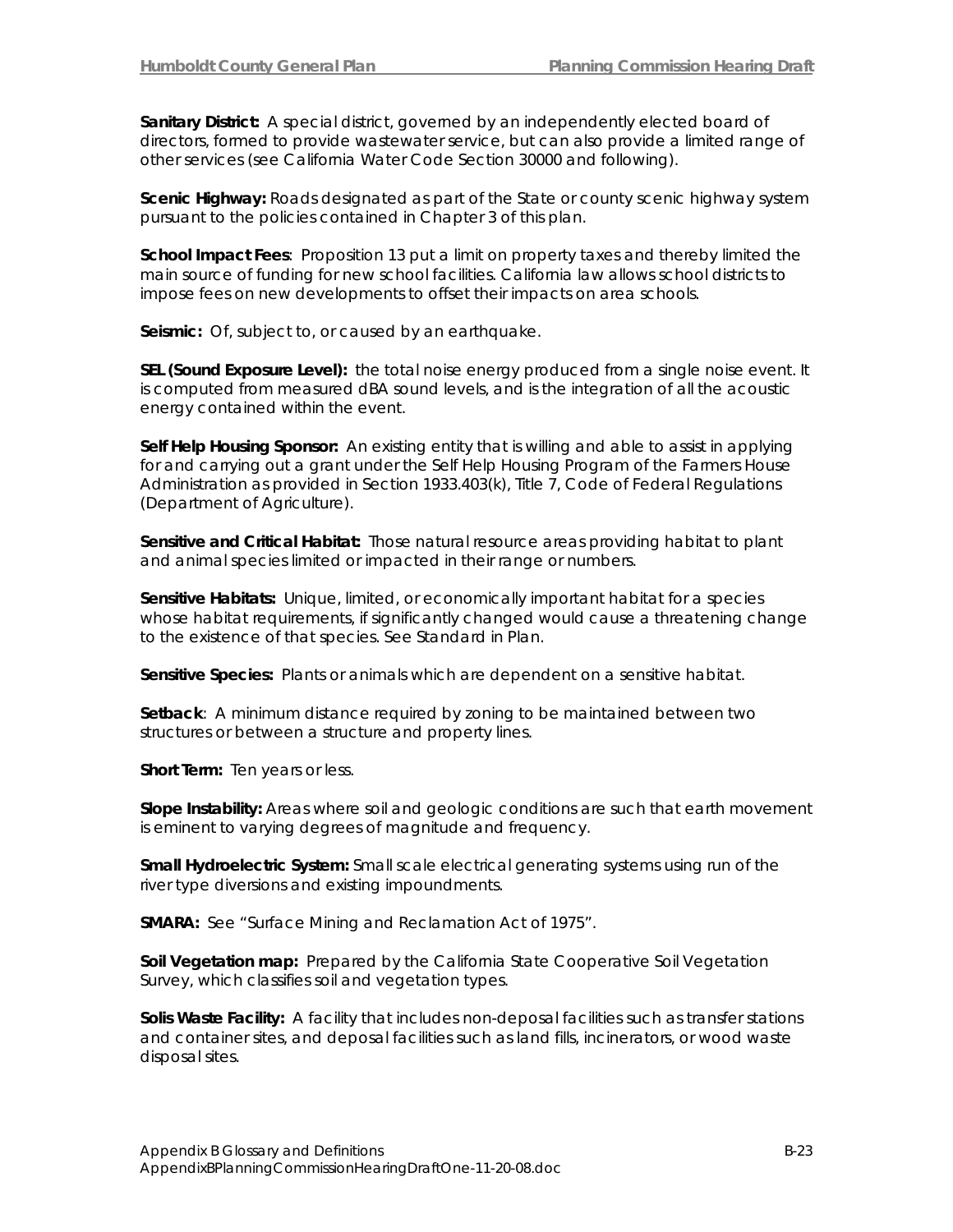**Sanitary District:** A special district, governed by an independently elected board of directors, formed to provide wastewater service, but can also provide a limited range of other services (see California Water Code Section 30000 and following).

**Scenic Highway:** Roads designated as part of the State or county scenic highway system pursuant to the policies contained in Chapter 3 of this plan.

**School Impact Fees**: Proposition 13 put a limit on property taxes and thereby limited the main source of funding for new school facilities. California law allows school districts to impose fees on new developments to offset their impacts on area schools.

**Seismic:** Of, subject to, or caused by an earthquake.

**SEL (Sound Exposure Level):** the total noise energy produced from a single noise event. It is computed from measured dBA sound levels, and is the integration of all the acoustic energy contained within the event.

**Self Help Housing Sponsor:** An existing entity that is willing and able to assist in applying for and carrying out a grant under the Self Help Housing Program of the Farmers House Administration as provided in Section 1933.403(k), Title 7, Code of Federal Regulations (Department of Agriculture).

**Sensitive and Critical Habitat:** Those natural resource areas providing habitat to plant and animal species limited or impacted in their range or numbers.

**Sensitive Habitats:** Unique, limited, or economically important habitat for a species whose habitat requirements, if significantly changed would cause a threatening change to the existence of that species. See Standard in Plan.

**Sensitive Species:** Plants or animals which are dependent on a sensitive habitat.

**Setback**: A minimum distance required by zoning to be maintained between two structures or between a structure and property lines.

**Short Term:** Ten years or less.

**Slope Instability:** Areas where soil and geologic conditions are such that earth movement is eminent to varying degrees of magnitude and frequency.

**Small Hydroelectric System:** Small scale electrical generating systems using run of the river type diversions and existing impoundments.

**SMARA:** See "Surface Mining and Reclamation Act of 1975".

**Soil Vegetation map:** Prepared by the California State Cooperative Soil Vegetation Survey, which classifies soil and vegetation types.

**Solis Waste Facility:** A facility that includes non-deposal facilities such as transfer stations and container sites, and deposal facilities such as land fills, incinerators, or wood waste disposal sites.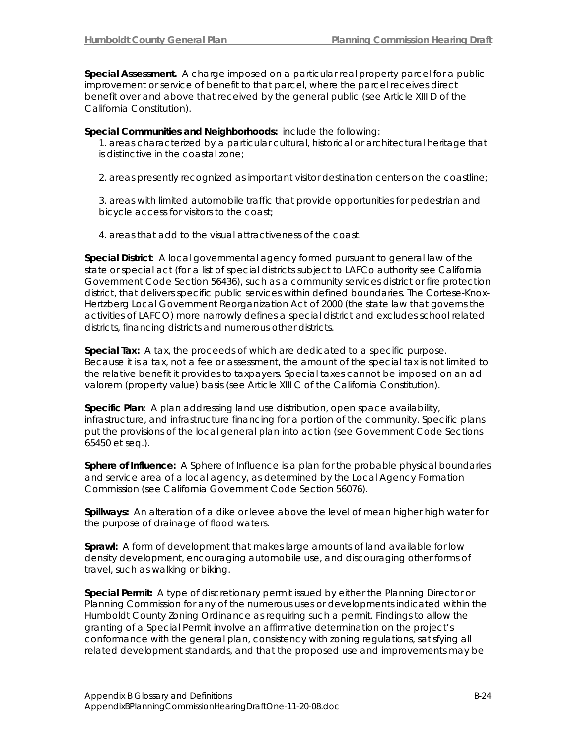**Special Assessment.** A charge imposed on a particular real property parcel for a public improvement or service of benefit to that parcel, where the parcel receives direct benefit over and above that received by the general public (see Article XIII D of the California Constitution).

**Special Communities and Neighborhoods:** include the following:

1. areas characterized by a particular cultural, historical or architectural heritage that is distinctive in the coastal zone;

2. areas presently recognized as important visitor destination centers on the coastline;

3. areas with limited automobile traffic that provide opportunities for pedestrian and bicycle access for visitors to the coast;

4. areas that add to the visual attractiveness of the coast.

**Special District:** A local governmental agency formed pursuant to general law of the state or special act (for a list of special districts subject to LAFCo authority see California Government Code Section 56436), such as a community services district or fire protection district, that delivers specific public services within defined boundaries. The Cortese-Knox-Hertzberg Local Government Reorganization Act of 2000 (the state law that governs the activities of LAFCO) more narrowly defines a special district and excludes school related districts, financing districts and numerous other districts.

**Special Tax:** A tax, the proceeds of which are dedicated to a specific purpose. Because it is a tax, not a fee or assessment, the amount of the special tax is not limited to the relative benefit it provides to taxpayers. Special taxes cannot be imposed on an ad valorem (property value) basis (see Article XIII C of the California Constitution).

**Specific Plan**: A plan addressing land use distribution, open space availability, infrastructure, and infrastructure financing for a portion of the community. Specific plans put the provisions of the local general plan into action (see Government Code Sections 65450 et seq.).

**Sphere of Influence:** A Sphere of Influence is a plan for the probable physical boundaries and service area of a local agency, as determined by the Local Agency Formation Commission (see California Government Code Section 56076).

**Spillways:** An alteration of a dike or levee above the level of mean higher high water for the purpose of drainage of flood waters.

**Sprawl:** A form of development that makes large amounts of land available for low density development, encouraging automobile use, and discouraging other forms of travel, such as walking or biking.

**Special Permit:** A type of discretionary permit issued by either the Planning Director or Planning Commission for any of the numerous uses or developments indicated within the Humboldt County Zoning Ordinance as requiring such a permit. Findings to allow the granting of a Special Permit involve an affirmative determination on the project's conformance with the general plan, consistency with zoning regulations, satisfying all related development standards, and that the proposed use and improvements may be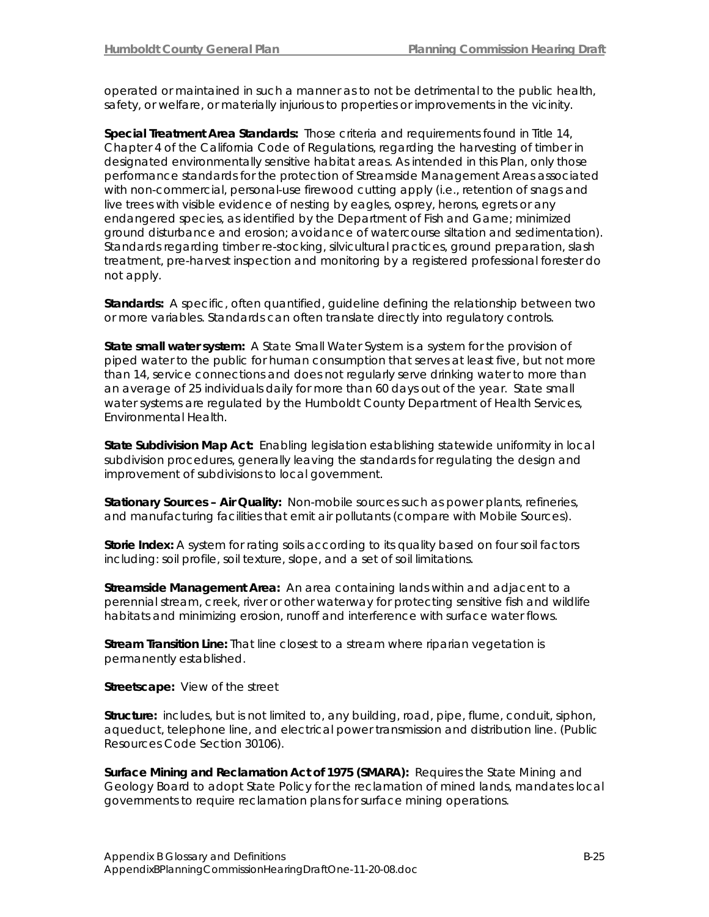operated or maintained in such a manner as to not be detrimental to the public health, safety, or welfare, or materially injurious to properties or improvements in the vicinity.

**Special Treatment Area Standards:** Those criteria and requirements found in Title 14, Chapter 4 of the California Code of Regulations, regarding the harvesting of timber in designated environmentally sensitive habitat areas. As intended in this Plan, only those performance standards for the protection of Streamside Management Areas associated with non-commercial, personal-use firewood cutting apply (i.e., retention of snags and live trees with visible evidence of nesting by eagles, osprey, herons, egrets or any endangered species, as identified by the Department of Fish and Game; minimized ground disturbance and erosion; avoidance of watercourse siltation and sedimentation). Standards regarding timber re-stocking, silvicultural practices, ground preparation, slash treatment, pre-harvest inspection and monitoring by a registered professional forester do not apply.

**Standards:** A specific, often quantified, guideline defining the relationship between two or more variables. Standards can often translate directly into regulatory controls.

**State small water system:** A State Small Water System is a system for the provision of piped water to the public for human consumption that serves at least five, but not more than 14, service connections and does not regularly serve drinking water to more than an average of 25 individuals daily for more than 60 days out of the year. State small water systems are regulated by the Humboldt County Department of Health Services, Environmental Health.

**State Subdivision Map Act:** Enabling legislation establishing statewide uniformity in local subdivision procedures, generally leaving the standards for regulating the design and improvement of subdivisions to local government.

**Stationary Sources – Air Quality:** Non-mobile sources such as power plants, refineries, and manufacturing facilities that emit air pollutants (compare with Mobile Sources).

**Storie Index:** A system for rating soils according to its quality based on four soil factors including: soil profile, soil texture, slope, and a set of soil limitations.

**Streamside Management Area:** An area containing lands within and adjacent to a perennial stream, creek, river or other waterway for protecting sensitive fish and wildlife habitats and minimizing erosion, runoff and interference with surface water flows.

**Stream Transition Line:** That line closest to a stream where riparian vegetation is permanently established.

**Streetscape:** View of the street

**Structure:** includes, but is not limited to, any building, road, pipe, flume, conduit, siphon, aqueduct, telephone line, and electrical power transmission and distribution line. (Public Resources Code Section 30106).

**Surface Mining and Reclamation Act of 1975 (SMARA):** Requires the State Mining and Geology Board to adopt State Policy for the reclamation of mined lands, mandates local governments to require reclamation plans for surface mining operations.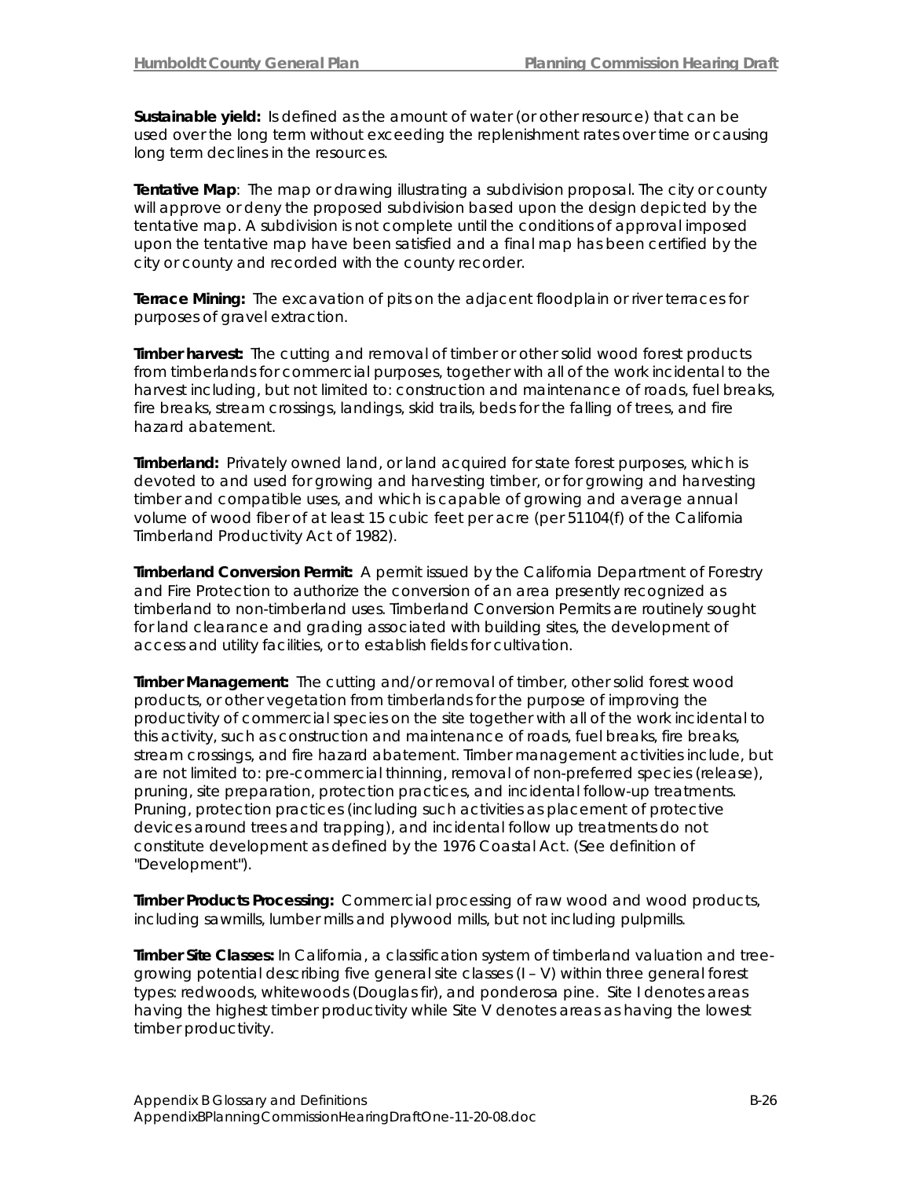**Sustainable yield:** Is defined as the amount of water (or other resource) that can be used over the long term without exceeding the replenishment rates over time or causing long term declines in the resources.

**Tentative Map**: The map or drawing illustrating a subdivision proposal. The city or county will approve or deny the proposed subdivision based upon the design depicted by the tentative map. A subdivision is not complete until the conditions of approval imposed upon the tentative map have been satisfied and a final map has been certified by the city or county and recorded with the county recorder.

**Terrace Mining:** The excavation of pits on the adjacent floodplain or river terraces for purposes of gravel extraction.

**Timber harvest:** The cutting and removal of timber or other solid wood forest products from timberlands for commercial purposes, together with all of the work incidental to the harvest including, but not limited to: construction and maintenance of roads, fuel breaks, fire breaks, stream crossings, landings, skid trails, beds for the falling of trees, and fire hazard abatement.

**Timberland:** Privately owned land, or land acquired for state forest purposes, which is devoted to and used for growing and harvesting timber, or for growing and harvesting timber and compatible uses, and which is capable of growing and average annual volume of wood fiber of at least 15 cubic feet per acre (per 51104(f) of the California Timberland Productivity Act of 1982).

**Timberland Conversion Permit:** A permit issued by the California Department of Forestry and Fire Protection to authorize the conversion of an area presently recognized as timberland to non-timberland uses. Timberland Conversion Permits are routinely sought for land clearance and grading associated with building sites, the development of access and utility facilities, or to establish fields for cultivation.

**Timber Management:** The cutting and/or removal of timber, other solid forest wood products, or other vegetation from timberlands for the purpose of improving the productivity of commercial species on the site together with all of the work incidental to this activity, such as construction and maintenance of roads, fuel breaks, fire breaks, stream crossings, and fire hazard abatement. Timber management activities include, but are not limited to: pre-commercial thinning, removal of non-preferred species (release), pruning, site preparation, protection practices, and incidental follow-up treatments. Pruning, protection practices (including such activities as placement of protective devices around trees and trapping), and incidental follow up treatments do not constitute development as defined by the 1976 Coastal Act. (See definition of "Development").

**Timber Products Processing:** Commercial processing of raw wood and wood products, including sawmills, lumber mills and plywood mills, but not including pulpmills.

**Timber Site Classes:** In California, a classification system of timberland valuation and tree-growing potential describing five general site classes (I – V) within three general forest types: redwoods, whitewoods (Douglas fir), and ponderosa pine. Site I denotes areas having the highest timber productivity while Site V denotes areas as having the lowest timber productivity.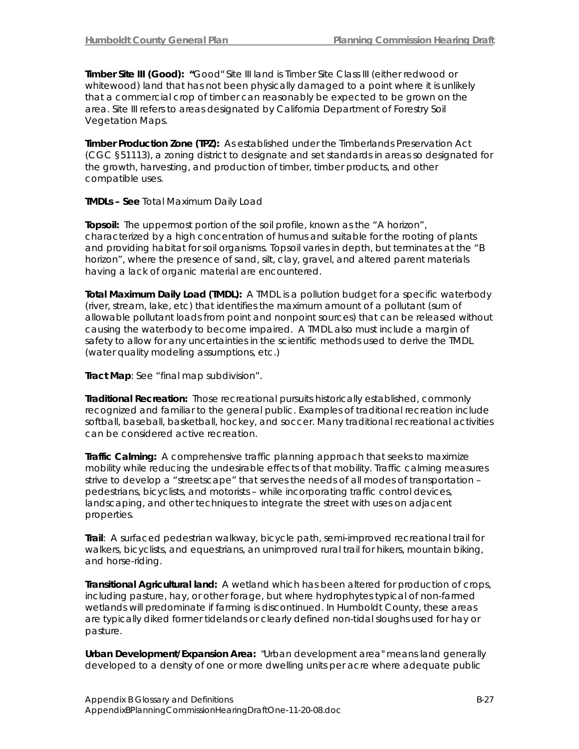**Timber Site III (Good):** "Good" Site III land is Timber Site Class III (either redwood or whitewood) land that has not been physically damaged to a point where it is unlikely that a commercial crop of timber can reasonably be expected to be grown on the area. Site III refers to areas designated by California Department of Forestry Soil Vegetation Maps.

**Timber Production Zone (TPZ):** As established under the Timberlands Preservation Act (CGC §51113), a zoning district to designate and set standards in areas so designated for the growth, harvesting, and production of timber, timber products, and other compatible uses.

**TMDLs – See** Total Maximum Daily Load

**Topsoil:** The uppermost portion of the soil profile, known as the "A horizon", characterized by a high concentration of humus and suitable for the rooting of plants and providing habitat for soil organisms. Topsoil varies in depth, but terminates at the "B horizon", where the presence of sand, silt, clay, gravel, and altered parent materials having a lack of organic material are encountered.

**Total Maximum Daily Load (TMDL):** A TMDL is a pollution budget for a specific waterbody (river, stream, lake, etc) that identifies the maximum amount of a pollutant (sum of allowable pollutant loads from point and nonpoint sources) that can be released without causing the waterbody to become impaired. A TMDL also must include a margin of safety to allow for any uncertainties in the scientific methods used to derive the TMDL (water quality modeling assumptions, etc.)

**Tract Map**: See "final map subdivision".

**Traditional Recreation:** Those recreational pursuits historically established, commonly recognized and familiar to the general public. Examples of traditional recreation include softball, baseball, basketball, hockey, and soccer. Many traditional recreational activities can be considered active recreation.

**Traffic Calming:** A comprehensive traffic planning approach that seeks to maximize mobility while reducing the undesirable effects of that mobility. Traffic calming measures strive to develop a "streetscape" that serves the needs of all modes of transportation – pedestrians, bicyclists, and motorists – while incorporating traffic control devices, landscaping, and other techniques to integrate the street with uses on adjacent properties.

**Trail**: A surfaced pedestrian walkway, bicycle path, semi-improved recreational trail for walkers, bicyclists, and equestrians, an unimproved rural trail for hikers, mountain biking, and horse-riding.

**Transitional Agricultural land:** A wetland which has been altered for production of crops, including pasture, hay, or other forage, but where hydrophytes typical of non-farmed wetlands will predominate if farming is discontinued. In Humboldt County, these areas are typically diked former tidelands or clearly defined non-tidal sloughs used for hay or pasture.

**Urban Development/Expansion Area:** "Urban development area" means land generally developed to a density of one or more dwelling units per acre where adequate public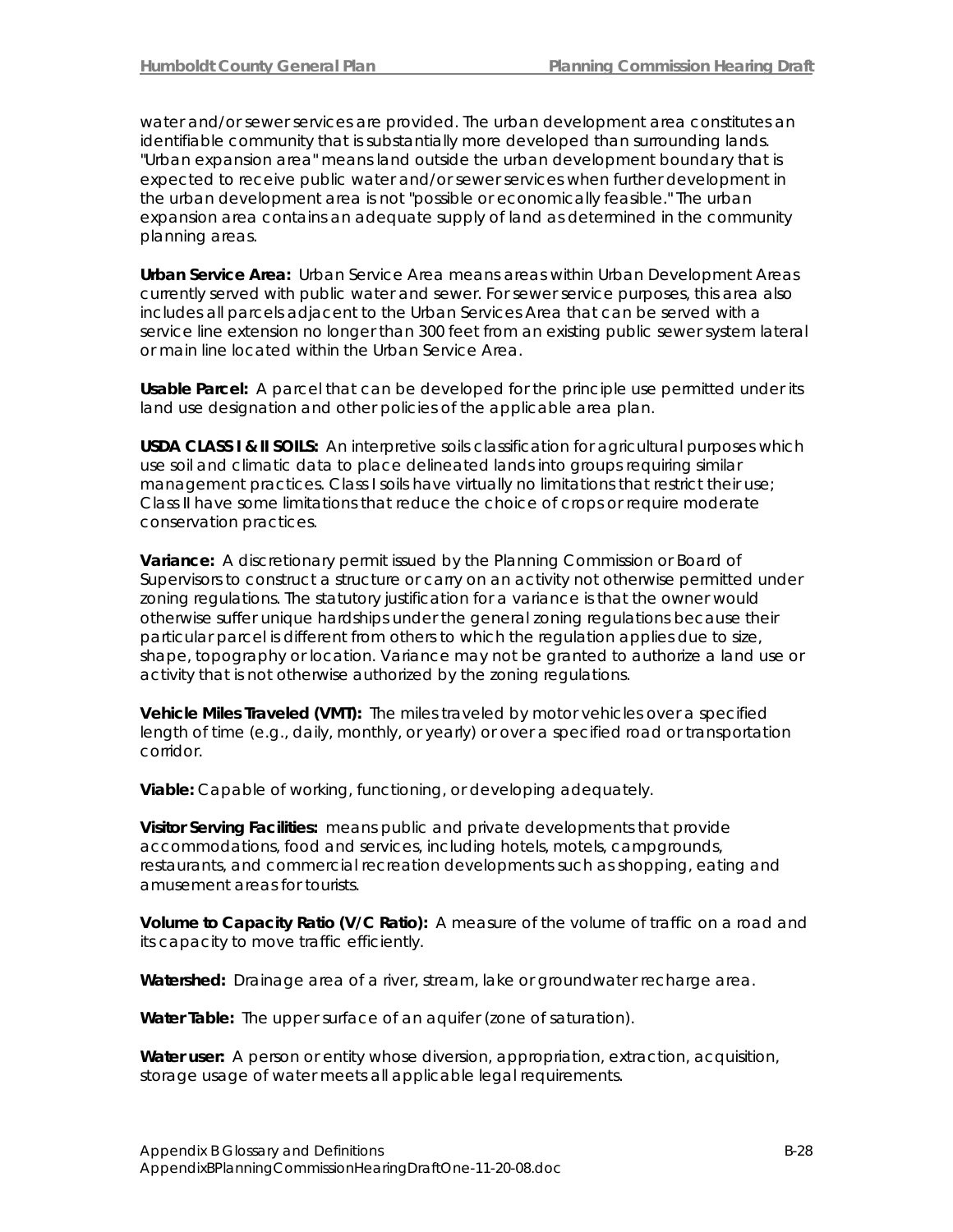water and/or sewer services are provided. The urban development area constitutes an identifiable community that is substantially more developed than surrounding lands. "Urban expansion area" means land outside the urban development boundary that is expected to receive public water and/or sewer services when further development in the urban development area is not "possible or economically feasible." The urban expansion area contains an adequate supply of land as determined in the community planning areas.

**Urban Service Area:** Urban Service Area means areas within Urban Development Areas currently served with public water and sewer. For sewer service purposes, this area also includes all parcels adjacent to the Urban Services Area that can be served with a service line extension no longer than 300 feet from an existing public sewer system lateral or main line located within the Urban Service Area.

**Usable Parcel:** A parcel that can be developed for the principle use permitted under its land use designation and other policies of the applicable area plan.

**USDA CLASS I & II SOILS:** An interpretive soils classification for agricultural purposes which use soil and climatic data to place delineated lands into groups requiring similar management practices. Class I soils have virtually no limitations that restrict their use; Class II have some limitations that reduce the choice of crops or require moderate conservation practices.

**Variance:** A discretionary permit issued by the Planning Commission or Board of Supervisors to construct a structure or carry on an activity not otherwise permitted under zoning regulations. The statutory justification for a variance is that the owner would otherwise suffer unique hardships under the general zoning regulations because their particular parcel is different from others to which the regulation applies due to size, shape, topography or location. Variance may not be granted to authorize a land use or activity that is not otherwise authorized by the zoning regulations.

**Vehicle Miles Traveled (VMT):** The miles traveled by motor vehicles over a specified length of time (e.g., daily, monthly, or yearly) or over a specified road or transportation corridor.

**Viable:** Capable of working, functioning, or developing adequately.

**Visitor Serving Facilities:** means public and private developments that provide accommodations, food and services, including hotels, motels, campgrounds, restaurants, and commercial recreation developments such as shopping, eating and amusement areas for tourists.

**Volume to Capacity Ratio (V/C Ratio):** A measure of the volume of traffic on a road and its capacity to move traffic efficiently.

**Watershed:** Drainage area of a river, stream, lake or groundwater recharge area.

**Water Table:** The upper surface of an aquifer (zone of saturation).

**Water user:** A person or entity whose diversion, appropriation, extraction, acquisition, storage usage of water meets all applicable legal requirements.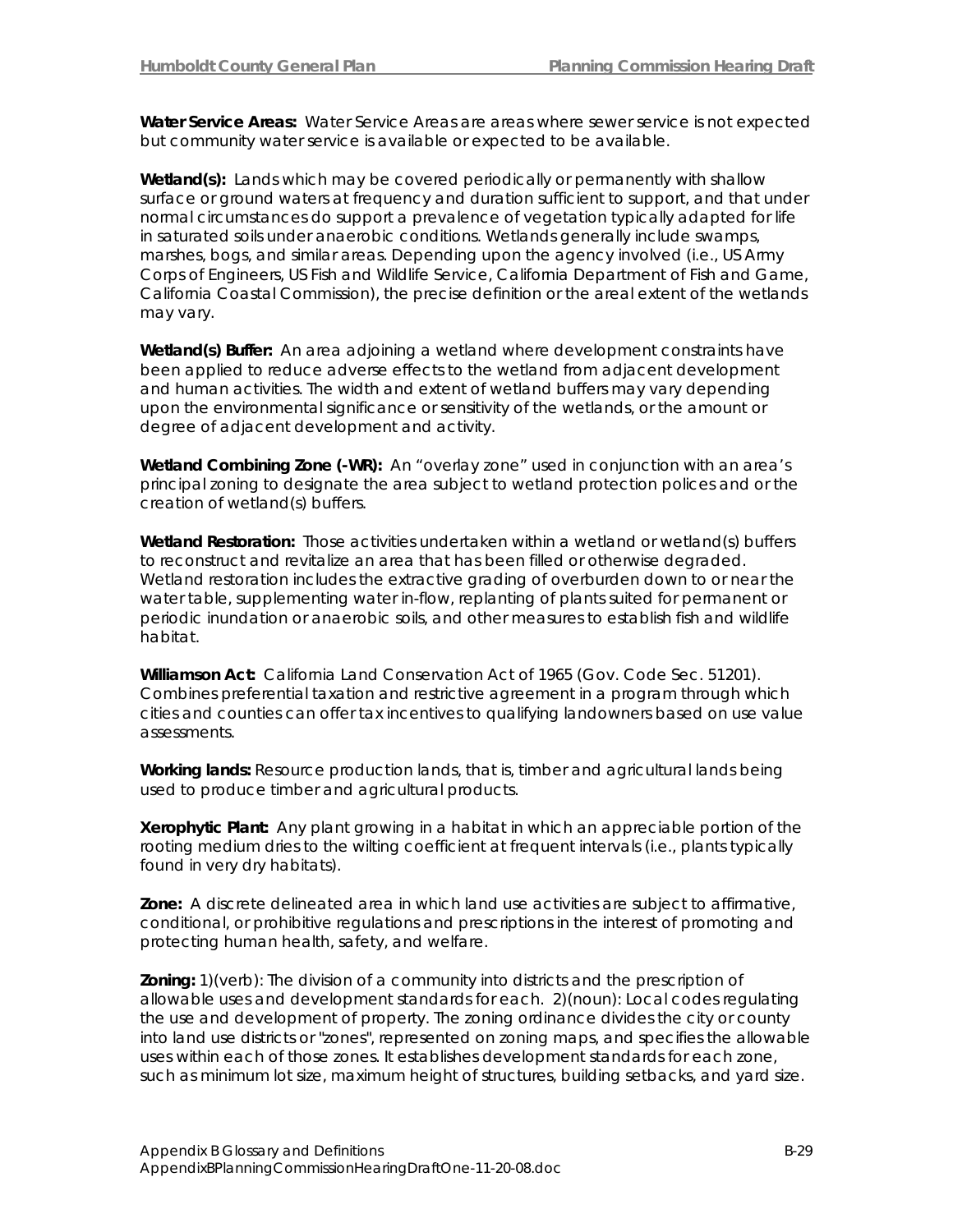**Water Service Areas:** Water Service Areas are areas where sewer service is not expected but community water service is available or expected to be available.

**Wetland(s):** Lands which may be covered periodically or permanently with shallow surface or ground waters at frequency and duration sufficient to support, and that under normal circumstances do support a prevalence of vegetation typically adapted for life in saturated soils under anaerobic conditions. Wetlands generally include swamps, marshes, bogs, and similar areas. Depending upon the agency involved (i.e., US Army Corps of Engineers, US Fish and Wildlife Service, California Department of Fish and Game, California Coastal Commission), the precise definition or the areal extent of the wetlands may vary.

**Wetland(s) Buffer:** An area adjoining a wetland where development constraints have been applied to reduce adverse effects to the wetland from adjacent development and human activities. The width and extent of wetland buffers may vary depending upon the environmental significance or sensitivity of the wetlands, or the amount or degree of adjacent development and activity.

**Wetland Combining Zone (-WR):** An "overlay zone" used in conjunction with an area's principal zoning to designate the area subject to wetland protection polices and or the creation of wetland(s) buffers.

**Wetland Restoration:** Those activities undertaken within a wetland or wetland(s) buffers to reconstruct and revitalize an area that has been filled or otherwise degraded. Wetland restoration includes the extractive grading of overburden down to or near the water table, supplementing water in-flow, replanting of plants suited for permanent or periodic inundation or anaerobic soils, and other measures to establish fish and wildlife habitat.

**Williamson Act:** California Land Conservation Act of 1965 (Gov. Code Sec. 51201). Combines preferential taxation and restrictive agreement in a program through which cities and counties can offer tax incentives to qualifying landowners based on use value assessments.

**Working lands:** Resource production lands, that is, timber and agricultural lands being used to produce timber and agricultural products.

**Xerophytic Plant:** Any plant growing in a habitat in which an appreciable portion of the rooting medium dries to the wilting coefficient at frequent intervals (i.e., plants typically found in very dry habitats).

**Zone:** A discrete delineated area in which land use activities are subject to affirmative, conditional, or prohibitive regulations and prescriptions in the interest of promoting and protecting human health, safety, and welfare.

**Zoning:** 1)(verb): The division of a community into districts and the prescription of allowable uses and development standards for each. 2)(noun): Local codes regulating the use and development of property. The zoning ordinance divides the city or county into land use districts or "zones", represented on zoning maps, and specifies the allowable uses within each of those zones. It establishes development standards for each zone, such as minimum lot size, maximum height of structures, building setbacks, and yard size.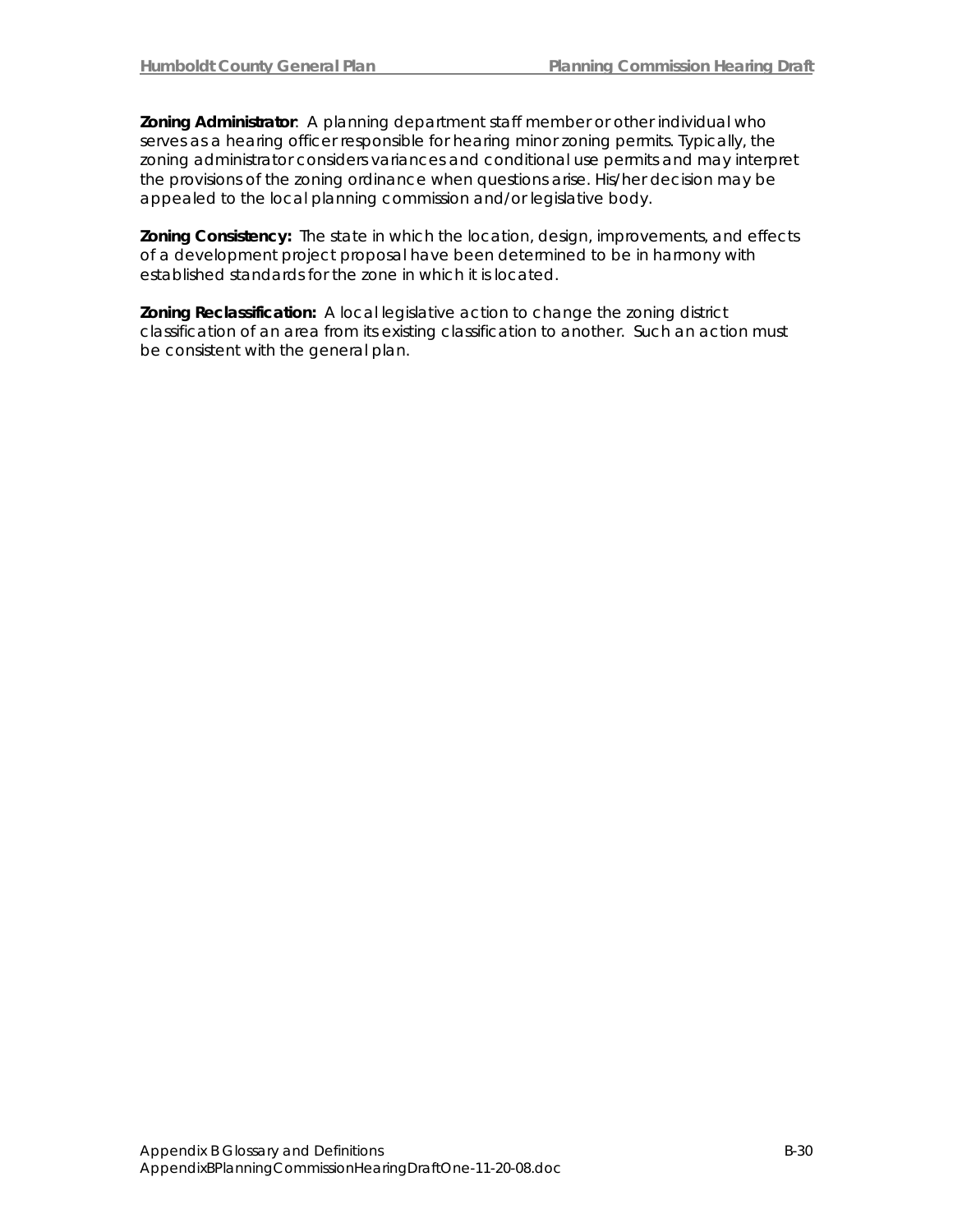**Zoning Administrator**: A planning department staff member or other individual who serves as a hearing officer responsible for hearing minor zoning permits. Typically, the zoning administrator considers variances and conditional use permits and may interpret the provisions of the zoning ordinance when questions arise. His/her decision may be appealed to the local planning commission and/or legislative body.

**Zoning Consistency:** The state in which the location, design, improvements, and effects of a development project proposal have been determined to be in harmony with established standards for the zone in which it is located.

**Zoning Reclassification:** A local legislative action to change the zoning district classification of an area from its existing classification to another. Such an action must be consistent with the general plan.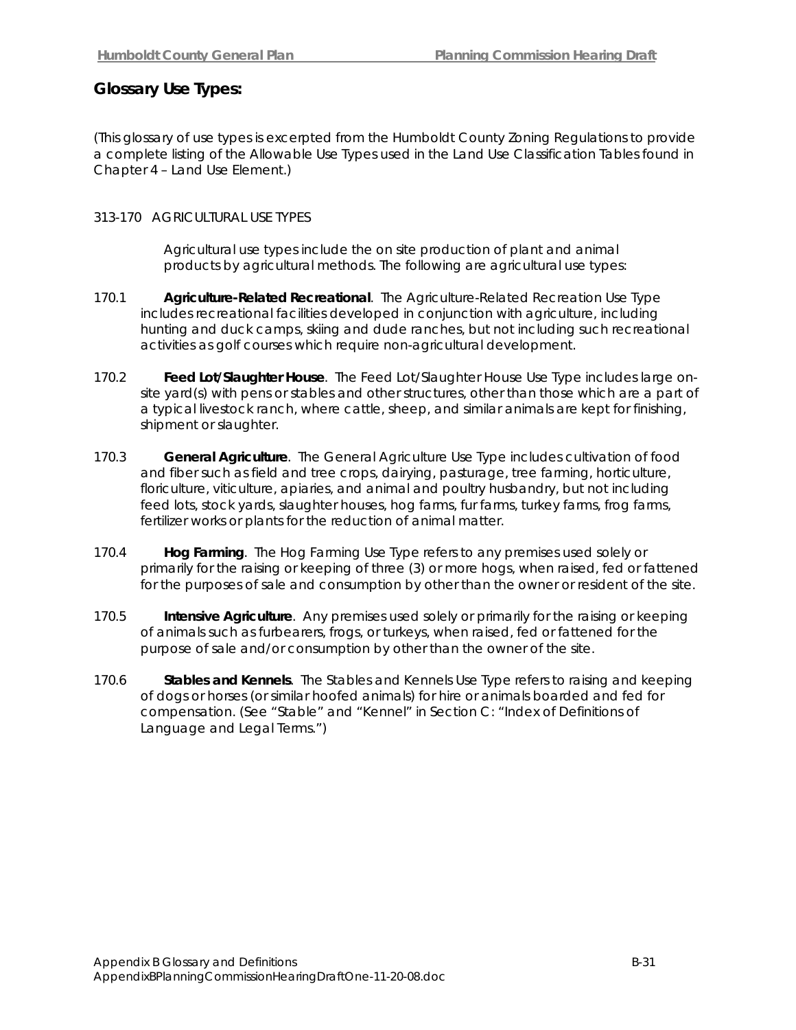## Glossary Use Types:

(This glossary of use types is excerpted from the Humboldt County Zoning Regulations to provide a complete listing of the Allowable Use Types used in the Land Use Classification Tables found in Chapter 4 – Land Use Element.)

313-170 AGRICULTURAL USE TYPES

Agricultural use types include the on site production of plant and animal products by agricultural methods. The following are agricultural use types:

170.1 **Agriculture-Related Recreational**. The Agriculture-Related Recreation Use Type includes recreational facilities developed in conjunction with agriculture, including hunting and duck camps, skiing and dude ranches, but not including such recreational activities as golf courses which require non-agricultural development.

170.2 **Feed Lot/Slaughter House**. The Feed Lot/Slaughter House Use Type includes large on-site yard(s) with pens or stables and other structures, other than those which are a part of a typical livestock ranch, where cattle, sheep, and similar animals are kept for finishing, shipment or slaughter.

170.3 **General Agriculture**. The General Agriculture Use Type includes cultivation of food and fiber such as field and tree crops, dairying, pasturage, tree farming, horticulture, floriculture, viticulture, apiaries, and animal and poultry husbandry, but not including feed lots, stock yards, slaughter houses, hog farms, fur farms, turkey farms, frog farms, fertilizer works or plants for the reduction of animal matter.

170.4 **Hog Farming**. The Hog Farming Use Type refers to any premises used solely or primarily for the raising or keeping of three (3) or more hogs, when raised, fed or fattened for the purposes of sale and consumption by other than the owner or resident of the site.

170.5 **Intensive Agriculture**. Any premises used solely or primarily for the raising or keeping of animals such as furbearers, frogs, or turkeys, when raised, fed or fattened for the purpose of sale and/or consumption by other than the owner of the site.

170.6 **Stables and Kennels**. The Stables and Kennels Use Type refers to raising and keeping of dogs or horses (or similar hoofed animals) for hire or animals boarded and fed for compensation. (See "Stable" and "Kennel" in Section C: "Index of Definitions of Language and Legal Terms.")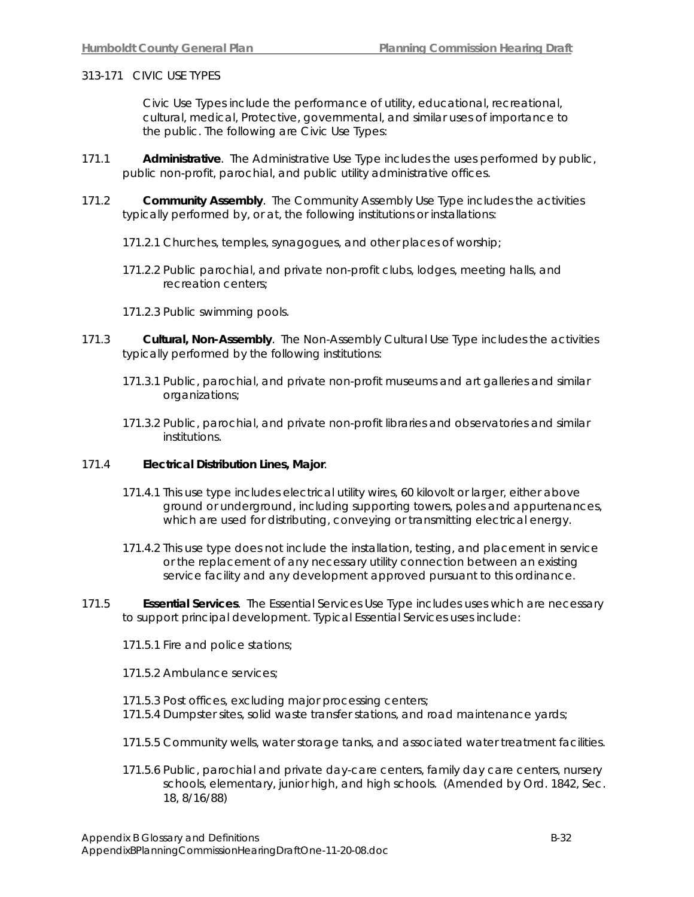313-171 CIVIC USE TYPES

Civic Use Types include the performance of utility, educational, recreational, cultural, medical, Protective, governmental, and similar uses of importance to the public. The following are Civic Use Types:

171.1 **Administrative**. The Administrative Use Type includes the uses performed by public, public non-profit, parochial, and public utility administrative offices.

171.2 **Community Assembly**. The Community Assembly Use Type includes the activities typically performed by, or at, the following institutions or installations:

171.2.1 Churches, temples, synagogues, and other places of worship;

171.2.2 Public parochial, and private non-profit clubs, lodges, meeting halls, and recreation centers;

171.2.3 Public swimming pools.

171.3 **Cultural, Non-Assembly**. The Non-Assembly Cultural Use Type includes the activities typically performed by the following institutions:

171.3.1 Public, parochial, and private non-profit museums and art galleries and similar organizations;

171.3.2 Public, parochial, and private non-profit libraries and observatories and similar institutions.

171.4 **Electrical Distribution Lines, Major**.

171.4.1 This use type includes electrical utility wires, 60 kilovolt or larger, either above ground or underground, including supporting towers, poles and appurtenances, which are used for distributing, conveying or transmitting electrical energy.

171.4.2 This use type does not include the installation, testing, and placement in service or the replacement of any necessary utility connection between an existing service facility and any development approved pursuant to this ordinance.

171.5 **Essential Services**. The Essential Services Use Type includes uses which are necessary to support principal development. Typical Essential Services uses include:

171.5.1 Fire and police stations;

171.5.2 Ambulance services;

171.5.3 Post offices, excluding major processing centers;

171.5.4 Dumpster sites, solid waste transfer stations, and road maintenance yards;

171.5.5 Community wells, water storage tanks, and associated water treatment facilities.

171.5.6 Public, parochial and private day-care centers, family day care centers, nursery schools, elementary, junior high, and high schools. (Amended by Ord. 1842, Sec. 18, 8/16/88)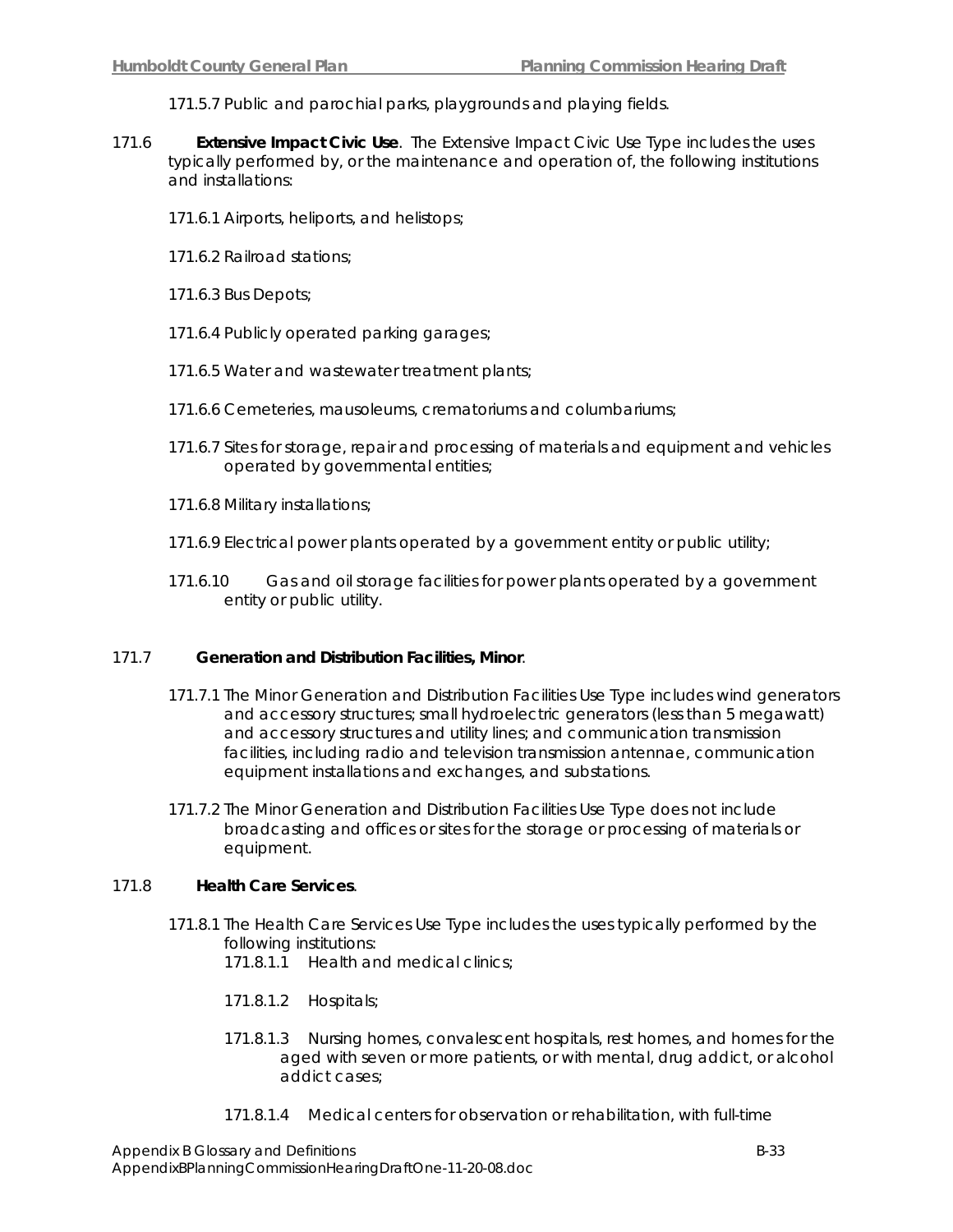171.5.7 Public and parochial parks, playgrounds and playing fields.

171.6 **Extensive Impact Civic Use**. The Extensive Impact Civic Use Type includes the uses typically performed by, or the maintenance and operation of, the following institutions and installations:

171.6.1 Airports, heliports, and helistops;

171.6.2 Railroad stations;

171.6.3 Bus Depots;

171.6.4 Publicly operated parking garages;

171.6.5 Water and wastewater treatment plants;

171.6.6 Cemeteries, mausoleums, crematoriums and columbariums;

171.6.7 Sites for storage, repair and processing of materials and equipment and vehicles operated by governmental entities;

171.6.8 Military installations;

171.6.9 Electrical power plants operated by a government entity or public utility;

171.6.10 Gas and oil storage facilities for power plants operated by a government entity or public utility.

171.7 **Generation and Distribution Facilities, Minor**.

171.7.1 The Minor Generation and Distribution Facilities Use Type includes wind generators and accessory structures; small hydroelectric generators (less than 5 megawatt) and accessory structures and utility lines; and communication transmission facilities, including radio and television transmission antennae, communication equipment installations and exchanges, and substations.

171.7.2 The Minor Generation and Distribution Facilities Use Type does not include broadcasting and offices or sites for the storage or processing of materials or equipment.

171.8 **Health Care Services**.

171.8.1 The Health Care Services Use Type includes the uses typically performed by the following institutions:

171.8.1.1 Health and medical clinics;

171.8.1.2 Hospitals;

171.8.1.3 Nursing homes, convalescent hospitals, rest homes, and homes for the aged with seven or more patients, or with mental, drug addict, or alcohol addict cases;

171.8.1.4 Medical centers for observation or rehabilitation, with full-time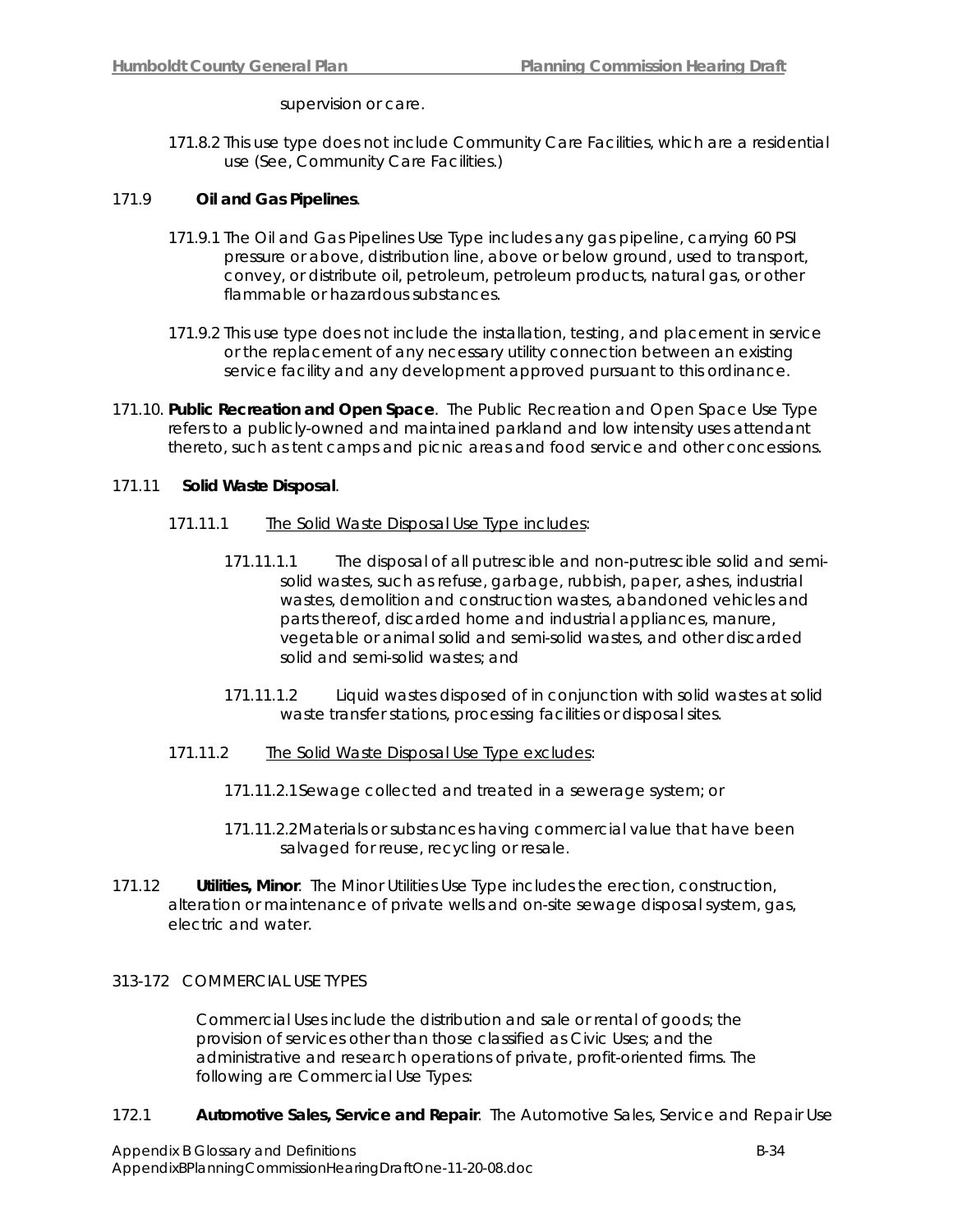supervision or care.

171.8.2 This use type does not include Community Care Facilities, which are a residential use (See, Community Care Facilities.)

171.9 **Oil and Gas Pipelines**.

171.9.1 The Oil and Gas Pipelines Use Type includes any gas pipeline, carrying 60 PSI pressure or above, distribution line, above or below ground, used to transport, convey, or distribute oil, petroleum, petroleum products, natural gas, or other flammable or hazardous substances.

171.9.2 This use type does not include the installation, testing, and placement in service or the replacement of any necessary utility connection between an existing service facility and any development approved pursuant to this ordinance.

171.10. **Public Recreation and Open Space**. The Public Recreation and Open Space Use Type refers to a publicly-owned and maintained parkland and low intensity uses attendant thereto, such as tent camps and picnic areas and food service and other concessions.

171.11 **Solid Waste Disposal**.

171.11.1 The Solid Waste Disposal Use Type includes:

171.11.1.1 The disposal of all putrescible and non-putrescible solid and semi-solid wastes, such as refuse, garbage, rubbish, paper, ashes, industrial wastes, demolition and construction wastes, abandoned vehicles and parts thereof, discarded home and industrial appliances, manure, vegetable or animal solid and semi-solid wastes, and other discarded solid and semi-solid wastes; and

171.11.1.2 Liquid wastes disposed of in conjunction with solid wastes at solid waste transfer stations, processing facilities or disposal sites.

171.11.2 The Solid Waste Disposal Use Type excludes:

171.11.2.1 Sewage collected and treated in a sewerage system; or

171.11.2.2 Materials or substances having commercial value that have been salvaged for reuse, recycling or resale.

171.12 **Utilities, Minor**. The Minor Utilities Use Type includes the erection, construction, alteration or maintenance of private wells and on-site sewage disposal system, gas, electric and water.

313-172 COMMERCIAL USE TYPES

Commercial Uses include the distribution and sale or rental of goods; the provision of services other than those classified as Civic Uses; and the administrative and research operations of private, profit-oriented firms. The following are Commercial Use Types:

172.1 **Automotive Sales, Service and Repair**. The Automotive Sales, Service and Repair Use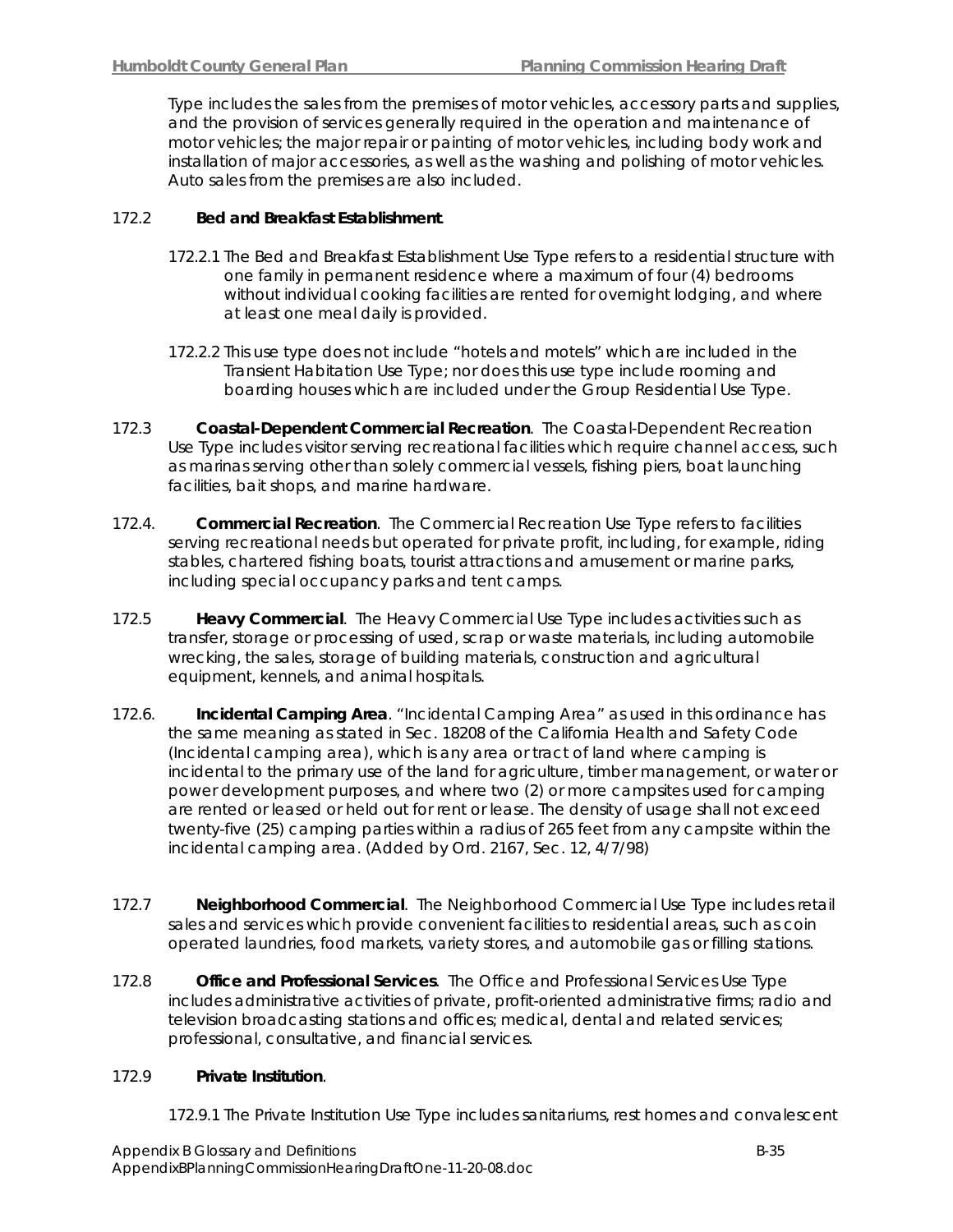Type includes the sales from the premises of motor vehicles, accessory parts and supplies, and the provision of services generally required in the operation and maintenance of motor vehicles; the major repair or painting of motor vehicles, including body work and installation of major accessories, as well as the washing and polishing of motor vehicles. Auto sales from the premises are also included.

172.2 **Bed and Breakfast Establishment**.

172.2.1 The Bed and Breakfast Establishment Use Type refers to a residential structure with one family in permanent residence where a maximum of four (4) bedrooms without individual cooking facilities are rented for overnight lodging, and where at least one meal daily is provided.

172.2.2 This use type does not include "hotels and motels" which are included in the Transient Habitation Use Type; nor does this use type include rooming and boarding houses which are included under the Group Residential Use Type.

172.3 **Coastal-Dependent Commercial Recreation**. The Coastal-Dependent Recreation Use Type includes visitor serving recreational facilities which require channel access, such as marinas serving other than solely commercial vessels, fishing piers, boat launching facilities, bait shops, and marine hardware.

172.4. **Commercial Recreation**. The Commercial Recreation Use Type refers to facilities serving recreational needs but operated for private profit, including, for example, riding stables, chartered fishing boats, tourist attractions and amusement or marine parks, including special occupancy parks and tent camps.

172.5 **Heavy Commercial**. The Heavy Commercial Use Type includes activities such as transfer, storage or processing of used, scrap or waste materials, including automobile wrecking, the sales, storage of building materials, construction and agricultural equipment, kennels, and animal hospitals.

172.6. **Incidental Camping Area**. "Incidental Camping Area" as used in this ordinance has the same meaning as stated in Sec. 18208 of the California Health and Safety Code (Incidental camping area), which is any area or tract of land where camping is incidental to the primary use of the land for agriculture, timber management, or water or power development purposes, and where two (2) or more campsites used for camping are rented or leased or held out for rent or lease. The density of usage shall not exceed twenty-five (25) camping parties within a radius of 265 feet from any campsite within the incidental camping area. (Added by Ord. 2167, Sec. 12, 4/7/98)

172.7 **Neighborhood Commercial**. The Neighborhood Commercial Use Type includes retail sales and services which provide convenient facilities to residential areas, such as coin operated laundries, food markets, variety stores, and automobile gas or filling stations.

172.8 **Office and Professional Services**. The Office and Professional Services Use Type includes administrative activities of private, profit-oriented administrative firms; radio and television broadcasting stations and offices; medical, dental and related services; professional, consultative, and financial services.

172.9 **Private Institution**.

172.9.1 The Private Institution Use Type includes sanitariums, rest homes and convalescent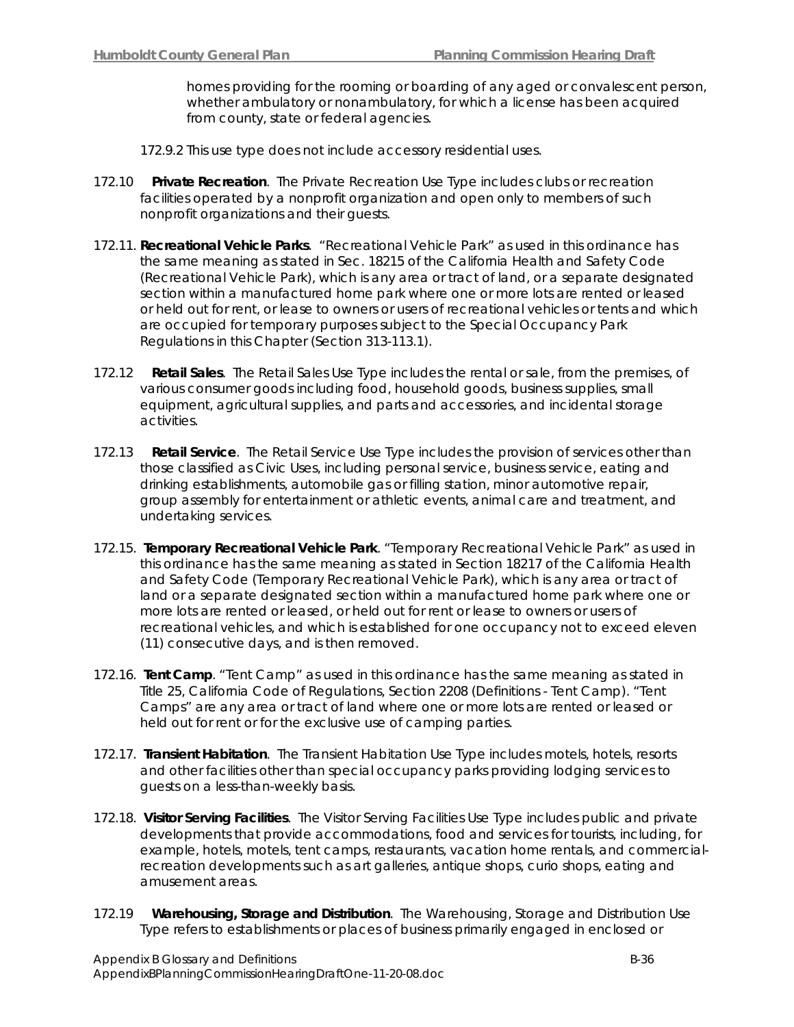homes providing for the rooming or boarding of any aged or convalescent person, whether ambulatory or nonambulatory, for which a license has been acquired from county, state or federal agencies.

172.9.2 This use type does not include accessory residential uses.

172.10 **Private Recreation**. The Private Recreation Use Type includes clubs or recreation facilities operated by a nonprofit organization and open only to members of such nonprofit organizations and their guests.

172.11. **Recreational Vehicle Parks**. "Recreational Vehicle Park" as used in this ordinance has the same meaning as stated in Sec. 18215 of the California Health and Safety Code (Recreational Vehicle Park), which is any area or tract of land, or a separate designated section within a manufactured home park where one or more lots are rented or leased or held out for rent, or lease to owners or users of recreational vehicles or tents and which are occupied for temporary purposes subject to the Special Occupancy Park Regulations in this Chapter (Section 313-113.1).

172.12 **Retail Sales**. The Retail Sales Use Type includes the rental or sale, from the premises, of various consumer goods including food, household goods, business supplies, small equipment, agricultural supplies, and parts and accessories, and incidental storage activities.

172.13 **Retail Service**. The Retail Service Use Type includes the provision of services other than those classified as Civic Uses, including personal service, business service, eating and drinking establishments, automobile gas or filling station, minor automotive repair, group assembly for entertainment or athletic events, animal care and treatment, and undertaking services.

172.15. **Temporary Recreational Vehicle Park**. "Temporary Recreational Vehicle Park" as used in this ordinance has the same meaning as stated in Section 18217 of the California Health and Safety Code (Temporary Recreational Vehicle Park), which is any area or tract of land or a separate designated section within a manufactured home park where one or more lots are rented or leased, or held out for rent or lease to owners or users of recreational vehicles, and which is established for one occupancy not to exceed eleven (11) consecutive days, and is then removed.

172.16. **Tent Camp**. "Tent Camp" as used in this ordinance has the same meaning as stated in Title 25, California Code of Regulations, Section 2208 (Definitions - Tent Camp). "Tent Camps" are any area or tract of land where one or more lots are rented or leased or held out for rent or for the exclusive use of camping parties.

172.17. **Transient Habitation**. The Transient Habitation Use Type includes motels, hotels, resorts and other facilities other than special occupancy parks providing lodging services to guests on a less-than-weekly basis.

172.18. **Visitor Serving Facilities**. The Visitor Serving Facilities Use Type includes public and private developments that provide accommodations, food and services for tourists, including, for example, hotels, motels, tent camps, restaurants, vacation home rentals, and commercial-recreation developments such as art galleries, antique shops, curio shops, eating and amusement areas.

172.19 **Warehousing, Storage and Distribution**. The Warehousing, Storage and Distribution Use Type refers to establishments or places of business primarily engaged in enclosed or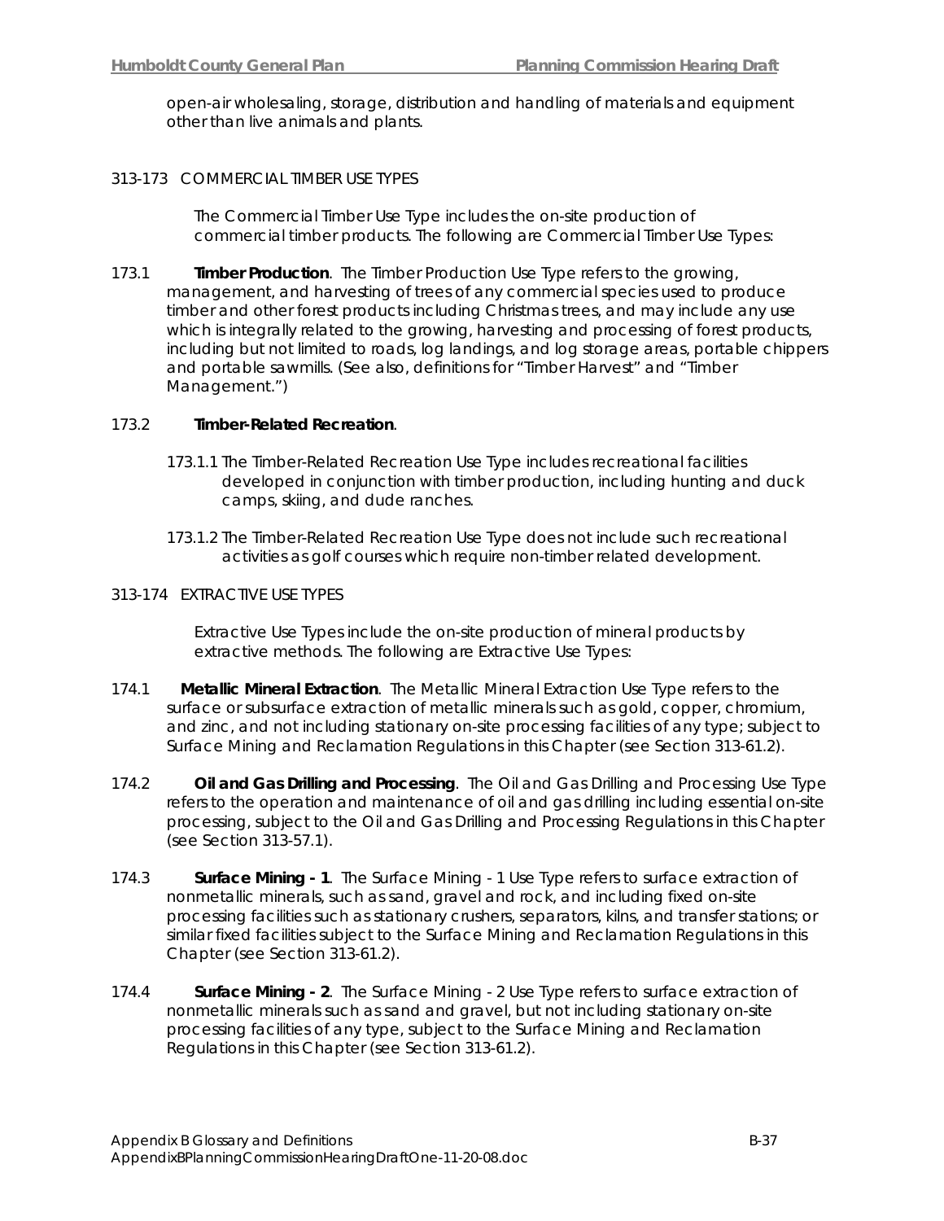open-air wholesaling, storage, distribution and handling of materials and equipment other than live animals and plants.

313-173 COMMERCIAL TIMBER USE TYPES

The Commercial Timber Use Type includes the on-site production of commercial timber products. The following are Commercial Timber Use Types:

173.1 **Timber Production**. The Timber Production Use Type refers to the growing, management, and harvesting of trees of any commercial species used to produce timber and other forest products including Christmas trees, and may include any use which is integrally related to the growing, harvesting and processing of forest products, including but not limited to roads, log landings, and log storage areas, portable chippers and portable sawmills. (See also, definitions for "Timber Harvest" and "Timber Management.")

173.2 **Timber-Related Recreation**.

173.1.1 The Timber-Related Recreation Use Type includes recreational facilities developed in conjunction with timber production, including hunting and duck camps, skiing, and dude ranches.

173.1.2 The Timber-Related Recreation Use Type does not include such recreational activities as golf courses which require non-timber related development.

313-174 EXTRACTIVE USE TYPES

Extractive Use Types include the on-site production of mineral products by extractive methods. The following are Extractive Use Types:

174.1 **Metallic Mineral Extraction**. The Metallic Mineral Extraction Use Type refers to the surface or subsurface extraction of metallic minerals such as gold, copper, chromium, and zinc, and not including stationary on-site processing facilities of any type; subject to Surface Mining and Reclamation Regulations in this Chapter (see Section 313-61.2).

174.2 **Oil and Gas Drilling and Processing**. The Oil and Gas Drilling and Processing Use Type refers to the operation and maintenance of oil and gas drilling including essential on-site processing, subject to the Oil and Gas Drilling and Processing Regulations in this Chapter (see Section 313-57.1).

174.3 **Surface Mining - 1**. The Surface Mining - 1 Use Type refers to surface extraction of nonmetallic minerals, such as sand, gravel and rock, and including fixed on-site processing facilities such as stationary crushers, separators, kilns, and transfer stations; or similar fixed facilities subject to the Surface Mining and Reclamation Regulations in this Chapter (see Section 313-61.2).

174.4 **Surface Mining - 2**. The Surface Mining - 2 Use Type refers to surface extraction of nonmetallic minerals such as sand and gravel, but not including stationary on-site processing facilities of any type, subject to the Surface Mining and Reclamation Regulations in this Chapter (see Section 313-61.2).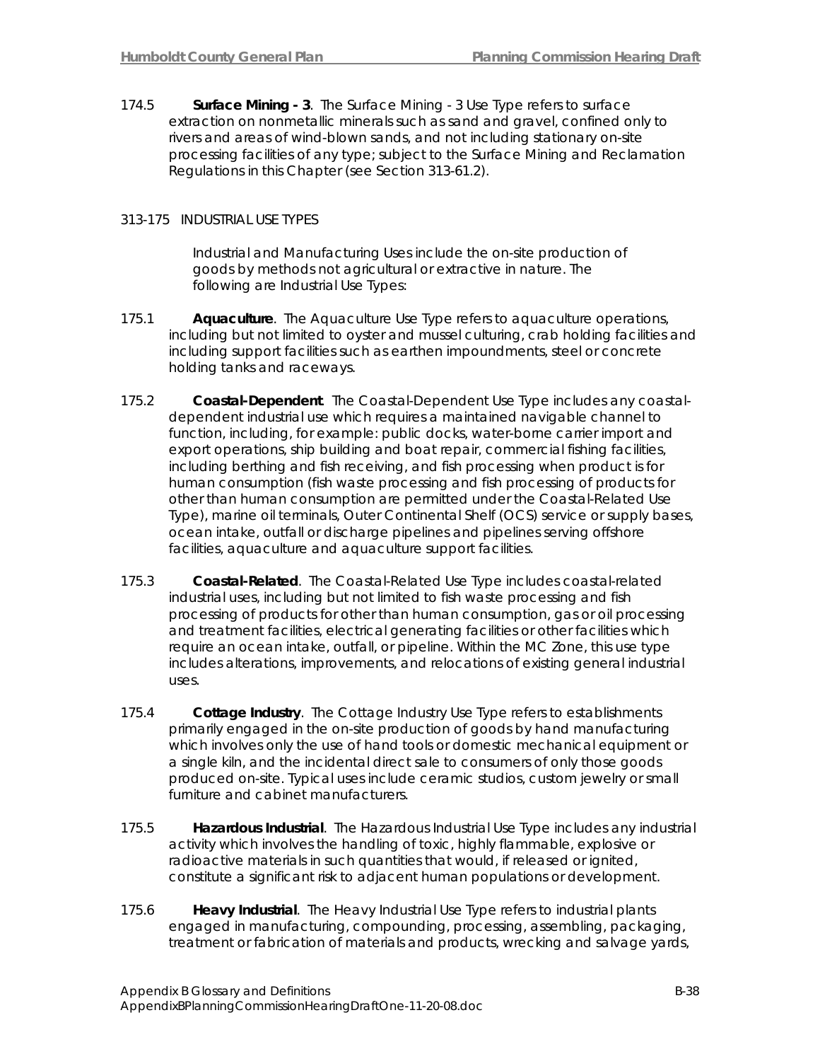174.5 **Surface Mining - 3**. The Surface Mining - 3 Use Type refers to surface extraction on nonmetallic minerals such as sand and gravel, confined only to rivers and areas of wind-blown sands, and not including stationary on-site processing facilities of any type; subject to the Surface Mining and Reclamation Regulations in this Chapter (see Section 313-61.2).

313-175 INDUSTRIAL USE TYPES

Industrial and Manufacturing Uses include the on-site production of goods by methods not agricultural or extractive in nature. The following are Industrial Use Types:

175.1 **Aquaculture**. The Aquaculture Use Type refers to aquaculture operations, including but not limited to oyster and mussel culturing, crab holding facilities and including support facilities such as earthen impoundments, steel or concrete holding tanks and raceways.

175.2 **Coastal-Dependent**. The Coastal-Dependent Use Type includes any coastal-dependent industrial use which requires a maintained navigable channel to function, including, for example: public docks, water-borne carrier import and export operations, ship building and boat repair, commercial fishing facilities, including berthing and fish receiving, and fish processing when product is for human consumption (fish waste processing and fish processing of products for other than human consumption are permitted under the Coastal-Related Use Type), marine oil terminals, Outer Continental Shelf (OCS) service or supply bases, ocean intake, outfall or discharge pipelines and pipelines serving offshore facilities, aquaculture and aquaculture support facilities.

175.3 **Coastal-Related**. The Coastal-Related Use Type includes coastal-related industrial uses, including but not limited to fish waste processing and fish processing of products for other than human consumption, gas or oil processing and treatment facilities, electrical generating facilities or other facilities which require an ocean intake, outfall, or pipeline. Within the MC Zone, this use type includes alterations, improvements, and relocations of existing general industrial uses.

175.4 **Cottage Industry**. The Cottage Industry Use Type refers to establishments primarily engaged in the on-site production of goods by hand manufacturing which involves only the use of hand tools or domestic mechanical equipment or a single kiln, and the incidental direct sale to consumers of only those goods produced on-site. Typical uses include ceramic studios, custom jewelry or small furniture and cabinet manufacturers.

175.5 **Hazardous Industrial**. The Hazardous Industrial Use Type includes any industrial activity which involves the handling of toxic, highly flammable, explosive or radioactive materials in such quantities that would, if released or ignited, constitute a significant risk to adjacent human populations or development.

175.6 **Heavy Industrial**. The Heavy Industrial Use Type refers to industrial plants engaged in manufacturing, compounding, processing, assembling, packaging, treatment or fabrication of materials and products, wrecking and salvage yards,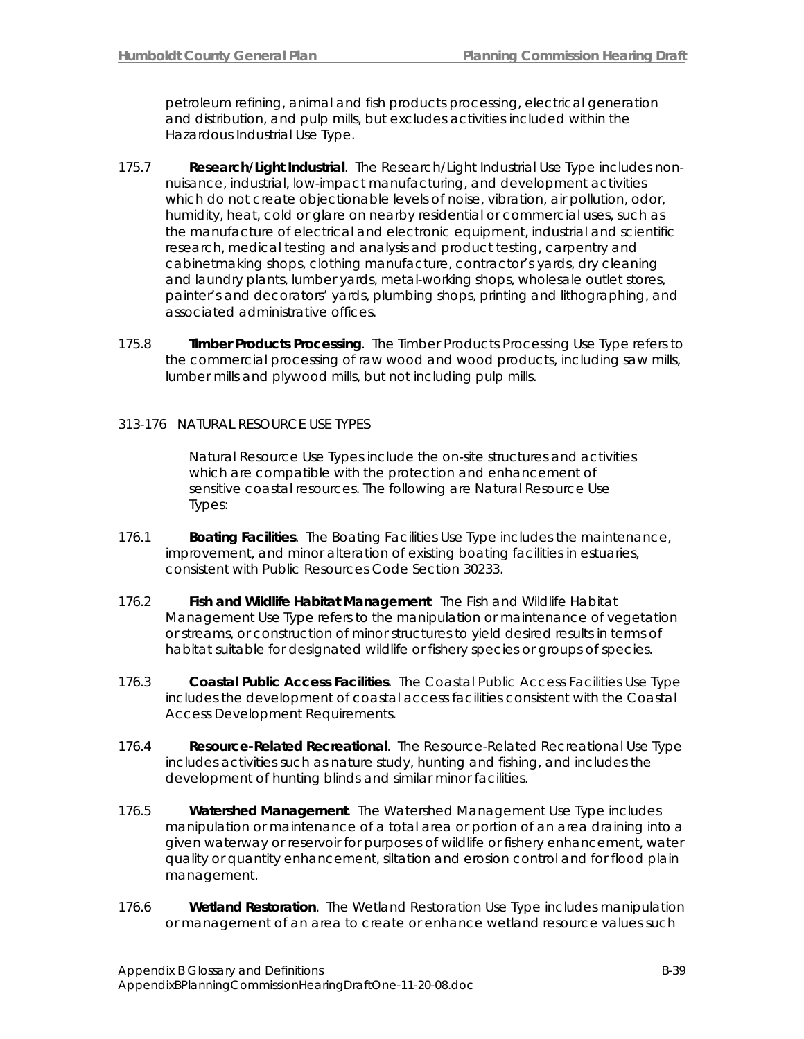petroleum refining, animal and fish products processing, electrical generation and distribution, and pulp mills, but excludes activities included within the Hazardous Industrial Use Type.

175.7 **Research/Light Industrial**. The Research/Light Industrial Use Type includes non-nuisance, industrial, low-impact manufacturing, and development activities which do not create objectionable levels of noise, vibration, air pollution, odor, humidity, heat, cold or glare on nearby residential or commercial uses, such as the manufacture of electrical and electronic equipment, industrial and scientific research, medical testing and analysis and product testing, carpentry and cabinetmaking shops, clothing manufacture, contractor's yards, dry cleaning and laundry plants, lumber yards, metal-working shops, wholesale outlet stores, painter's and decorators' yards, plumbing shops, printing and lithographing, and associated administrative offices.

175.8 **Timber Products Processing**. The Timber Products Processing Use Type refers to the commercial processing of raw wood and wood products, including saw mills, lumber mills and plywood mills, but not including pulp mills.

313-176 NATURAL RESOURCE USE TYPES

Natural Resource Use Types include the on-site structures and activities which are compatible with the protection and enhancement of sensitive coastal resources. The following are Natural Resource Use Types:

176.1 **Boating Facilities**. The Boating Facilities Use Type includes the maintenance, improvement, and minor alteration of existing boating facilities in estuaries, consistent with Public Resources Code Section 30233.

176.2 **Fish and Wildlife Habitat Management**. The Fish and Wildlife Habitat Management Use Type refers to the manipulation or maintenance of vegetation or streams, or construction of minor structures to yield desired results in terms of habitat suitable for designated wildlife or fishery species or groups of species.

176.3 **Coastal Public Access Facilities**. The Coastal Public Access Facilities Use Type includes the development of coastal access facilities consistent with the Coastal Access Development Requirements.

176.4 **Resource-Related Recreational**. The Resource-Related Recreational Use Type includes activities such as nature study, hunting and fishing, and includes the development of hunting blinds and similar minor facilities.

176.5 **Watershed Management**. The Watershed Management Use Type includes manipulation or maintenance of a total area or portion of an area draining into a given waterway or reservoir for purposes of wildlife or fishery enhancement, water quality or quantity enhancement, siltation and erosion control and for flood plain management.

176.6 **Wetland Restoration**. The Wetland Restoration Use Type includes manipulation or management of an area to create or enhance wetland resource values such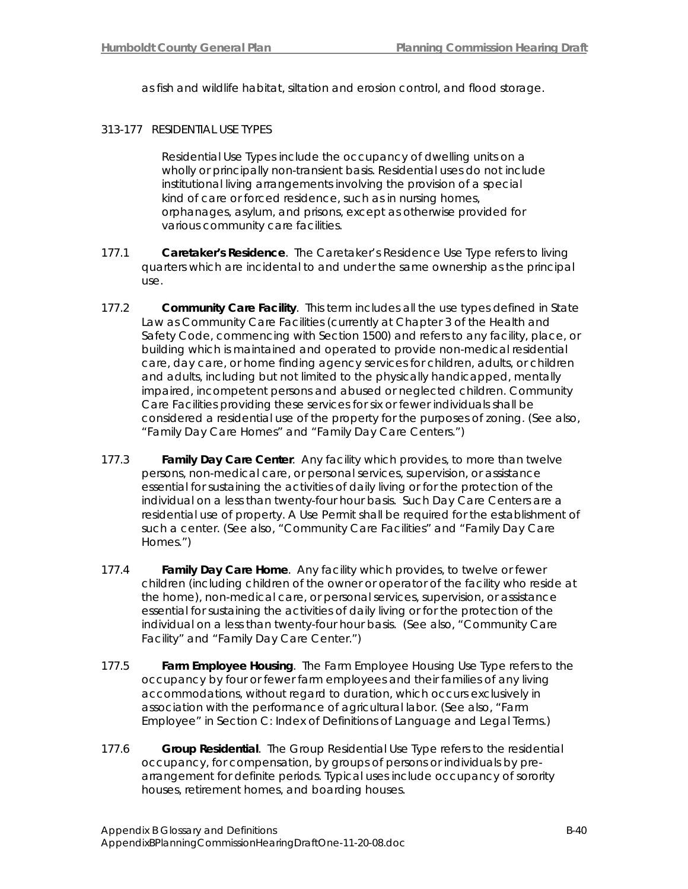as fish and wildlife habitat, siltation and erosion control, and flood storage.

## 313-177 RESIDENTIAL USE TYPES

Residential Use Types include the occupancy of dwelling units on a wholly or principally non-transient basis. Residential uses do not include institutional living arrangements involving the provision of a special kind of care or forced residence, such as in nursing homes, orphanages, asylum, and prisons, except as otherwise provided for various community care facilities.

177.1 **Caretaker's Residence**. The Caretaker's Residence Use Type refers to living quarters which are incidental to and under the same ownership as the principal use.

177.2 **Community Care Facility**. This term includes all the use types defined in State Law as Community Care Facilities (currently at Chapter 3 of the Health and Safety Code, commencing with Section 1500) and refers to any facility, place, or building which is maintained and operated to provide non-medical residential care, day care, or home finding agency services for children, adults, or children and adults, including but not limited to the physically handicapped, mentally impaired, incompetent persons and abused or neglected children. Community Care Facilities providing these services for six or fewer individuals shall be considered a residential use of the property for the purposes of zoning. (See also, "Family Day Care Homes" and "Family Day Care Centers.")

177.3 **Family Day Care Center**. Any facility which provides, to more than twelve persons, non-medical care, or personal services, supervision, or assistance essential for sustaining the activities of daily living or for the protection of the individual on a less than twenty-four hour basis. Such Day Care Centers are a residential use of property. A Use Permit shall be required for the establishment of such a center. (See also, "Community Care Facilities" and "Family Day Care Homes.")

177.4 **Family Day Care Home**. Any facility which provides, to twelve or fewer children (including children of the owner or operator of the facility who reside at the home), non-medical care, or personal services, supervision, or assistance essential for sustaining the activities of daily living or for the protection of the individual on a less than twenty-four hour basis. (See also, "Community Care Facility" and "Family Day Care Center.")

177.5 **Farm Employee Housing**. The Farm Employee Housing Use Type refers to the occupancy by four or fewer farm employees and their families of any living accommodations, without regard to duration, which occurs exclusively in association with the performance of agricultural labor. (See also, "Farm Employee" in Section C: Index of Definitions of Language and Legal Terms.)

177.6 **Group Residential**. The Group Residential Use Type refers to the residential occupancy, for compensation, by groups of persons or individuals by pre-arrangement for definite periods. Typical uses include occupancy of sorority houses, retirement homes, and boarding houses.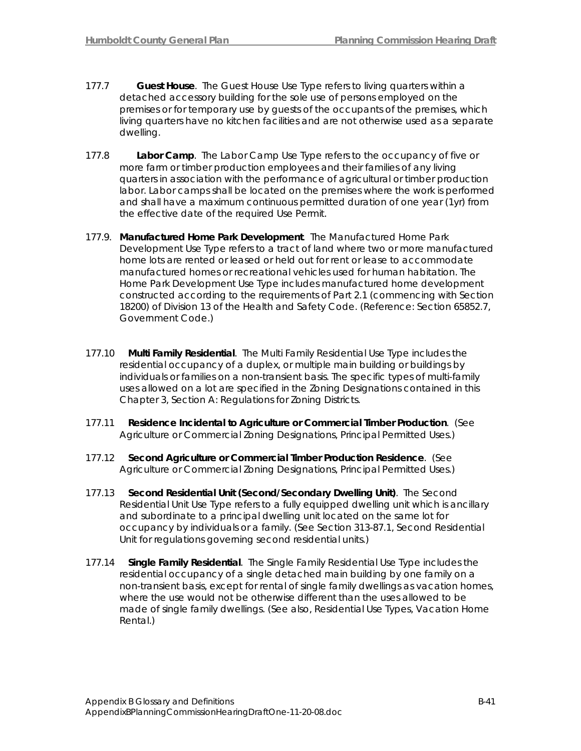177.7 **Guest House**. The Guest House Use Type refers to living quarters within a detached accessory building for the sole use of persons employed on the premises or for temporary use by guests of the occupants of the premises, which living quarters have no kitchen facilities and are not otherwise used as a separate dwelling.

177.8 **Labor Camp**. The Labor Camp Use Type refers to the occupancy of five or more farm or timber production employees and their families of any living quarters in association with the performance of agricultural or timber production labor. Labor camps shall be located on the premises where the work is performed and shall have a maximum continuous permitted duration of one year (1yr) from the effective date of the required Use Permit.

177.9. **Manufactured Home Park Development**. The Manufactured Home Park Development Use Type refers to a tract of land where two or more manufactured home lots are rented or leased or held out for rent or lease to accommodate manufactured homes or recreational vehicles used for human habitation. The Home Park Development Use Type includes manufactured home development constructed according to the requirements of Part 2.1 (commencing with Section 18200) of Division 13 of the Health and Safety Code. (Reference: Section 65852.7, Government Code.)

177.10 **Multi Family Residential**. The Multi Family Residential Use Type includes the residential occupancy of a duplex, or multiple main building or buildings by individuals or families on a non-transient basis. The specific types of multi-family uses allowed on a lot are specified in the Zoning Designations contained in this Chapter 3, Section A: Regulations for Zoning Districts.

177.11 **Residence Incidental to Agriculture or Commercial Timber Production**. (See Agriculture or Commercial Zoning Designations, Principal Permitted Uses.)

177.12 **Second Agriculture or Commercial Timber Production Residence**. (See Agriculture or Commercial Zoning Designations, Principal Permitted Uses.)

177.13 **Second Residential Unit (Second/Secondary Dwelling Unit)**. The Second Residential Unit Use Type refers to a fully equipped dwelling unit which is ancillary and subordinate to a principal dwelling unit located on the same lot for occupancy by individuals or a family. (See Section 313-87.1, Second Residential Unit for regulations governing second residential units.)

177.14 **Single Family Residential**. The Single Family Residential Use Type includes the residential occupancy of a single detached main building by one family on a non-transient basis, except for rental of single family dwellings as vacation homes, where the use would not be otherwise different than the uses allowed to be made of single family dwellings. (See also, Residential Use Types, Vacation Home Rental.)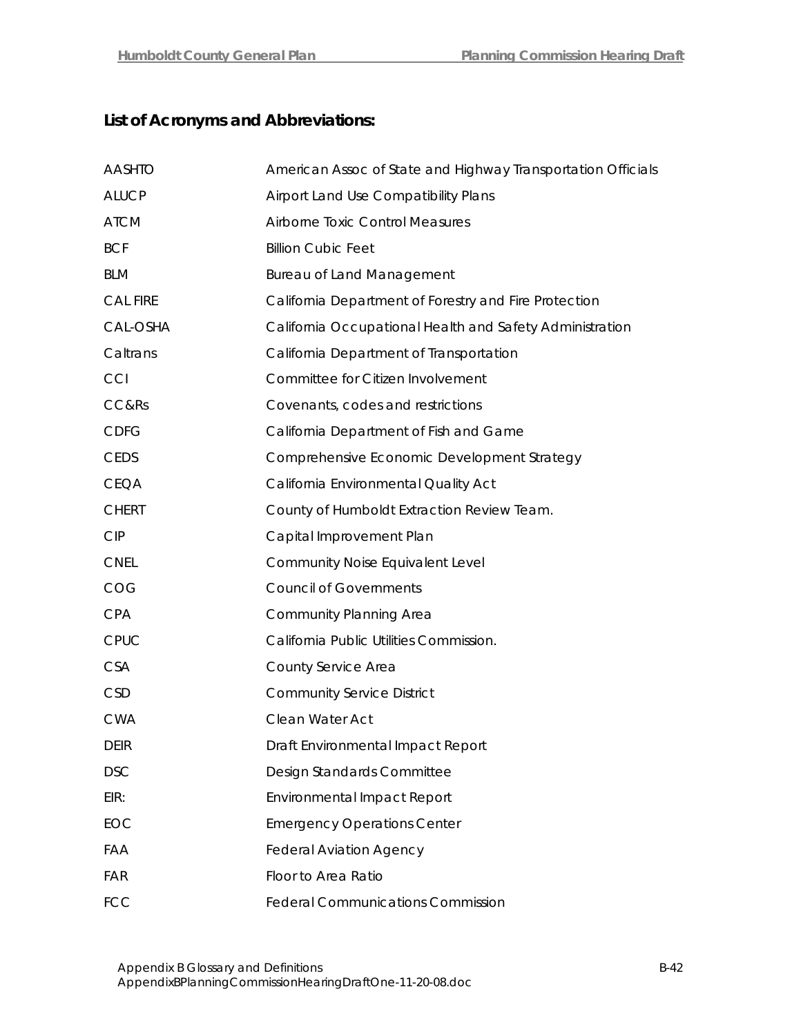## List of Acronyms and Abbreviations:

| | |
|---|---|
| AASHTO | American Assoc of State and Highway Transportation Officials |
| ALUCP | Airport Land Use Compatibility Plans |
| ATCM | Airborne Toxic Control Measures |
| BCF | Billion Cubic Feet |
| BLM | Bureau of Land Management |
| CAL FIRE | California Department of Forestry and Fire Protection |
| CAL-OSHA | California Occupational Health and Safety Administration |
| Caltrans | California Department of Transportation |
| CCI | Committee for Citizen Involvement |
| CC&Rs | Covenants, codes and restrictions |
| CDFG | California Department of Fish and Game |
| CEDS | Comprehensive Economic Development Strategy |
| CEQA | California Environmental Quality Act |
| CHERT | County of Humboldt Extraction Review Team. |
| CIP | Capital Improvement Plan |
| CNEL | Community Noise Equivalent Level |
| COG | Council of Governments |
| CPA | Community Planning Area |
| CPUC | California Public Utilities Commission. |
| CSA | County Service Area |
| CSD | Community Service District |
| CWA | Clean Water Act |
| DEIR | Draft Environmental Impact Report |
| DSC | Design Standards Committee |
| EIR: | Environmental Impact Report |
| EOC | Emergency Operations Center |
| FAA | Federal Aviation Agency |
| FAR | Floor to Area Ratio |
| FCC | Federal Communications Commission |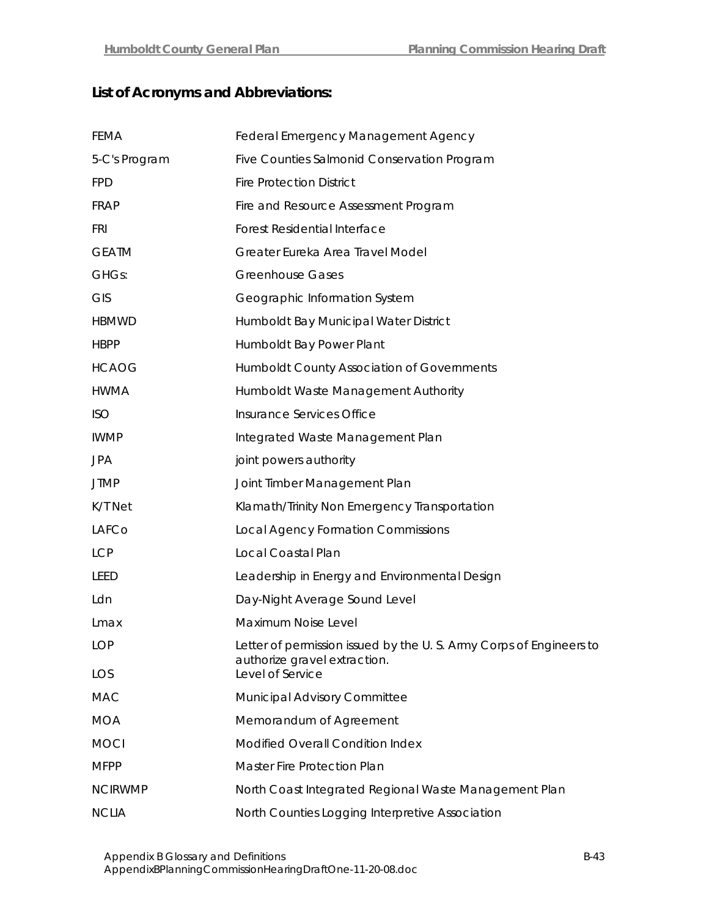## List of Acronyms and Abbreviations:

| | |
|---|---|
| FEMA | Federal Emergency Management Agency |
| 5-C's Program | Five Counties Salmonid Conservation Program |
| FPD | Fire Protection District |
| FRAP | Fire and Resource Assessment Program |
| FRI | Forest Residential Interface |
| GEATM | Greater Eureka Area Travel Model |
| GHGs: | Greenhouse Gases |
| GIS | Geographic Information System |
| HBMWD | Humboldt Bay Municipal Water District |
| HBPP | Humboldt Bay Power Plant |
| HCAOG | Humboldt County Association of Governments |
| HWMA | Humboldt Waste Management Authority |
| ISO | Insurance Services Office |
| IWMP | Integrated Waste Management Plan |
| JPA | joint powers authority |
| JTMP | Joint Timber Management Plan |
| K/T Net | Klamath/Trinity Non Emergency Transportation |
| LAFCo | Local Agency Formation Commissions |
| LCP | Local Coastal Plan |
| LEED | Leadership in Energy and Environmental Design |
| Ldn | Day-Night Average Sound Level |
| Lmax | Maximum Noise Level |
| LOP | Letter of permission issued by the U. S. Army Corps of Engineers to authorize gravel extraction. |
| LOS | Level of Service |
| MAC | Municipal Advisory Committee |
| MOA | Memorandum of Agreement |
| MOCI | Modified Overall Condition Index |
| MFPP | Master Fire Protection Plan |
| NCIRWMP | North Coast Integrated Regional Waste Management Plan |
| NCLIA | North Counties Logging Interpretive Association |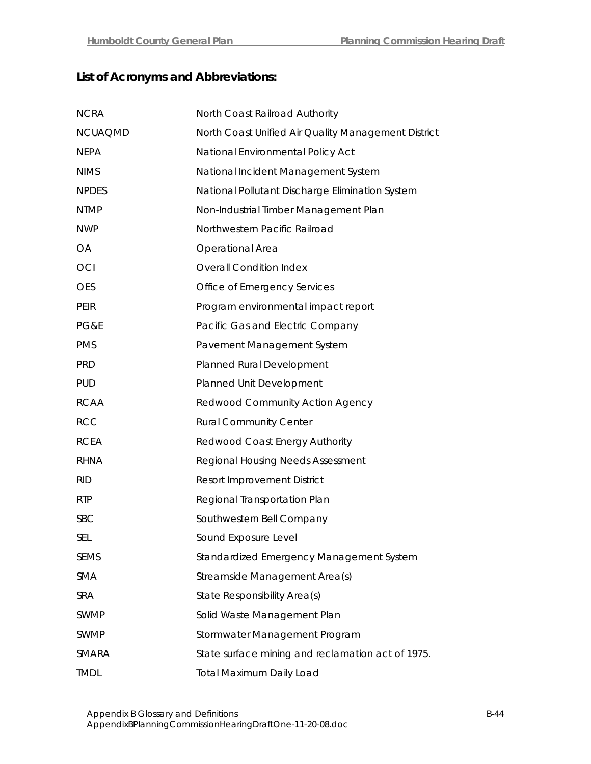### List of Acronyms and Abbreviations:

| | |
|---|---|
| NCRA | North Coast Railroad Authority |
| NCUAQMD | North Coast Unified Air Quality Management District |
| NEPA | National Environmental Policy Act |
| NIMS | National Incident Management System |
| NPDES | National Pollutant Discharge Elimination System |
| NTMP | Non-Industrial Timber Management Plan |
| NWP | Northwestern Pacific Railroad |
| OA | Operational Area |
| OCI | Overall Condition Index |
| OES | Office of Emergency Services |
| PEIR | Program environmental impact report |
| PG&E | Pacific Gas and Electric Company |
| PMS | Pavement Management System |
| PRD | Planned Rural Development |
| PUD | Planned Unit Development |
| RCAA | Redwood Community Action Agency |
| RCC | Rural Community Center |
| RCEA | Redwood Coast Energy Authority |
| RHNA | Regional Housing Needs Assessment |
| RID | Resort Improvement District |
| RTP | Regional Transportation Plan |
| SBC | Southwestern Bell Company |
| SEL | Sound Exposure Level |
| SEMS | Standardized Emergency Management System |
| SMA | Streamside Management Area(s) |
| SRA | State Responsibility Area(s) |
| SWMP | Solid Waste Management Plan |
| SWMP | Stormwater Management Program |
| SMARA | State surface mining and reclamation act of 1975. |
| TMDL | Total Maximum Daily Load |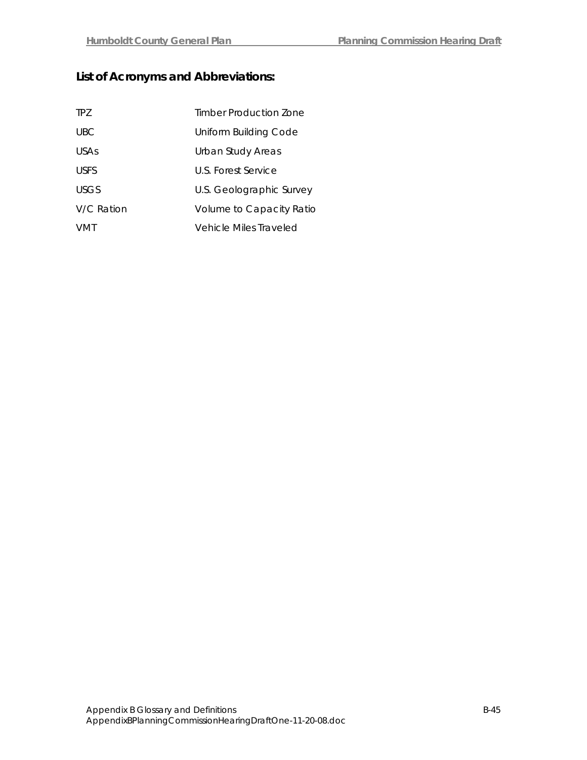### List of Acronyms and Abbreviations:

| | |
|---|---|
| TPZ | Timber Production Zone |
| UBC | Uniform Building Code |
| USAs | Urban Study Areas |
| USFS | U.S. Forest Service |
| USGS | U.S. Geolographic Survey |
| V/C Ration | Volume to Capacity Ratio |
| VMT | Vehicle Miles Traveled |